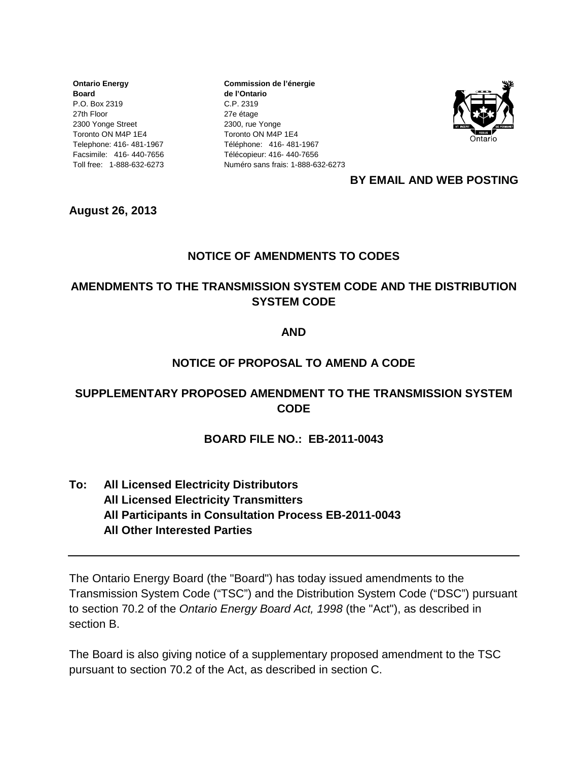**Ontario Energy Board**
P.O. Box 2319
27th Floor
2300 Yonge Street
Toronto ON M4P 1E4
Telephone: 416- 481-1967
Facsimile: 416- 440-7656
Toll free: 1-888-632-6273

**Commission de l'énergie de l'Ontario**
C.P. 2319
27e étage
2300, rue Yonge
Toronto ON M4P 1E4
Téléphone: 416- 481-1967
Télécopieur: 416- 440-7656
Numéro sans frais: 1-888-632-6273

**BY EMAIL AND WEB POSTING**

**August 26, 2013**

**NOTICE OF AMENDMENTS TO CODES**

**AMENDMENTS TO THE TRANSMISSION SYSTEM CODE AND THE DISTRIBUTION SYSTEM CODE**

**AND**

**NOTICE OF PROPOSAL TO AMEND A CODE**

**SUPPLEMENTARY PROPOSED AMENDMENT TO THE TRANSMISSION SYSTEM CODE**

**BOARD FILE NO.: EB-2011-0043**

**To: All Licensed Electricity Distributors**
**All Licensed Electricity Transmitters**
**All Participants in Consultation Process EB-2011-0043**
**All Other Interested Parties**

---

The Ontario Energy Board (the "Board") has today issued amendments to the Transmission System Code ("TSC") and the Distribution System Code ("DSC") pursuant to section 70.2 of the *Ontario Energy Board Act, 1998* (the "Act"), as described in section B.

The Board is also giving notice of a supplementary proposed amendment to the TSC pursuant to section 70.2 of the Act, as described in section C.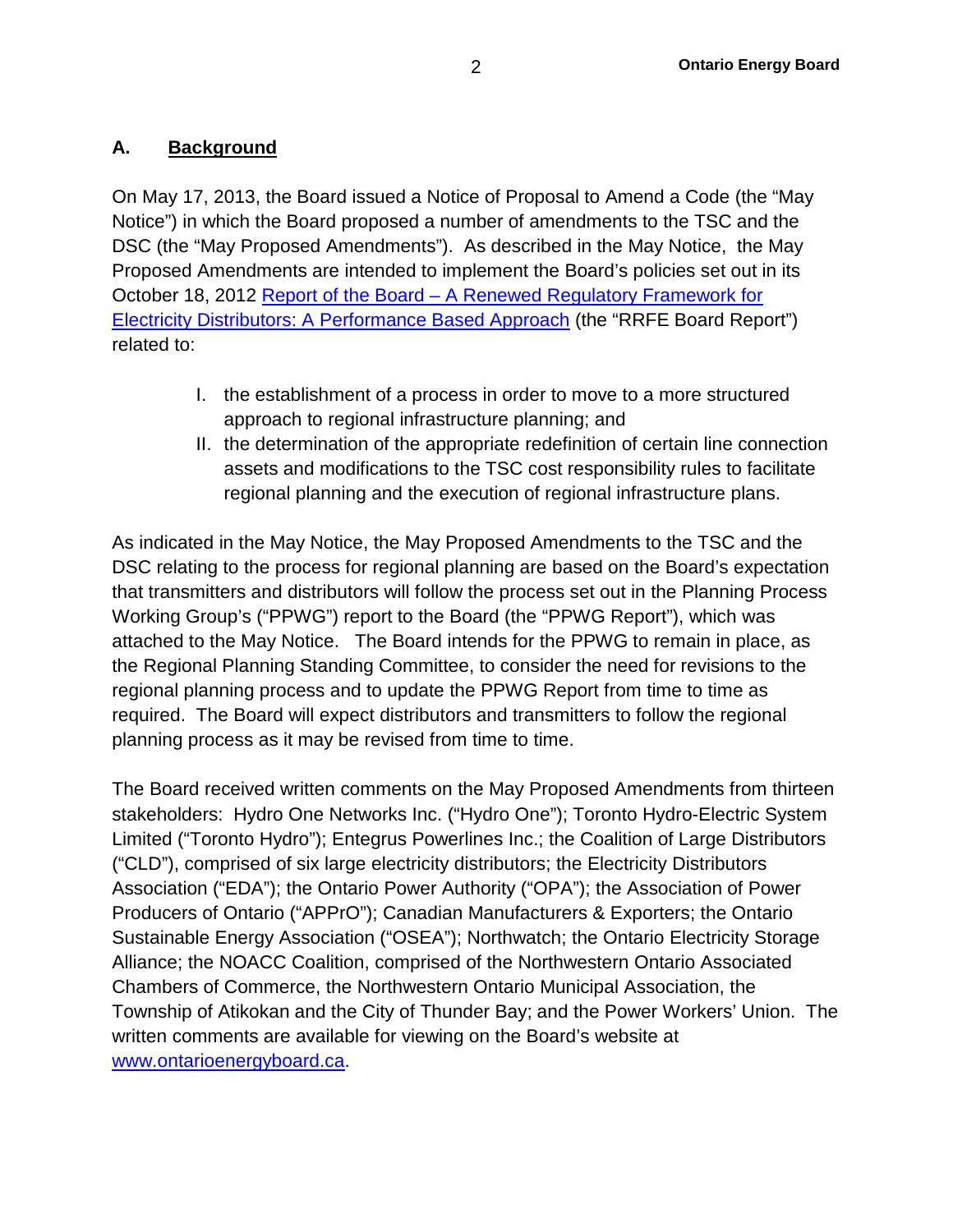## A. Background

On May 17, 2013, the Board issued a Notice of Proposal to Amend a Code (the "May Notice") in which the Board proposed a number of amendments to the TSC and the DSC (the "May Proposed Amendments"). As described in the May Notice, the May Proposed Amendments are intended to implement the Board's policies set out in its October 18, 2012 Report of the Board – A Renewed Regulatory Framework for Electricity Distributors: A Performance Based Approach (the "RRFE Board Report") related to:

I. the establishment of a process in order to move to a more structured approach to regional infrastructure planning; and
II. the determination of the appropriate redefinition of certain line connection assets and modifications to the TSC cost responsibility rules to facilitate regional planning and the execution of regional infrastructure plans.

As indicated in the May Notice, the May Proposed Amendments to the TSC and the DSC relating to the process for regional planning are based on the Board's expectation that transmitters and distributors will follow the process set out in the Planning Process Working Group's ("PPWG") report to the Board (the "PPWG Report"), which was attached to the May Notice. The Board intends for the PPWG to remain in place, as the Regional Planning Standing Committee, to consider the need for revisions to the regional planning process and to update the PPWG Report from time to time as required. The Board will expect distributors and transmitters to follow the regional planning process as it may be revised from time to time.

The Board received written comments on the May Proposed Amendments from thirteen stakeholders: Hydro One Networks Inc. ("Hydro One"); Toronto Hydro-Electric System Limited ("Toronto Hydro"); Entegrus Powerlines Inc.; the Coalition of Large Distributors ("CLD"), comprised of six large electricity distributors; the Electricity Distributors Association ("EDA"); the Ontario Power Authority ("OPA"); the Association of Power Producers of Ontario ("APPrO"); Canadian Manufacturers & Exporters; the Ontario Sustainable Energy Association ("OSEA"); Northwatch; the Ontario Electricity Storage Alliance; the NOACC Coalition, comprised of the Northwestern Ontario Associated Chambers of Commerce, the Northwestern Ontario Municipal Association, the Township of Atikokan and the City of Thunder Bay; and the Power Workers' Union. The written comments are available for viewing on the Board's website at www.ontarioenergyboard.ca.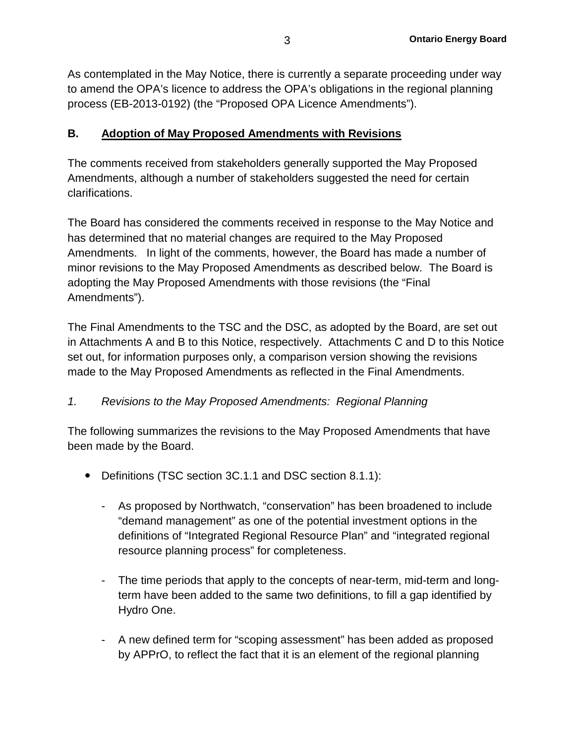As contemplated in the May Notice, there is currently a separate proceeding under way to amend the OPA's licence to address the OPA's obligations in the regional planning process (EB-2013-0192) (the "Proposed OPA Licence Amendments").

## B. Adoption of May Proposed Amendments with Revisions

The comments received from stakeholders generally supported the May Proposed Amendments, although a number of stakeholders suggested the need for certain clarifications.

The Board has considered the comments received in response to the May Notice and has determined that no material changes are required to the May Proposed Amendments. In light of the comments, however, the Board has made a number of minor revisions to the May Proposed Amendments as described below. The Board is adopting the May Proposed Amendments with those revisions (the "Final Amendments").

The Final Amendments to the TSC and the DSC, as adopted by the Board, are set out in Attachments A and B to this Notice, respectively. Attachments C and D to this Notice set out, for information purposes only, a comparison version showing the revisions made to the May Proposed Amendments as reflected in the Final Amendments.

### *1. Revisions to the May Proposed Amendments: Regional Planning*

The following summarizes the revisions to the May Proposed Amendments that have been made by the Board.

- Definitions (TSC section 3C.1.1 and DSC section 8.1.1):
    - As proposed by Northwatch, "conservation" has been broadened to include "demand management" as one of the potential investment options in the definitions of "Integrated Regional Resource Plan" and "integrated regional resource planning process" for completeness.
    - The time periods that apply to the concepts of near-term, mid-term and long-term have been added to the same two definitions, to fill a gap identified by Hydro One.
    - A new defined term for "scoping assessment" has been added as proposed by APPrO, to reflect the fact that it is an element of the regional planning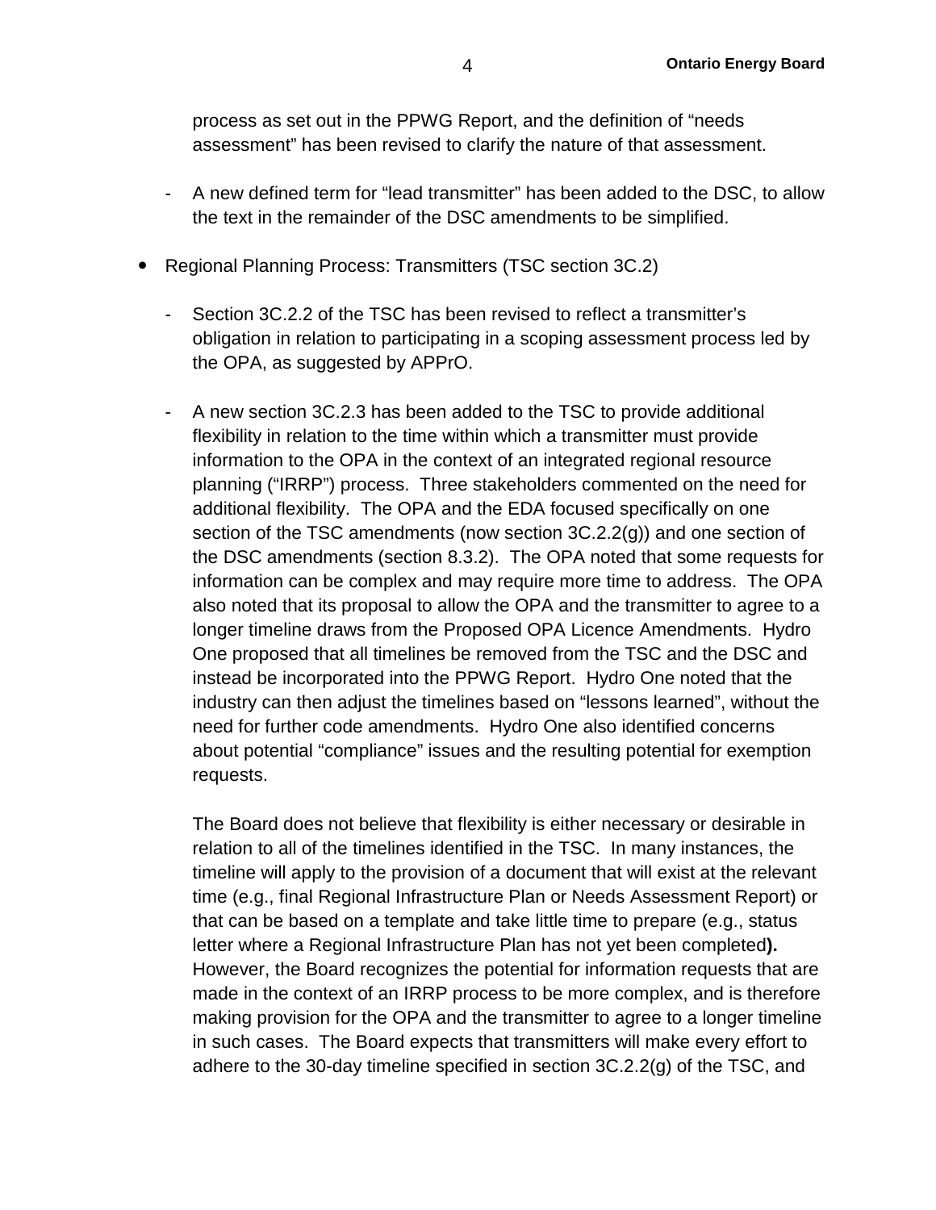process as set out in the PPWG Report, and the definition of "needs assessment" has been revised to clarify the nature of that assessment.

- A new defined term for "lead transmitter" has been added to the DSC, to allow the text in the remainder of the DSC amendments to be simplified.

- Regional Planning Process: Transmitters (TSC section 3C.2)

  - Section 3C.2.2 of the TSC has been revised to reflect a transmitter's obligation in relation to participating in a scoping assessment process led by the OPA, as suggested by APPrO.

  - A new section 3C.2.3 has been added to the TSC to provide additional flexibility in relation to the time within which a transmitter must provide information to the OPA in the context of an integrated regional resource planning ("IRRP") process. Three stakeholders commented on the need for additional flexibility. The OPA and the EDA focused specifically on one section of the TSC amendments (now section 3C.2.2(g)) and one section of the DSC amendments (section 8.3.2). The OPA noted that some requests for information can be complex and may require more time to address. The OPA also noted that its proposal to allow the OPA and the transmitter to agree to a longer timeline draws from the Proposed OPA Licence Amendments. Hydro One proposed that all timelines be removed from the TSC and the DSC and instead be incorporated into the PPWG Report. Hydro One noted that the industry can then adjust the timelines based on "lessons learned", without the need for further code amendments. Hydro One also identified concerns about potential "compliance" issues and the resulting potential for exemption requests.

    The Board does not believe that flexibility is either necessary or desirable in relation to all of the timelines identified in the TSC. In many instances, the timeline will apply to the provision of a document that will exist at the relevant time (e.g., final Regional Infrastructure Plan or Needs Assessment Report) or that can be based on a template and take little time to prepare (e.g., status letter where a Regional Infrastructure Plan has not yet been completed**).** However, the Board recognizes the potential for information requests that are made in the context of an IRRP process to be more complex, and is therefore making provision for the OPA and the transmitter to agree to a longer timeline in such cases. The Board expects that transmitters will make every effort to adhere to the 30-day timeline specified in section 3C.2.2(g) of the TSC, and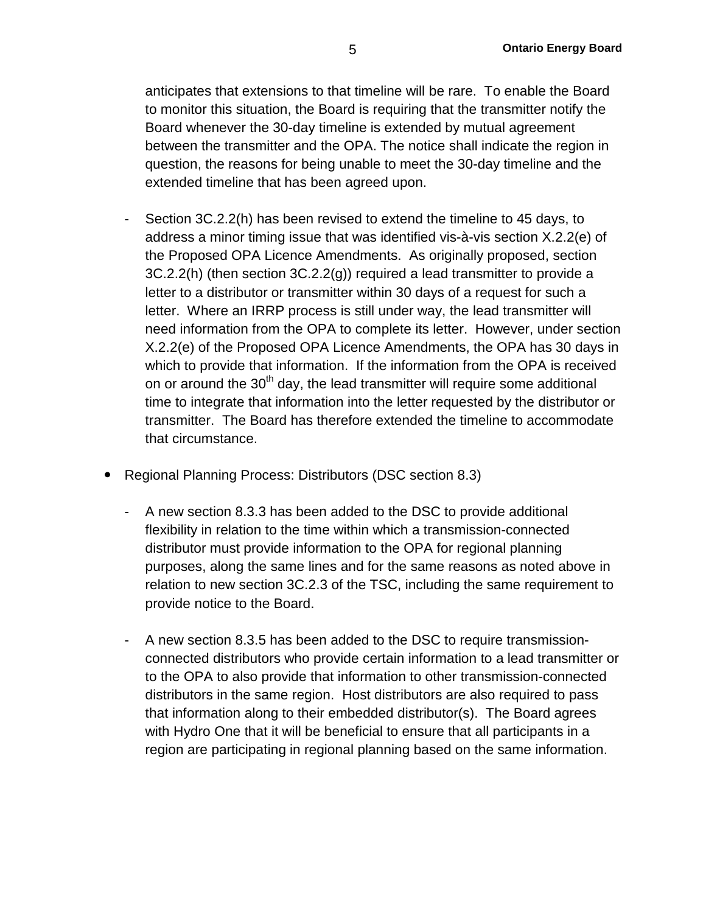anticipates that extensions to that timeline will be rare. To enable the Board to monitor this situation, the Board is requiring that the transmitter notify the Board whenever the 30-day timeline is extended by mutual agreement between the transmitter and the OPA. The notice shall indicate the region in question, the reasons for being unable to meet the 30-day timeline and the extended timeline that has been agreed upon.

- Section 3C.2.2(h) has been revised to extend the timeline to 45 days, to address a minor timing issue that was identified vis-à-vis section X.2.2(e) of the Proposed OPA Licence Amendments. As originally proposed, section 3C.2.2(h) (then section 3C.2.2(g)) required a lead transmitter to provide a letter to a distributor or transmitter within 30 days of a request for such a letter. Where an IRRP process is still under way, the lead transmitter will need information from the OPA to complete its letter. However, under section X.2.2(e) of the Proposed OPA Licence Amendments, the OPA has 30 days in which to provide that information. If the information from the OPA is received on or around the 30th day, the lead transmitter will require some additional time to integrate that information into the letter requested by the distributor or transmitter. The Board has therefore extended the timeline to accommodate that circumstance.

- Regional Planning Process: Distributors (DSC section 8.3)
  - A new section 8.3.3 has been added to the DSC to provide additional flexibility in relation to the time within which a transmission-connected distributor must provide information to the OPA for regional planning purposes, along the same lines and for the same reasons as noted above in relation to new section 3C.2.3 of the TSC, including the same requirement to provide notice to the Board.
  - A new section 8.3.5 has been added to the DSC to require transmission-connected distributors who provide certain information to a lead transmitter or to the OPA to also provide that information to other transmission-connected distributors in the same region. Host distributors are also required to pass that information along to their embedded distributor(s). The Board agrees with Hydro One that it will be beneficial to ensure that all participants in a region are participating in regional planning based on the same information.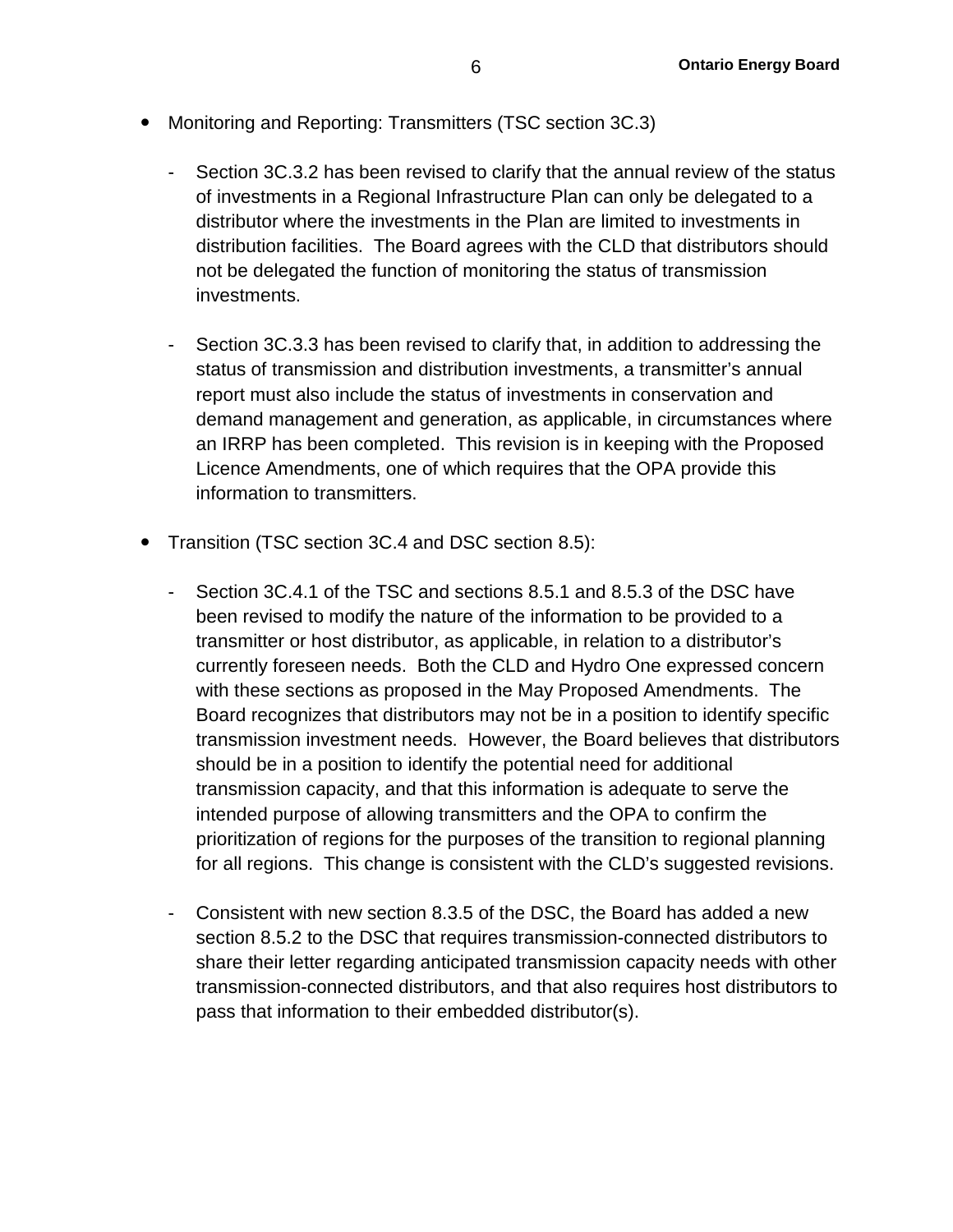- Monitoring and Reporting: Transmitters (TSC section 3C.3)

  - Section 3C.3.2 has been revised to clarify that the annual review of the status of investments in a Regional Infrastructure Plan can only be delegated to a distributor where the investments in the Plan are limited to investments in distribution facilities. The Board agrees with the CLD that distributors should not be delegated the function of monitoring the status of transmission investments.

  - Section 3C.3.3 has been revised to clarify that, in addition to addressing the status of transmission and distribution investments, a transmitter's annual report must also include the status of investments in conservation and demand management and generation, as applicable, in circumstances where an IRRP has been completed. This revision is in keeping with the Proposed Licence Amendments, one of which requires that the OPA provide this information to transmitters.

- Transition (TSC section 3C.4 and DSC section 8.5):

  - Section 3C.4.1 of the TSC and sections 8.5.1 and 8.5.3 of the DSC have been revised to modify the nature of the information to be provided to a transmitter or host distributor, as applicable, in relation to a distributor's currently foreseen needs. Both the CLD and Hydro One expressed concern with these sections as proposed in the May Proposed Amendments. The Board recognizes that distributors may not be in a position to identify specific transmission investment needs. However, the Board believes that distributors should be in a position to identify the potential need for additional transmission capacity, and that this information is adequate to serve the intended purpose of allowing transmitters and the OPA to confirm the prioritization of regions for the purposes of the transition to regional planning for all regions. This change is consistent with the CLD's suggested revisions.

  - Consistent with new section 8.3.5 of the DSC, the Board has added a new section 8.5.2 to the DSC that requires transmission-connected distributors to share their letter regarding anticipated transmission capacity needs with other transmission-connected distributors, and that also requires host distributors to pass that information to their embedded distributor(s).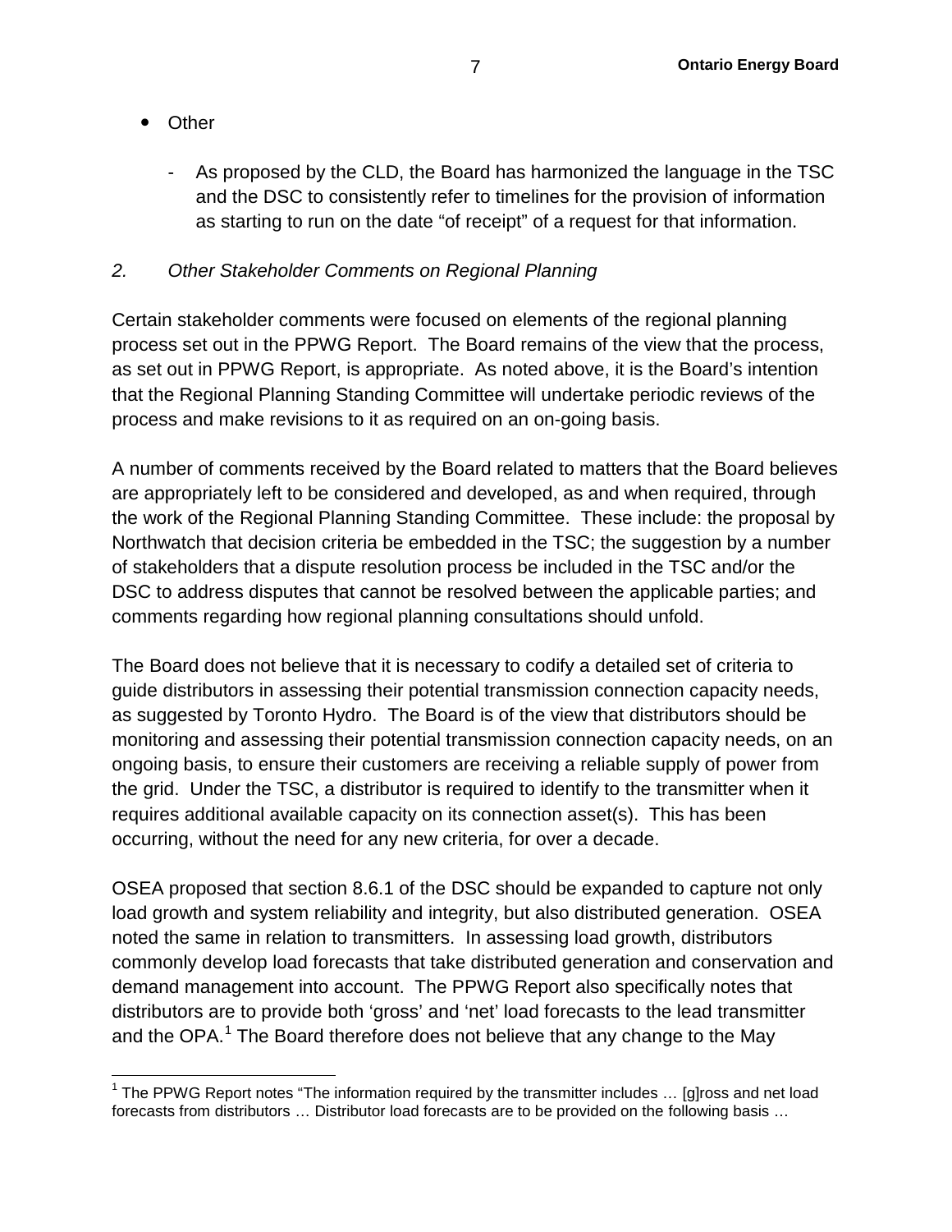- Other

  - As proposed by the CLD, the Board has harmonized the language in the TSC and the DSC to consistently refer to timelines for the provision of information as starting to run on the date "of receipt" of a request for that information.

*2. Other Stakeholder Comments on Regional Planning*

Certain stakeholder comments were focused on elements of the regional planning process set out in the PPWG Report. The Board remains of the view that the process, as set out in PPWG Report, is appropriate. As noted above, it is the Board's intention that the Regional Planning Standing Committee will undertake periodic reviews of the process and make revisions to it as required on an on-going basis.

A number of comments received by the Board related to matters that the Board believes are appropriately left to be considered and developed, as and when required, through the work of the Regional Planning Standing Committee. These include: the proposal by Northwatch that decision criteria be embedded in the TSC; the suggestion by a number of stakeholders that a dispute resolution process be included in the TSC and/or the DSC to address disputes that cannot be resolved between the applicable parties; and comments regarding how regional planning consultations should unfold.

The Board does not believe that it is necessary to codify a detailed set of criteria to guide distributors in assessing their potential transmission connection capacity needs, as suggested by Toronto Hydro. The Board is of the view that distributors should be monitoring and assessing their potential transmission connection capacity needs, on an ongoing basis, to ensure their customers are receiving a reliable supply of power from the grid. Under the TSC, a distributor is required to identify to the transmitter when it requires additional available capacity on its connection asset(s). This has been occurring, without the need for any new criteria, for over a decade.

OSEA proposed that section 8.6.1 of the DSC should be expanded to capture not only load growth and system reliability and integrity, but also distributed generation. OSEA noted the same in relation to transmitters. In assessing load growth, distributors commonly develop load forecasts that take distributed generation and conservation and demand management into account. The PPWG Report also specifically notes that distributors are to provide both 'gross' and 'net' load forecasts to the lead transmitter and the OPA.[1] The Board therefore does not believe that any change to the May

[1] The PPWG Report notes "The information required by the transmitter includes … [g]ross and net load forecasts from distributors … Distributor load forecasts are to be provided on the following basis …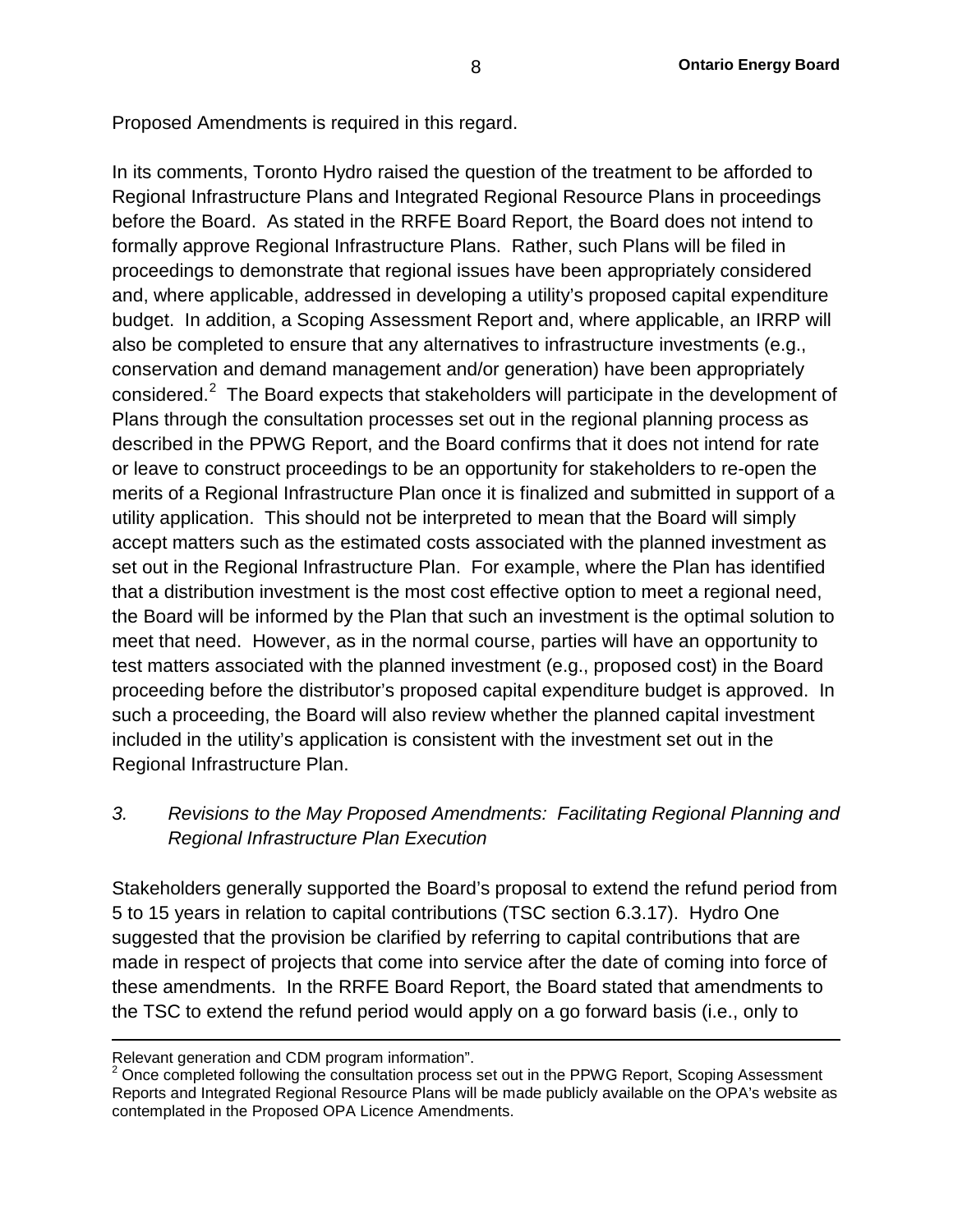Proposed Amendments is required in this regard.

In its comments, Toronto Hydro raised the question of the treatment to be afforded to Regional Infrastructure Plans and Integrated Regional Resource Plans in proceedings before the Board. As stated in the RRFE Board Report, the Board does not intend to formally approve Regional Infrastructure Plans. Rather, such Plans will be filed in proceedings to demonstrate that regional issues have been appropriately considered and, where applicable, addressed in developing a utility's proposed capital expenditure budget. In addition, a Scoping Assessment Report and, where applicable, an IRRP will also be completed to ensure that any alternatives to infrastructure investments (e.g., conservation and demand management and/or generation) have been appropriately considered.[2] The Board expects that stakeholders will participate in the development of Plans through the consultation processes set out in the regional planning process as described in the PPWG Report, and the Board confirms that it does not intend for rate or leave to construct proceedings to be an opportunity for stakeholders to re-open the merits of a Regional Infrastructure Plan once it is finalized and submitted in support of a utility application. This should not be interpreted to mean that the Board will simply accept matters such as the estimated costs associated with the planned investment as set out in the Regional Infrastructure Plan. For example, where the Plan has identified that a distribution investment is the most cost effective option to meet a regional need, the Board will be informed by the Plan that such an investment is the optimal solution to meet that need. However, as in the normal course, parties will have an opportunity to test matters associated with the planned investment (e.g., proposed cost) in the Board proceeding before the distributor's proposed capital expenditure budget is approved. In such a proceeding, the Board will also review whether the planned capital investment included in the utility's application is consistent with the investment set out in the Regional Infrastructure Plan.

### *3. Revisions to the May Proposed Amendments: Facilitating Regional Planning and Regional Infrastructure Plan Execution*

Stakeholders generally supported the Board's proposal to extend the refund period from 5 to 15 years in relation to capital contributions (TSC section 6.3.17). Hydro One suggested that the provision be clarified by referring to capital contributions that are made in respect of projects that come into service after the date of coming into force of these amendments. In the RRFE Board Report, the Board stated that amendments to the TSC to extend the refund period would apply on a go forward basis (i.e., only to

---

Relevant generation and CDM program information".

[2] Once completed following the consultation process set out in the PPWG Report, Scoping Assessment Reports and Integrated Regional Resource Plans will be made publicly available on the OPA's website as contemplated in the Proposed OPA Licence Amendments.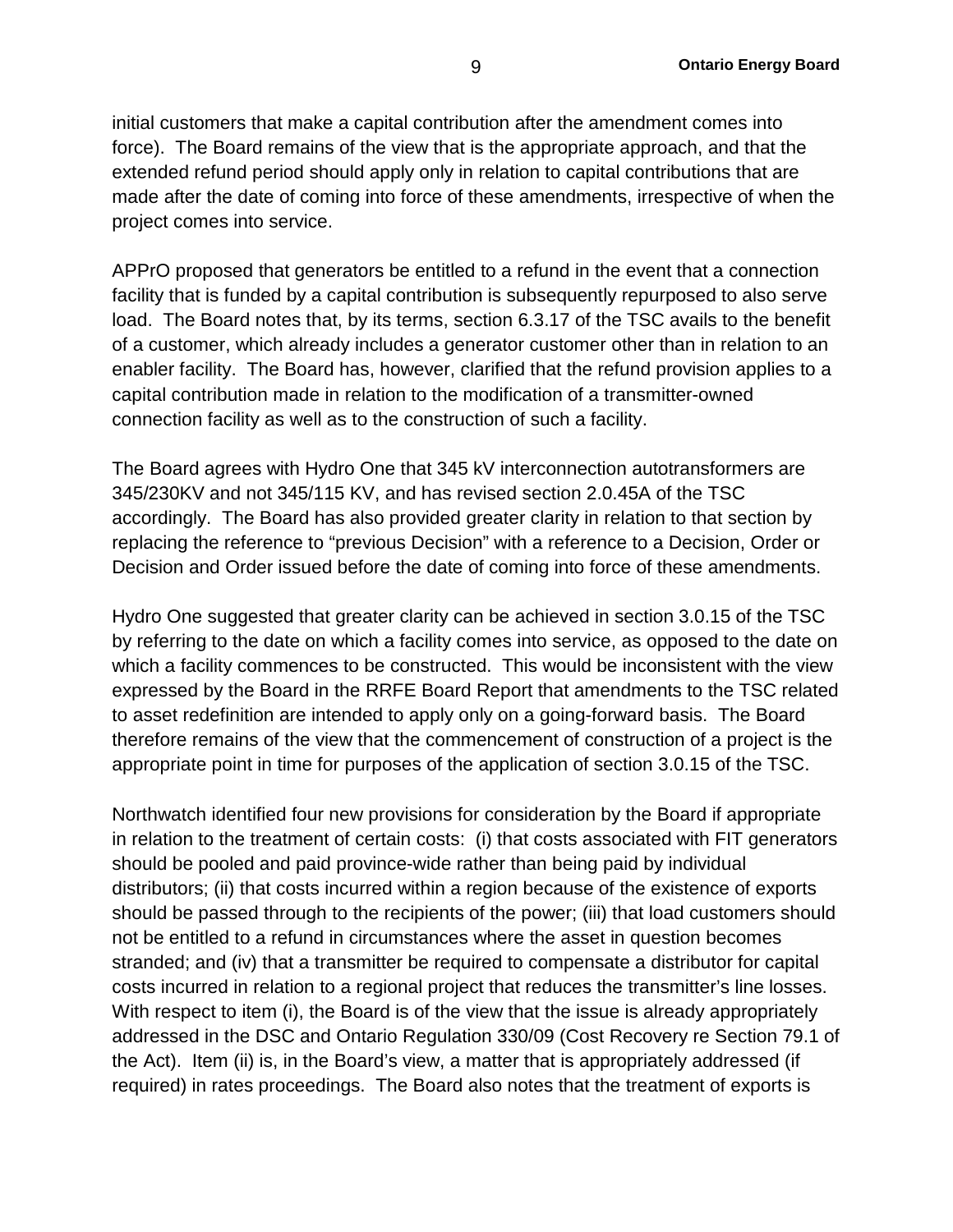initial customers that make a capital contribution after the amendment comes into force). The Board remains of the view that is the appropriate approach, and that the extended refund period should apply only in relation to capital contributions that are made after the date of coming into force of these amendments, irrespective of when the project comes into service.

APPrO proposed that generators be entitled to a refund in the event that a connection facility that is funded by a capital contribution is subsequently repurposed to also serve load. The Board notes that, by its terms, section 6.3.17 of the TSC avails to the benefit of a customer, which already includes a generator customer other than in relation to an enabler facility. The Board has, however, clarified that the refund provision applies to a capital contribution made in relation to the modification of a transmitter-owned connection facility as well as to the construction of such a facility.

The Board agrees with Hydro One that 345 kV interconnection autotransformers are 345/230KV and not 345/115 KV, and has revised section 2.0.45A of the TSC accordingly. The Board has also provided greater clarity in relation to that section by replacing the reference to "previous Decision" with a reference to a Decision, Order or Decision and Order issued before the date of coming into force of these amendments.

Hydro One suggested that greater clarity can be achieved in section 3.0.15 of the TSC by referring to the date on which a facility comes into service, as opposed to the date on which a facility commences to be constructed. This would be inconsistent with the view expressed by the Board in the RRFE Board Report that amendments to the TSC related to asset redefinition are intended to apply only on a going-forward basis. The Board therefore remains of the view that the commencement of construction of a project is the appropriate point in time for purposes of the application of section 3.0.15 of the TSC.

Northwatch identified four new provisions for consideration by the Board if appropriate in relation to the treatment of certain costs: (i) that costs associated with FIT generators should be pooled and paid province-wide rather than being paid by individual distributors; (ii) that costs incurred within a region because of the existence of exports should be passed through to the recipients of the power; (iii) that load customers should not be entitled to a refund in circumstances where the asset in question becomes stranded; and (iv) that a transmitter be required to compensate a distributor for capital costs incurred in relation to a regional project that reduces the transmitter's line losses. With respect to item (i), the Board is of the view that the issue is already appropriately addressed in the DSC and Ontario Regulation 330/09 (Cost Recovery re Section 79.1 of the Act). Item (ii) is, in the Board's view, a matter that is appropriately addressed (if required) in rates proceedings. The Board also notes that the treatment of exports is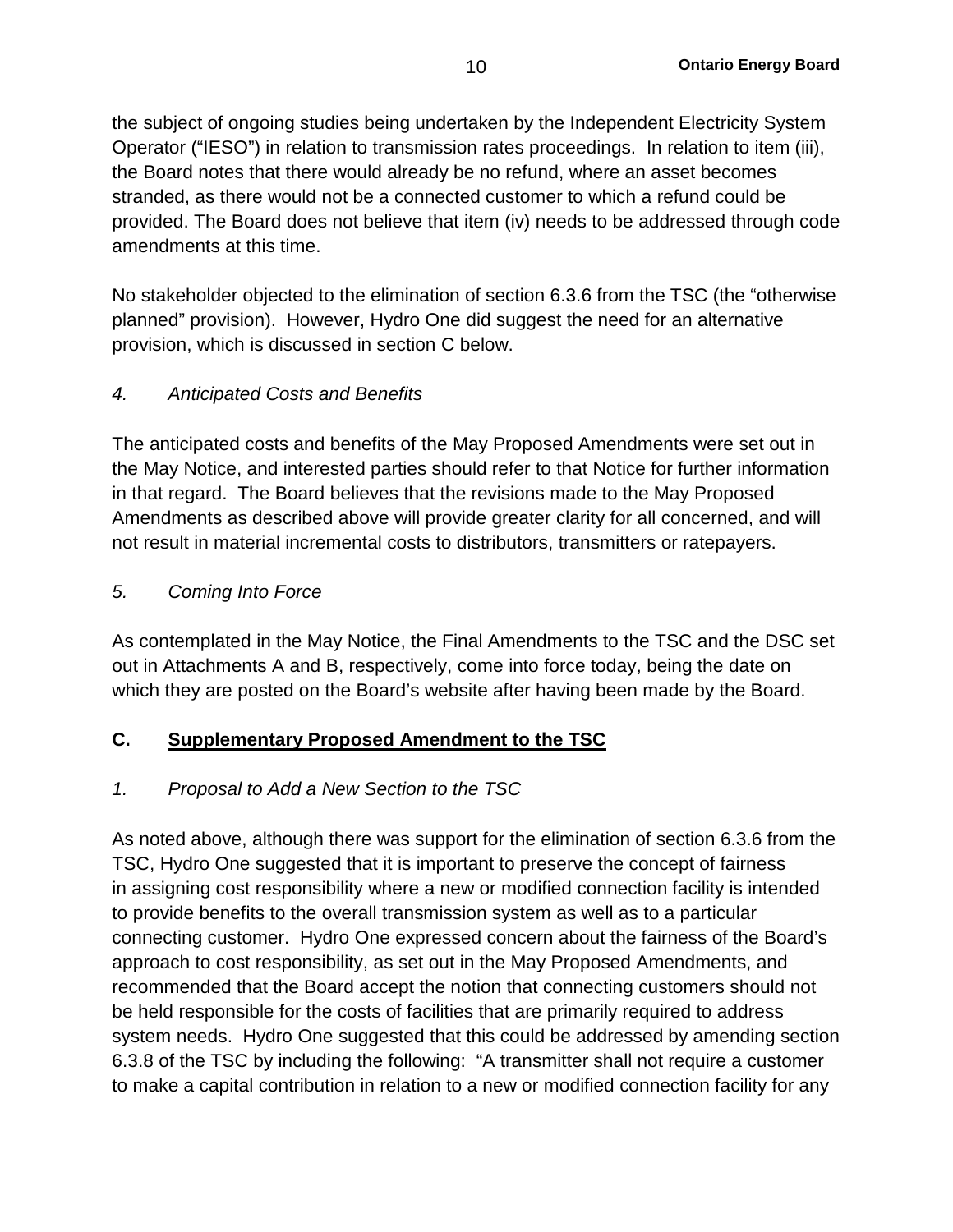the subject of ongoing studies being undertaken by the Independent Electricity System Operator ("IESO") in relation to transmission rates proceedings. In relation to item (iii), the Board notes that there would already be no refund, where an asset becomes stranded, as there would not be a connected customer to which a refund could be provided. The Board does not believe that item (iv) needs to be addressed through code amendments at this time.

No stakeholder objected to the elimination of section 6.3.6 from the TSC (the "otherwise planned" provision). However, Hydro One did suggest the need for an alternative provision, which is discussed in section C below.

*4. Anticipated Costs and Benefits*

The anticipated costs and benefits of the May Proposed Amendments were set out in the May Notice, and interested parties should refer to that Notice for further information in that regard. The Board believes that the revisions made to the May Proposed Amendments as described above will provide greater clarity for all concerned, and will not result in material incremental costs to distributors, transmitters or ratepayers.

*5. Coming Into Force*

As contemplated in the May Notice, the Final Amendments to the TSC and the DSC set out in Attachments A and B, respectively, come into force today, being the date on which they are posted on the Board's website after having been made by the Board.

## C. Supplementary Proposed Amendment to the TSC

*1. Proposal to Add a New Section to the TSC*

As noted above, although there was support for the elimination of section 6.3.6 from the TSC, Hydro One suggested that it is important to preserve the concept of fairness in assigning cost responsibility where a new or modified connection facility is intended to provide benefits to the overall transmission system as well as to a particular connecting customer. Hydro One expressed concern about the fairness of the Board's approach to cost responsibility, as set out in the May Proposed Amendments, and recommended that the Board accept the notion that connecting customers should not be held responsible for the costs of facilities that are primarily required to address system needs. Hydro One suggested that this could be addressed by amending section 6.3.8 of the TSC by including the following: "A transmitter shall not require a customer to make a capital contribution in relation to a new or modified connection facility for any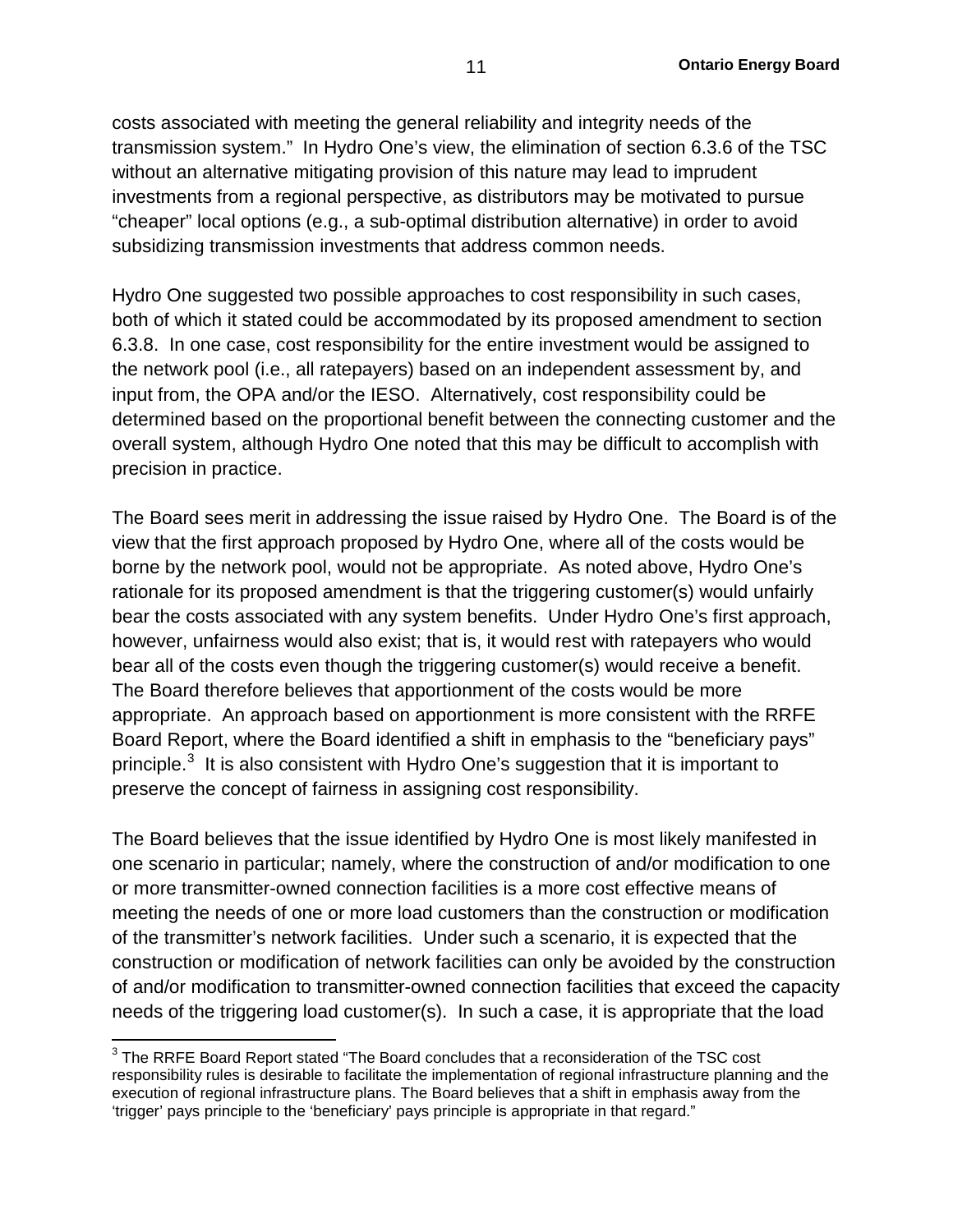costs associated with meeting the general reliability and integrity needs of the transmission system." In Hydro One's view, the elimination of section 6.3.6 of the TSC without an alternative mitigating provision of this nature may lead to imprudent investments from a regional perspective, as distributors may be motivated to pursue "cheaper" local options (e.g., a sub-optimal distribution alternative) in order to avoid subsidizing transmission investments that address common needs.

Hydro One suggested two possible approaches to cost responsibility in such cases, both of which it stated could be accommodated by its proposed amendment to section 6.3.8. In one case, cost responsibility for the entire investment would be assigned to the network pool (i.e., all ratepayers) based on an independent assessment by, and input from, the OPA and/or the IESO. Alternatively, cost responsibility could be determined based on the proportional benefit between the connecting customer and the overall system, although Hydro One noted that this may be difficult to accomplish with precision in practice.

The Board sees merit in addressing the issue raised by Hydro One. The Board is of the view that the first approach proposed by Hydro One, where all of the costs would be borne by the network pool, would not be appropriate. As noted above, Hydro One's rationale for its proposed amendment is that the triggering customer(s) would unfairly bear the costs associated with any system benefits. Under Hydro One's first approach, however, unfairness would also exist; that is, it would rest with ratepayers who would bear all of the costs even though the triggering customer(s) would receive a benefit. The Board therefore believes that apportionment of the costs would be more appropriate. An approach based on apportionment is more consistent with the RRFE Board Report, where the Board identified a shift in emphasis to the "beneficiary pays" principle.[3] It is also consistent with Hydro One's suggestion that it is important to preserve the concept of fairness in assigning cost responsibility.

The Board believes that the issue identified by Hydro One is most likely manifested in one scenario in particular; namely, where the construction of and/or modification to one or more transmitter-owned connection facilities is a more cost effective means of meeting the needs of one or more load customers than the construction or modification of the transmitter's network facilities. Under such a scenario, it is expected that the construction or modification of network facilities can only be avoided by the construction of and/or modification to transmitter-owned connection facilities that exceed the capacity needs of the triggering load customer(s). In such a case, it is appropriate that the load

[3] The RRFE Board Report stated "The Board concludes that a reconsideration of the TSC cost responsibility rules is desirable to facilitate the implementation of regional infrastructure planning and the execution of regional infrastructure plans. The Board believes that a shift in emphasis away from the 'trigger' pays principle to the 'beneficiary' pays principle is appropriate in that regard."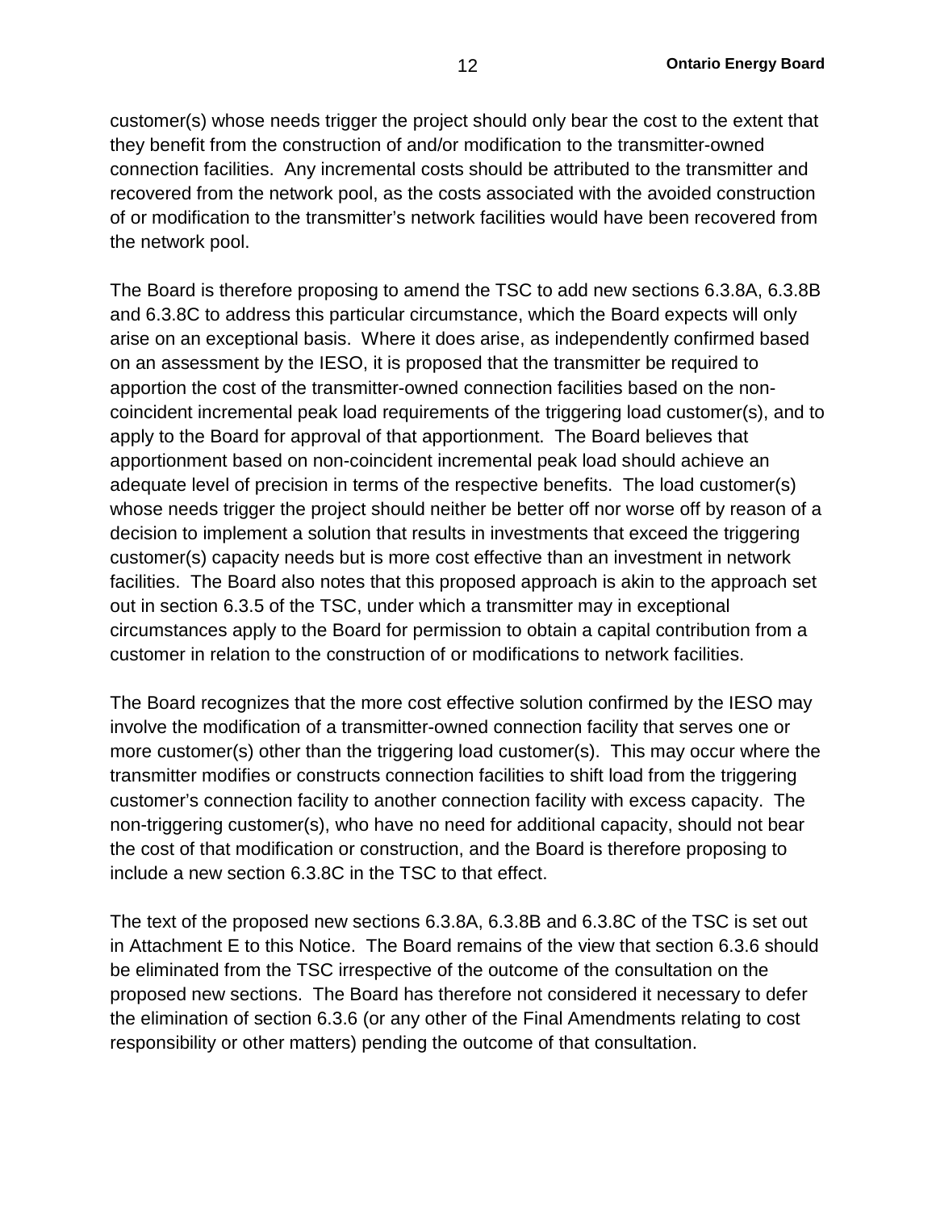customer(s) whose needs trigger the project should only bear the cost to the extent that they benefit from the construction of and/or modification to the transmitter-owned connection facilities. Any incremental costs should be attributed to the transmitter and recovered from the network pool, as the costs associated with the avoided construction of or modification to the transmitter's network facilities would have been recovered from the network pool.

The Board is therefore proposing to amend the TSC to add new sections 6.3.8A, 6.3.8B and 6.3.8C to address this particular circumstance, which the Board expects will only arise on an exceptional basis. Where it does arise, as independently confirmed based on an assessment by the IESO, it is proposed that the transmitter be required to apportion the cost of the transmitter-owned connection facilities based on the non-coincident incremental peak load requirements of the triggering load customer(s), and to apply to the Board for approval of that apportionment. The Board believes that apportionment based on non-coincident incremental peak load should achieve an adequate level of precision in terms of the respective benefits. The load customer(s) whose needs trigger the project should neither be better off nor worse off by reason of a decision to implement a solution that results in investments that exceed the triggering customer(s) capacity needs but is more cost effective than an investment in network facilities. The Board also notes that this proposed approach is akin to the approach set out in section 6.3.5 of the TSC, under which a transmitter may in exceptional circumstances apply to the Board for permission to obtain a capital contribution from a customer in relation to the construction of or modifications to network facilities.

The Board recognizes that the more cost effective solution confirmed by the IESO may involve the modification of a transmitter-owned connection facility that serves one or more customer(s) other than the triggering load customer(s). This may occur where the transmitter modifies or constructs connection facilities to shift load from the triggering customer's connection facility to another connection facility with excess capacity. The non-triggering customer(s), who have no need for additional capacity, should not bear the cost of that modification or construction, and the Board is therefore proposing to include a new section 6.3.8C in the TSC to that effect.

The text of the proposed new sections 6.3.8A, 6.3.8B and 6.3.8C of the TSC is set out in Attachment E to this Notice. The Board remains of the view that section 6.3.6 should be eliminated from the TSC irrespective of the outcome of the consultation on the proposed new sections. The Board has therefore not considered it necessary to defer the elimination of section 6.3.6 (or any other of the Final Amendments relating to cost responsibility or other matters) pending the outcome of that consultation.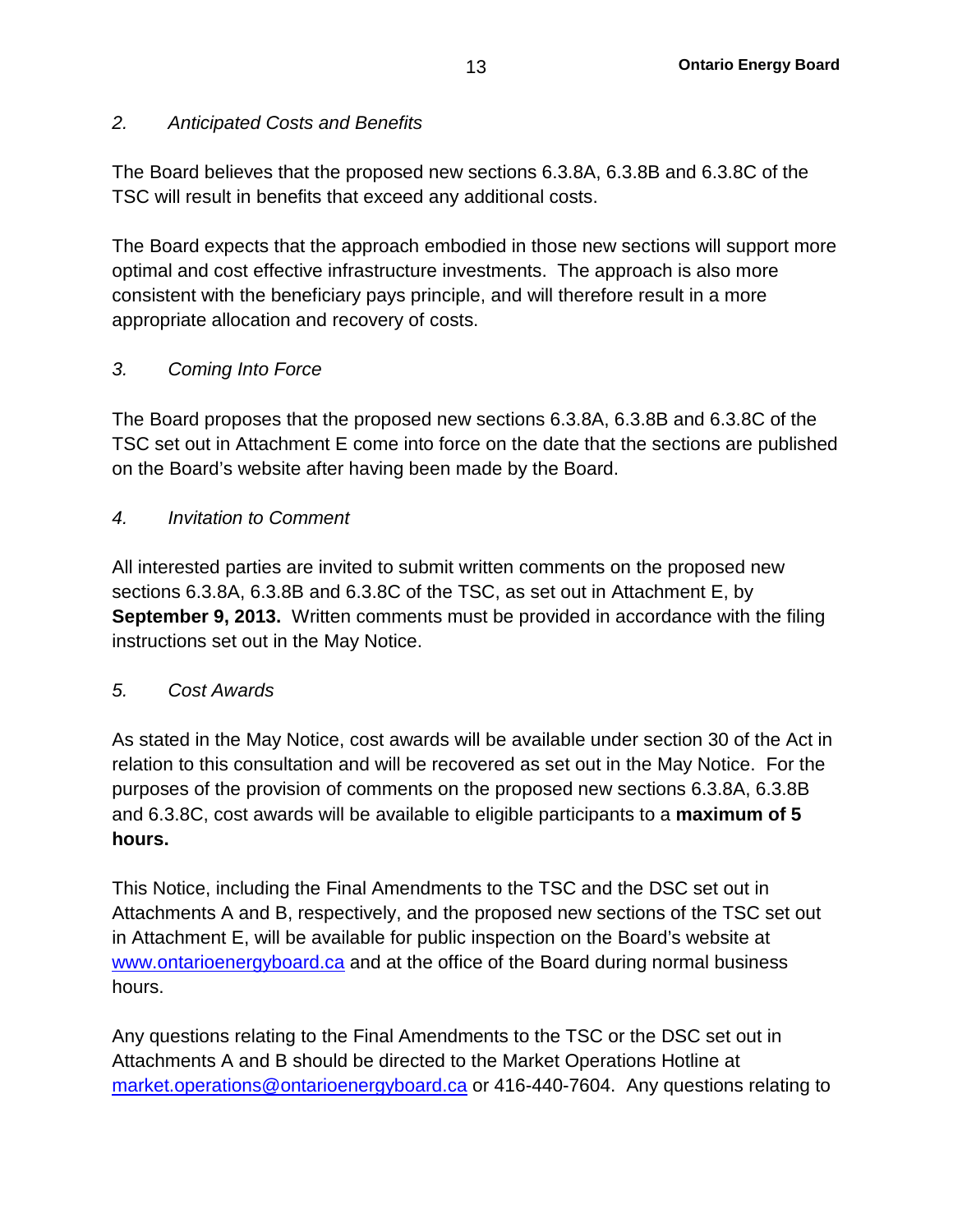*2. Anticipated Costs and Benefits*

The Board believes that the proposed new sections 6.3.8A, 6.3.8B and 6.3.8C of the TSC will result in benefits that exceed any additional costs.

The Board expects that the approach embodied in those new sections will support more optimal and cost effective infrastructure investments. The approach is also more consistent with the beneficiary pays principle, and will therefore result in a more appropriate allocation and recovery of costs.

*3. Coming Into Force*

The Board proposes that the proposed new sections 6.3.8A, 6.3.8B and 6.3.8C of the TSC set out in Attachment E come into force on the date that the sections are published on the Board's website after having been made by the Board.

*4. Invitation to Comment*

All interested parties are invited to submit written comments on the proposed new sections 6.3.8A, 6.3.8B and 6.3.8C of the TSC, as set out in Attachment E, by **September 9, 2013.** Written comments must be provided in accordance with the filing instructions set out in the May Notice.

*5. Cost Awards*

As stated in the May Notice, cost awards will be available under section 30 of the Act in relation to this consultation and will be recovered as set out in the May Notice. For the purposes of the provision of comments on the proposed new sections 6.3.8A, 6.3.8B and 6.3.8C, cost awards will be available to eligible participants to a **maximum of 5 hours.**

This Notice, including the Final Amendments to the TSC and the DSC set out in Attachments A and B, respectively, and the proposed new sections of the TSC set out in Attachment E, will be available for public inspection on the Board's website at www.ontarioenergyboard.ca and at the office of the Board during normal business hours.

Any questions relating to the Final Amendments to the TSC or the DSC set out in Attachments A and B should be directed to the Market Operations Hotline at market.operations@ontarioenergyboard.ca or 416-440-7604. Any questions relating to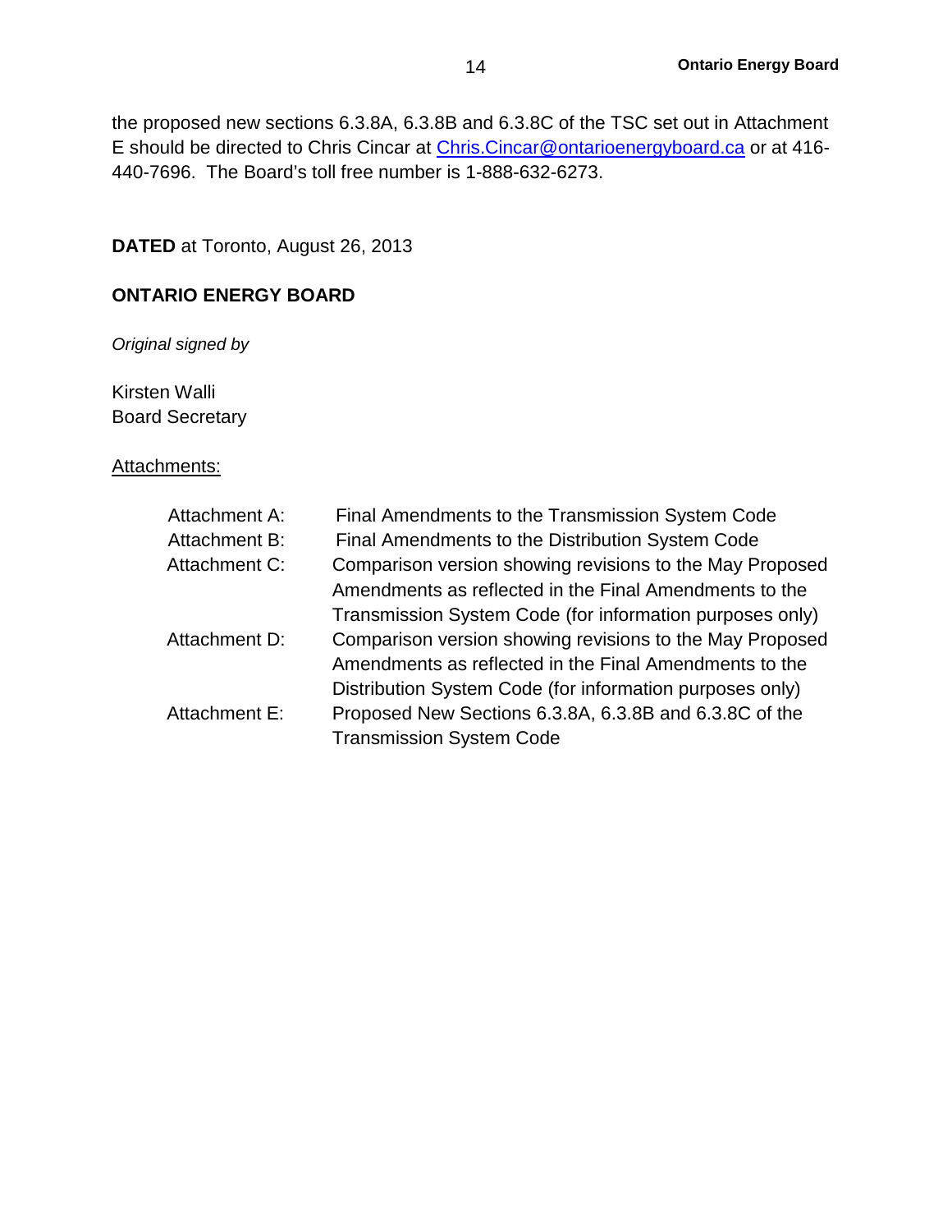the proposed new sections 6.3.8A, 6.3.8B and 6.3.8C of the TSC set out in Attachment E should be directed to Chris Cincar at Chris.Cincar@ontarioenergyboard.ca or at 416-440-7696. The Board's toll free number is 1-888-632-6273.

**DATED** at Toronto, August 26, 2013

**ONTARIO ENERGY BOARD**

*Original signed by*

Kirsten Walli
Board Secretary

Attachments:

| | |
|---|---|
| Attachment A: | Final Amendments to the Transmission System Code |
| Attachment B: | Final Amendments to the Distribution System Code |
| Attachment C: | Comparison version showing revisions to the May Proposed Amendments as reflected in the Final Amendments to the Transmission System Code (for information purposes only) |
| Attachment D: | Comparison version showing revisions to the May Proposed Amendments as reflected in the Final Amendments to the Distribution System Code (for information purposes only) |
| Attachment E: | Proposed New Sections 6.3.8A, 6.3.8B and 6.3.8C of the Transmission System Code |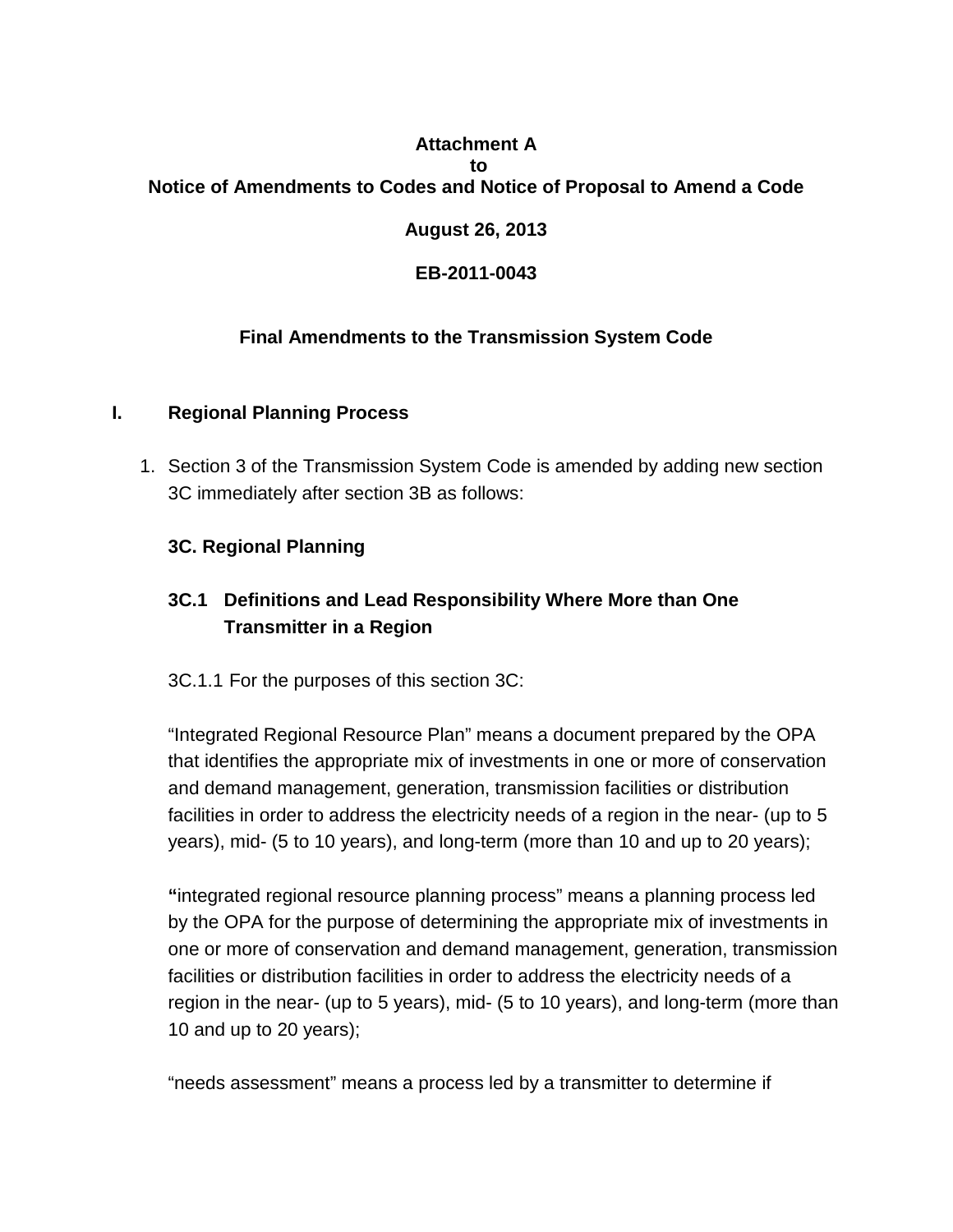**Attachment A**
**to**
**Notice of Amendments to Codes and Notice of Proposal to Amend a Code**

**August 26, 2013**

**EB-2011-0043**

**Final Amendments to the Transmission System Code**

## I. Regional Planning Process

1. Section 3 of the Transmission System Code is amended by adding new section 3C immediately after section 3B as follows:

**3C. Regional Planning**

**3C.1 Definitions and Lead Responsibility Where More than One Transmitter in a Region**

3C.1.1 For the purposes of this section 3C:

"Integrated Regional Resource Plan" means a document prepared by the OPA that identifies the appropriate mix of investments in one or more of conservation and demand management, generation, transmission facilities or distribution facilities in order to address the electricity needs of a region in the near- (up to 5 years), mid- (5 to 10 years), and long-term (more than 10 and up to 20 years);

"integrated regional resource planning process" means a planning process led by the OPA for the purpose of determining the appropriate mix of investments in one or more of conservation and demand management, generation, transmission facilities or distribution facilities in order to address the electricity needs of a region in the near- (up to 5 years), mid- (5 to 10 years), and long-term (more than 10 and up to 20 years);

"needs assessment" means a process led by a transmitter to determine if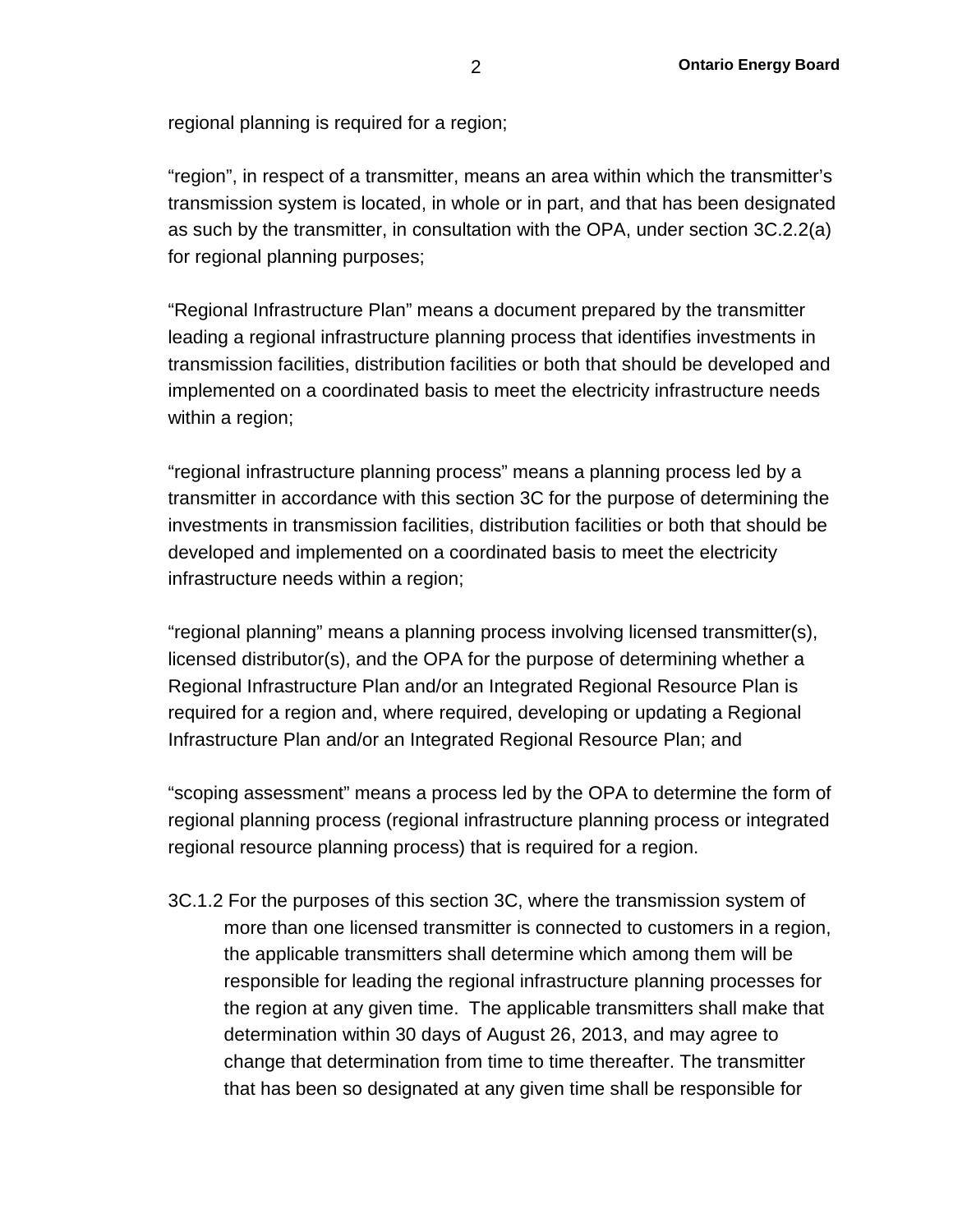regional planning is required for a region;

“region”, in respect of a transmitter, means an area within which the transmitter’s transmission system is located, in whole or in part, and that has been designated as such by the transmitter, in consultation with the OPA, under section 3C.2.2(a) for regional planning purposes;

“Regional Infrastructure Plan” means a document prepared by the transmitter leading a regional infrastructure planning process that identifies investments in transmission facilities, distribution facilities or both that should be developed and implemented on a coordinated basis to meet the electricity infrastructure needs within a region;

“regional infrastructure planning process” means a planning process led by a transmitter in accordance with this section 3C for the purpose of determining the investments in transmission facilities, distribution facilities or both that should be developed and implemented on a coordinated basis to meet the electricity infrastructure needs within a region;

“regional planning” means a planning process involving licensed transmitter(s), licensed distributor(s), and the OPA for the purpose of determining whether a Regional Infrastructure Plan and/or an Integrated Regional Resource Plan is required for a region and, where required, developing or updating a Regional Infrastructure Plan and/or an Integrated Regional Resource Plan; and

“scoping assessment” means a process led by the OPA to determine the form of regional planning process (regional infrastructure planning process or integrated regional resource planning process) that is required for a region.

3C.1.2 For the purposes of this section 3C, where the transmission system of more than one licensed transmitter is connected to customers in a region, the applicable transmitters shall determine which among them will be responsible for leading the regional infrastructure planning processes for the region at any given time. The applicable transmitters shall make that determination within 30 days of August 26, 2013, and may agree to change that determination from time to time thereafter. The transmitter that has been so designated at any given time shall be responsible for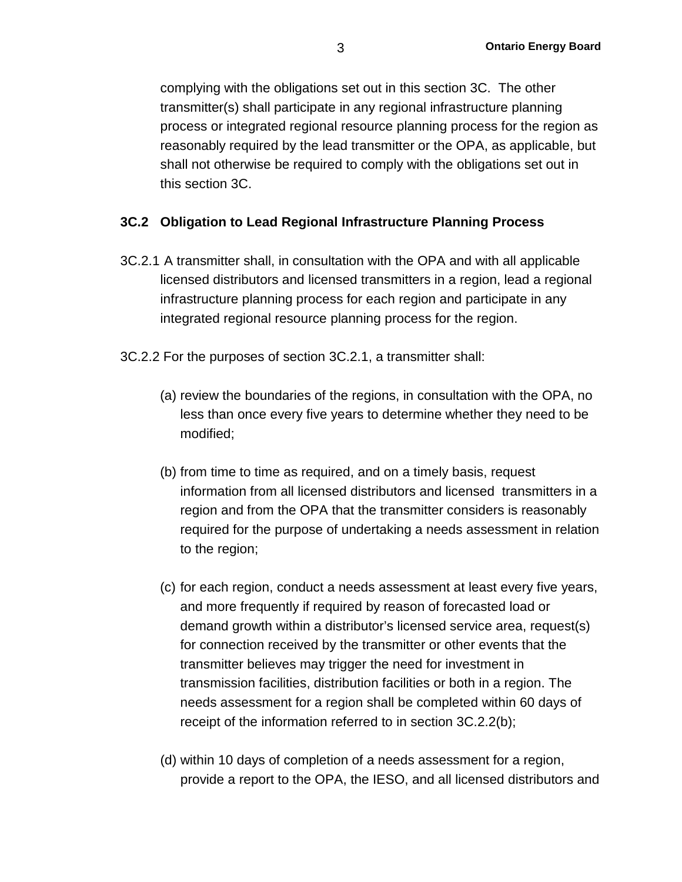complying with the obligations set out in this section 3C. The other transmitter(s) shall participate in any regional infrastructure planning process or integrated regional resource planning process for the region as reasonably required by the lead transmitter or the OPA, as applicable, but shall not otherwise be required to comply with the obligations set out in this section 3C.

**3C.2 Obligation to Lead Regional Infrastructure Planning Process**

3C.2.1 A transmitter shall, in consultation with the OPA and with all applicable licensed distributors and licensed transmitters in a region, lead a regional infrastructure planning process for each region and participate in any integrated regional resource planning process for the region.

3C.2.2 For the purposes of section 3C.2.1, a transmitter shall:

(a) review the boundaries of the regions, in consultation with the OPA, no less than once every five years to determine whether they need to be modified;

(b) from time to time as required, and on a timely basis, request information from all licensed distributors and licensed transmitters in a region and from the OPA that the transmitter considers is reasonably required for the purpose of undertaking a needs assessment in relation to the region;

(c) for each region, conduct a needs assessment at least every five years, and more frequently if required by reason of forecasted load or demand growth within a distributor's licensed service area, request(s) for connection received by the transmitter or other events that the transmitter believes may trigger the need for investment in transmission facilities, distribution facilities or both in a region. The needs assessment for a region shall be completed within 60 days of receipt of the information referred to in section 3C.2.2(b);

(d) within 10 days of completion of a needs assessment for a region, provide a report to the OPA, the IESO, and all licensed distributors and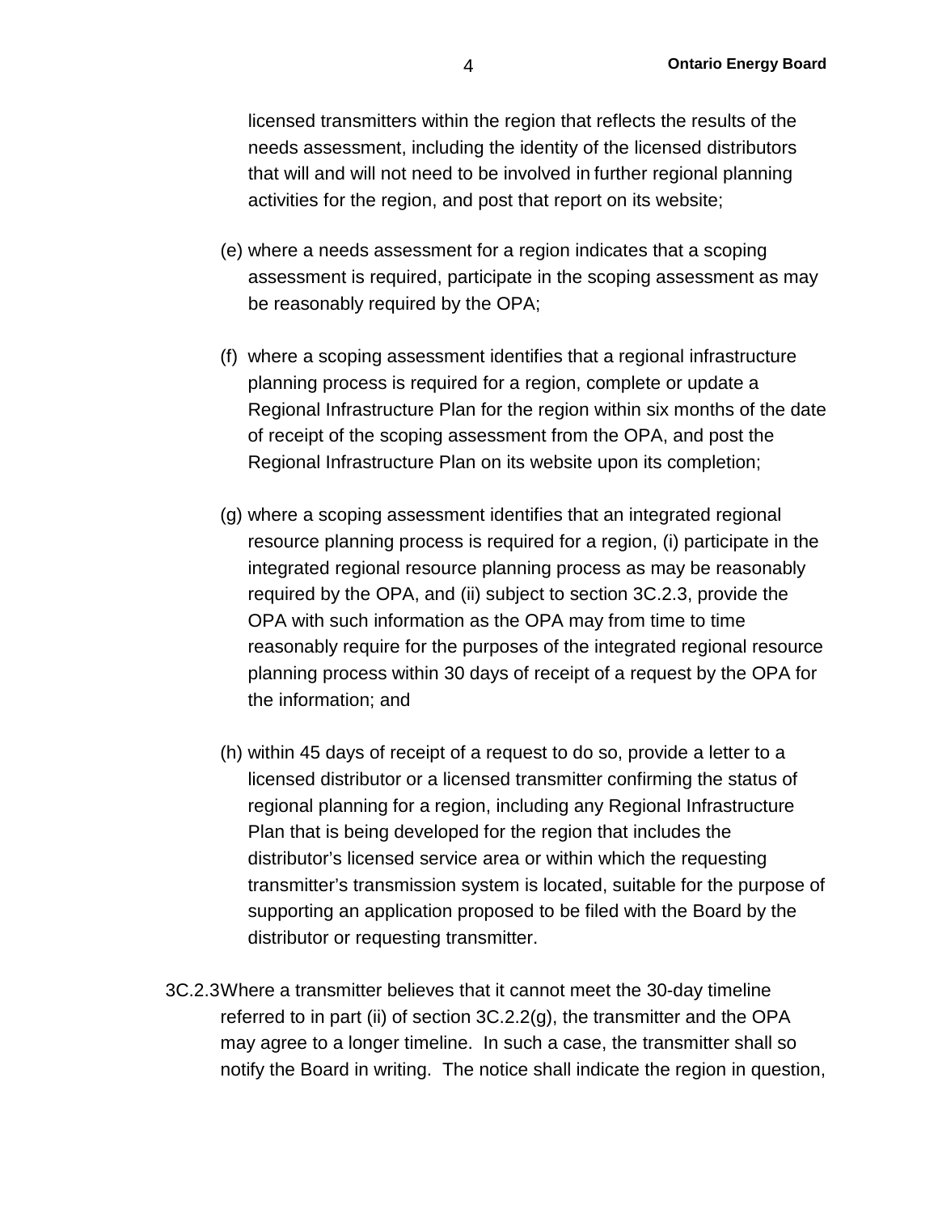licensed transmitters within the region that reflects the results of the needs assessment, including the identity of the licensed distributors that will and will not need to be involved in further regional planning activities for the region, and post that report on its website;

(e) where a needs assessment for a region indicates that a scoping assessment is required, participate in the scoping assessment as may be reasonably required by the OPA;

(f) where a scoping assessment identifies that a regional infrastructure planning process is required for a region, complete or update a Regional Infrastructure Plan for the region within six months of the date of receipt of the scoping assessment from the OPA, and post the Regional Infrastructure Plan on its website upon its completion;

(g) where a scoping assessment identifies that an integrated regional resource planning process is required for a region, (i) participate in the integrated regional resource planning process as may be reasonably required by the OPA, and (ii) subject to section 3C.2.3, provide the OPA with such information as the OPA may from time to time reasonably require for the purposes of the integrated regional resource planning process within 30 days of receipt of a request by the OPA for the information; and

(h) within 45 days of receipt of a request to do so, provide a letter to a licensed distributor or a licensed transmitter confirming the status of regional planning for a region, including any Regional Infrastructure Plan that is being developed for the region that includes the distributor's licensed service area or within which the requesting transmitter's transmission system is located, suitable for the purpose of supporting an application proposed to be filed with the Board by the distributor or requesting transmitter.

3C.2.3 Where a transmitter believes that it cannot meet the 30-day timeline referred to in part (ii) of section 3C.2.2(g), the transmitter and the OPA may agree to a longer timeline. In such a case, the transmitter shall so notify the Board in writing. The notice shall indicate the region in question,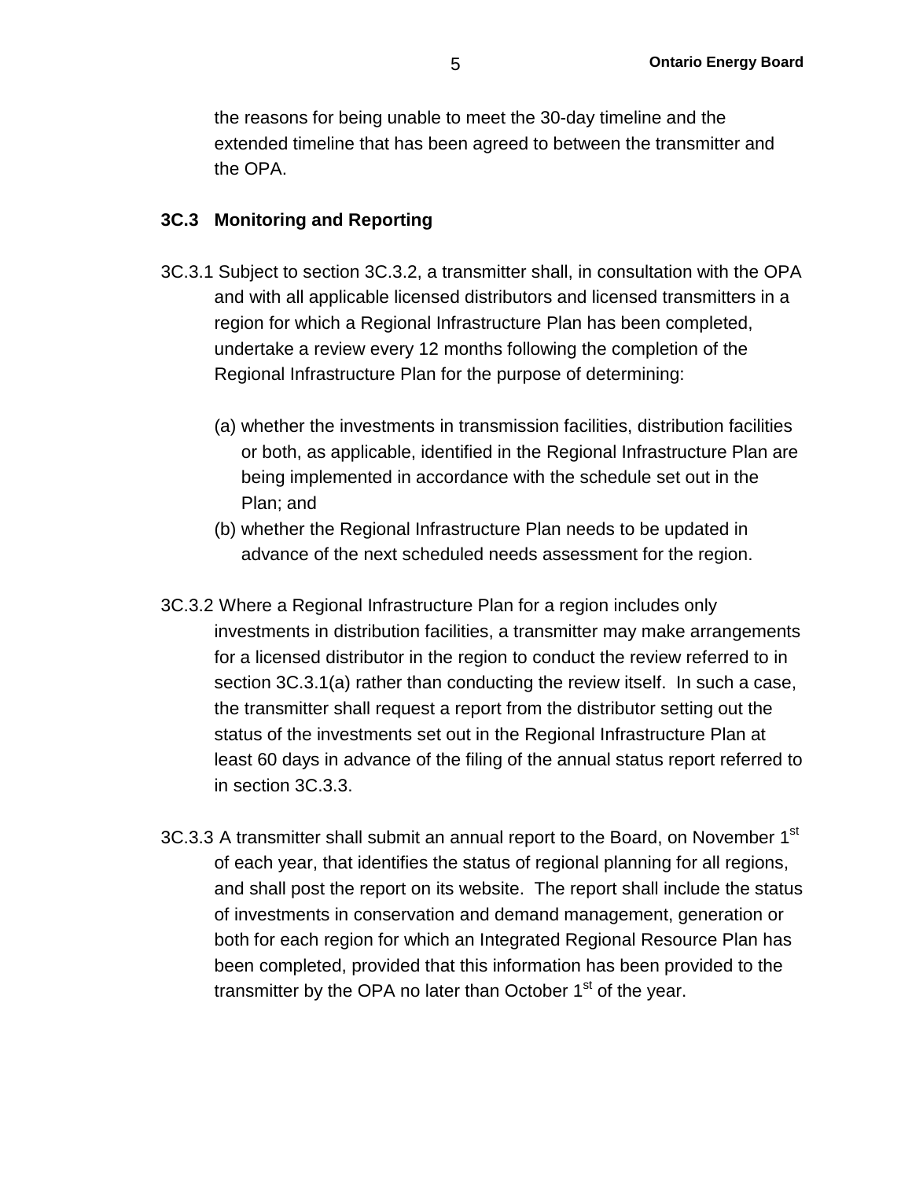the reasons for being unable to meet the 30-day timeline and the extended timeline that has been agreed to between the transmitter and the OPA.

### 3C.3 Monitoring and Reporting

3C.3.1 Subject to section 3C.3.2, a transmitter shall, in consultation with the OPA and with all applicable licensed distributors and licensed transmitters in a region for which a Regional Infrastructure Plan has been completed, undertake a review every 12 months following the completion of the Regional Infrastructure Plan for the purpose of determining:

(a) whether the investments in transmission facilities, distribution facilities or both, as applicable, identified in the Regional Infrastructure Plan are being implemented in accordance with the schedule set out in the Plan; and

(b) whether the Regional Infrastructure Plan needs to be updated in advance of the next scheduled needs assessment for the region.

3C.3.2 Where a Regional Infrastructure Plan for a region includes only investments in distribution facilities, a transmitter may make arrangements for a licensed distributor in the region to conduct the review referred to in section 3C.3.1(a) rather than conducting the review itself. In such a case, the transmitter shall request a report from the distributor setting out the status of the investments set out in the Regional Infrastructure Plan at least 60 days in advance of the filing of the annual status report referred to in section 3C.3.3.

3C.3.3 A transmitter shall submit an annual report to the Board, on November 1st of each year, that identifies the status of regional planning for all regions, and shall post the report on its website. The report shall include the status of investments in conservation and demand management, generation or both for each region for which an Integrated Regional Resource Plan has been completed, provided that this information has been provided to the transmitter by the OPA no later than October 1st of the year.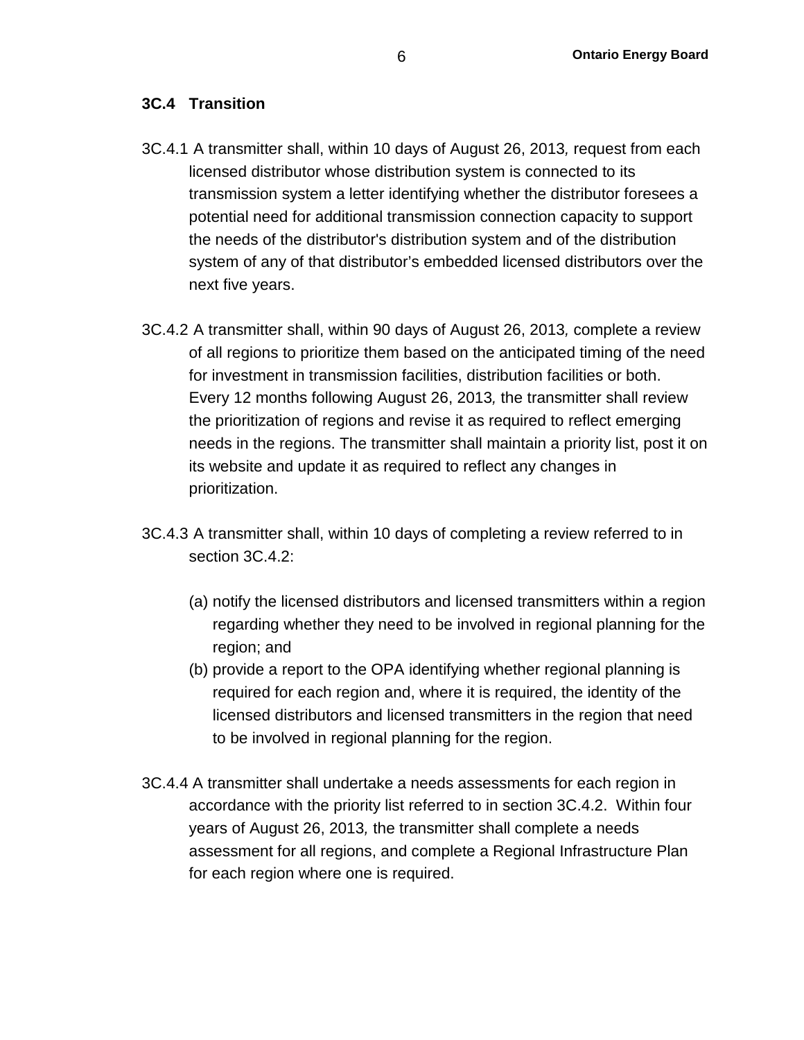### 3C.4 Transition

3C.4.1 A transmitter shall, within 10 days of August 26, 2013*,* request from each licensed distributor whose distribution system is connected to its transmission system a letter identifying whether the distributor foresees a potential need for additional transmission connection capacity to support the needs of the distributor's distribution system and of the distribution system of any of that distributor's embedded licensed distributors over the next five years.

3C.4.2 A transmitter shall, within 90 days of August 26, 2013*,* complete a review of all regions to prioritize them based on the anticipated timing of the need for investment in transmission facilities, distribution facilities or both. Every 12 months following August 26, 2013*,* the transmitter shall review the prioritization of regions and revise it as required to reflect emerging needs in the regions. The transmitter shall maintain a priority list, post it on its website and update it as required to reflect any changes in prioritization.

3C.4.3 A transmitter shall, within 10 days of completing a review referred to in section 3C.4.2:

(a) notify the licensed distributors and licensed transmitters within a region regarding whether they need to be involved in regional planning for the region; and

(b) provide a report to the OPA identifying whether regional planning is required for each region and, where it is required, the identity of the licensed distributors and licensed transmitters in the region that need to be involved in regional planning for the region.

3C.4.4 A transmitter shall undertake a needs assessments for each region in accordance with the priority list referred to in section 3C.4.2. Within four years of August 26, 2013*,* the transmitter shall complete a needs assessment for all regions, and complete a Regional Infrastructure Plan for each region where one is required.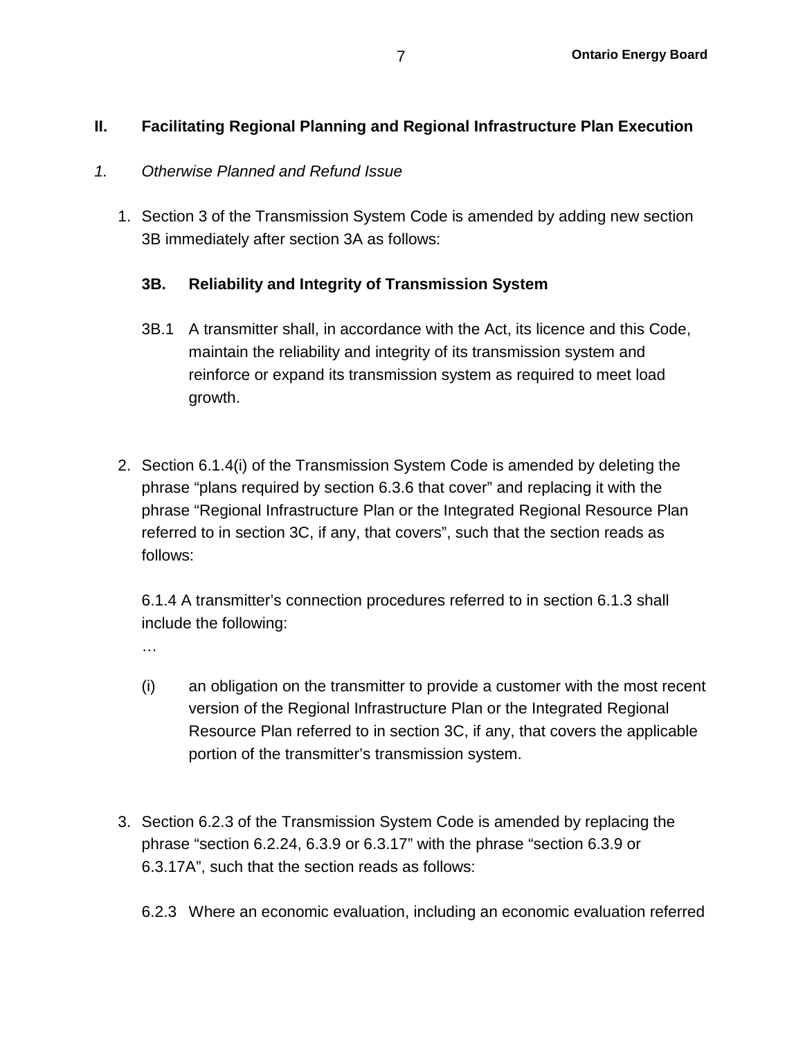## II. Facilitating Regional Planning and Regional Infrastructure Plan Execution

*1. Otherwise Planned and Refund Issue*

1. Section 3 of the Transmission System Code is amended by adding new section 3B immediately after section 3A as follows:

   **3B. Reliability and Integrity of Transmission System**

   3B.1 A transmitter shall, in accordance with the Act, its licence and this Code, maintain the reliability and integrity of its transmission system and reinforce or expand its transmission system as required to meet load growth.

2. Section 6.1.4(i) of the Transmission System Code is amended by deleting the phrase "plans required by section 6.3.6 that cover" and replacing it with the phrase "Regional Infrastructure Plan or the Integrated Regional Resource Plan referred to in section 3C, if any, that covers", such that the section reads as follows:

   6.1.4 A transmitter's connection procedures referred to in section 6.1.3 shall include the following:

   …

   (i) an obligation on the transmitter to provide a customer with the most recent version of the Regional Infrastructure Plan or the Integrated Regional Resource Plan referred to in section 3C, if any, that covers the applicable portion of the transmitter's transmission system.

3. Section 6.2.3 of the Transmission System Code is amended by replacing the phrase "section 6.2.24, 6.3.9 or 6.3.17" with the phrase "section 6.3.9 or 6.3.17A", such that the section reads as follows:

   6.2.3 Where an economic evaluation, including an economic evaluation referred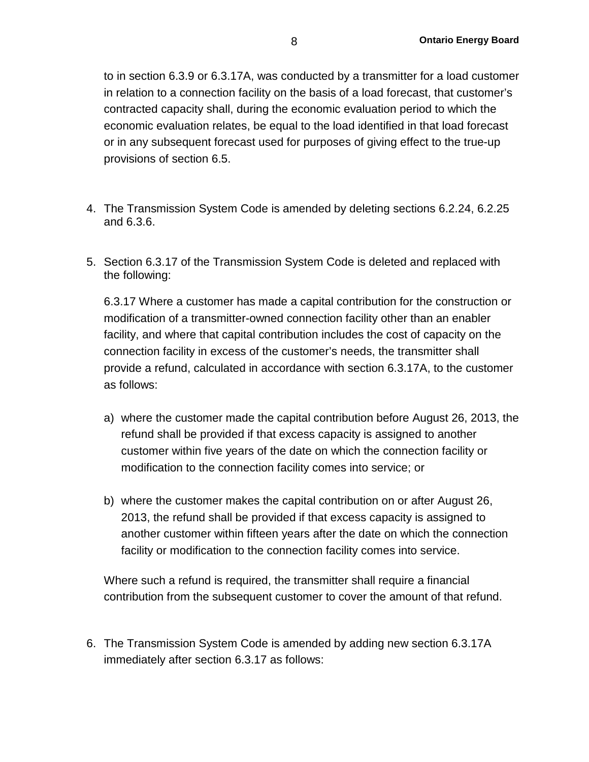to in section 6.3.9 or 6.3.17A, was conducted by a transmitter for a load customer in relation to a connection facility on the basis of a load forecast, that customer's contracted capacity shall, during the economic evaluation period to which the economic evaluation relates, be equal to the load identified in that load forecast or in any subsequent forecast used for purposes of giving effect to the true-up provisions of section 6.5.

4. The Transmission System Code is amended by deleting sections 6.2.24, 6.2.25 and 6.3.6.

5. Section 6.3.17 of the Transmission System Code is deleted and replaced with the following:

   6.3.17 Where a customer has made a capital contribution for the construction or modification of a transmitter-owned connection facility other than an enabler facility, and where that capital contribution includes the cost of capacity on the connection facility in excess of the customer's needs, the transmitter shall provide a refund, calculated in accordance with section 6.3.17A, to the customer as follows:

   a) where the customer made the capital contribution before August 26, 2013, the refund shall be provided if that excess capacity is assigned to another customer within five years of the date on which the connection facility or modification to the connection facility comes into service; or

   b) where the customer makes the capital contribution on or after August 26, 2013, the refund shall be provided if that excess capacity is assigned to another customer within fifteen years after the date on which the connection facility or modification to the connection facility comes into service.

   Where such a refund is required, the transmitter shall require a financial contribution from the subsequent customer to cover the amount of that refund.

6. The Transmission System Code is amended by adding new section 6.3.17A immediately after section 6.3.17 as follows: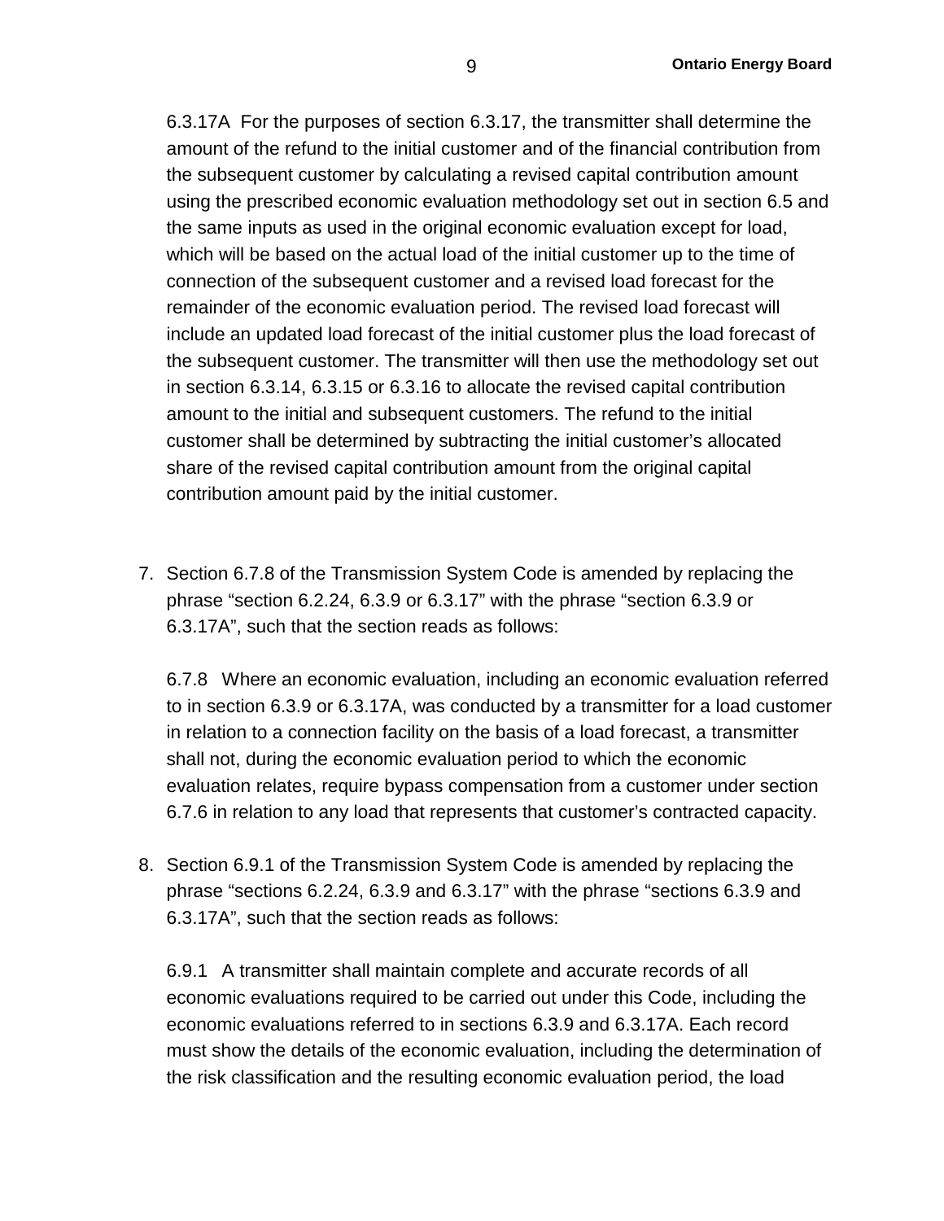6.3.17A For the purposes of section 6.3.17, the transmitter shall determine the amount of the refund to the initial customer and of the financial contribution from the subsequent customer by calculating a revised capital contribution amount using the prescribed economic evaluation methodology set out in section 6.5 and the same inputs as used in the original economic evaluation except for load, which will be based on the actual load of the initial customer up to the time of connection of the subsequent customer and a revised load forecast for the remainder of the economic evaluation period. The revised load forecast will include an updated load forecast of the initial customer plus the load forecast of the subsequent customer. The transmitter will then use the methodology set out in section 6.3.14, 6.3.15 or 6.3.16 to allocate the revised capital contribution amount to the initial and subsequent customers. The refund to the initial customer shall be determined by subtracting the initial customer's allocated share of the revised capital contribution amount from the original capital contribution amount paid by the initial customer.

7. Section 6.7.8 of the Transmission System Code is amended by replacing the phrase "section 6.2.24, 6.3.9 or 6.3.17" with the phrase "section 6.3.9 or 6.3.17A", such that the section reads as follows:

   6.7.8 Where an economic evaluation, including an economic evaluation referred to in section 6.3.9 or 6.3.17A, was conducted by a transmitter for a load customer in relation to a connection facility on the basis of a load forecast, a transmitter shall not, during the economic evaluation period to which the economic evaluation relates, require bypass compensation from a customer under section 6.7.6 in relation to any load that represents that customer's contracted capacity.

8. Section 6.9.1 of the Transmission System Code is amended by replacing the phrase "sections 6.2.24, 6.3.9 and 6.3.17" with the phrase "sections 6.3.9 and 6.3.17A", such that the section reads as follows:

   6.9.1 A transmitter shall maintain complete and accurate records of all economic evaluations required to be carried out under this Code, including the economic evaluations referred to in sections 6.3.9 and 6.3.17A. Each record must show the details of the economic evaluation, including the determination of the risk classification and the resulting economic evaluation period, the load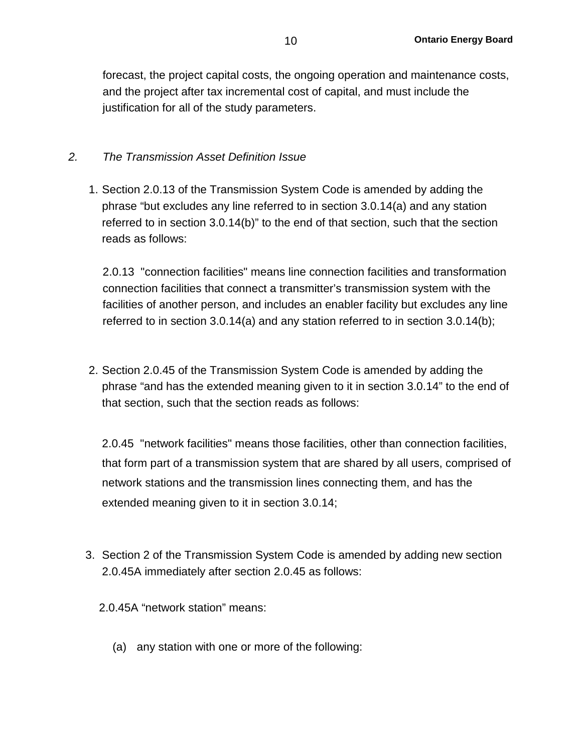forecast, the project capital costs, the ongoing operation and maintenance costs, and the project after tax incremental cost of capital, and must include the justification for all of the study parameters.

*2. The Transmission Asset Definition Issue*

1. Section 2.0.13 of the Transmission System Code is amended by adding the phrase “but excludes any line referred to in section 3.0.14(a) and any station referred to in section 3.0.14(b)” to the end of that section, such that the section reads as follows:

   2.0.13 "connection facilities" means line connection facilities and transformation connection facilities that connect a transmitter’s transmission system with the facilities of another person, and includes an enabler facility but excludes any line referred to in section 3.0.14(a) and any station referred to in section 3.0.14(b);

2. Section 2.0.45 of the Transmission System Code is amended by adding the phrase “and has the extended meaning given to it in section 3.0.14” to the end of that section, such that the section reads as follows:

   2.0.45 "network facilities" means those facilities, other than connection facilities, that form part of a transmission system that are shared by all users, comprised of network stations and the transmission lines connecting them, and has the extended meaning given to it in section 3.0.14;

3. Section 2 of the Transmission System Code is amended by adding new section 2.0.45A immediately after section 2.0.45 as follows:

   2.0.45A “network station” means:

   (a) any station with one or more of the following: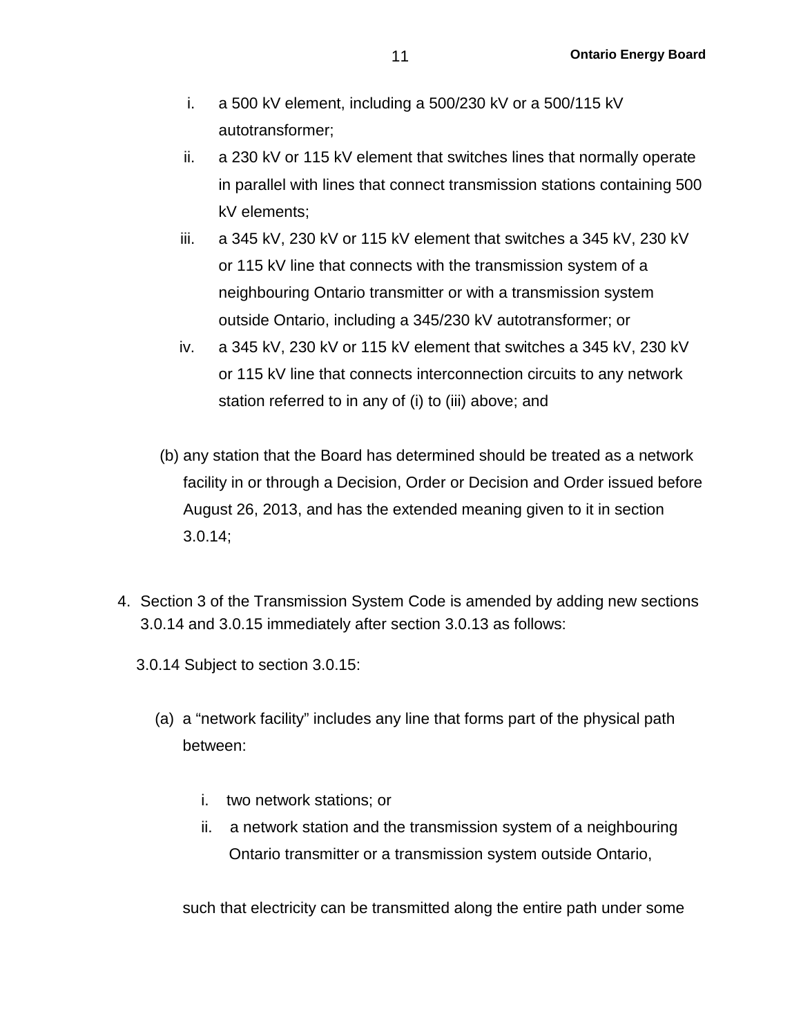i. a 500 kV element, including a 500/230 kV or a 500/115 kV autotransformer;

ii. a 230 kV or 115 kV element that switches lines that normally operate in parallel with lines that connect transmission stations containing 500 kV elements;

iii. a 345 kV, 230 kV or 115 kV element that switches a 345 kV, 230 kV or 115 kV line that connects with the transmission system of a neighbouring Ontario transmitter or with a transmission system outside Ontario, including a 345/230 kV autotransformer; or

iv. a 345 kV, 230 kV or 115 kV element that switches a 345 kV, 230 kV or 115 kV line that connects interconnection circuits to any network station referred to in any of (i) to (iii) above; and

(b) any station that the Board has determined should be treated as a network facility in or through a Decision, Order or Decision and Order issued before August 26, 2013, and has the extended meaning given to it in section 3.0.14;

4. Section 3 of the Transmission System Code is amended by adding new sections 3.0.14 and 3.0.15 immediately after section 3.0.13 as follows:

3.0.14 Subject to section 3.0.15:

(a) a "network facility" includes any line that forms part of the physical path between:

i. two network stations; or

ii. a network station and the transmission system of a neighbouring Ontario transmitter or a transmission system outside Ontario,

such that electricity can be transmitted along the entire path under some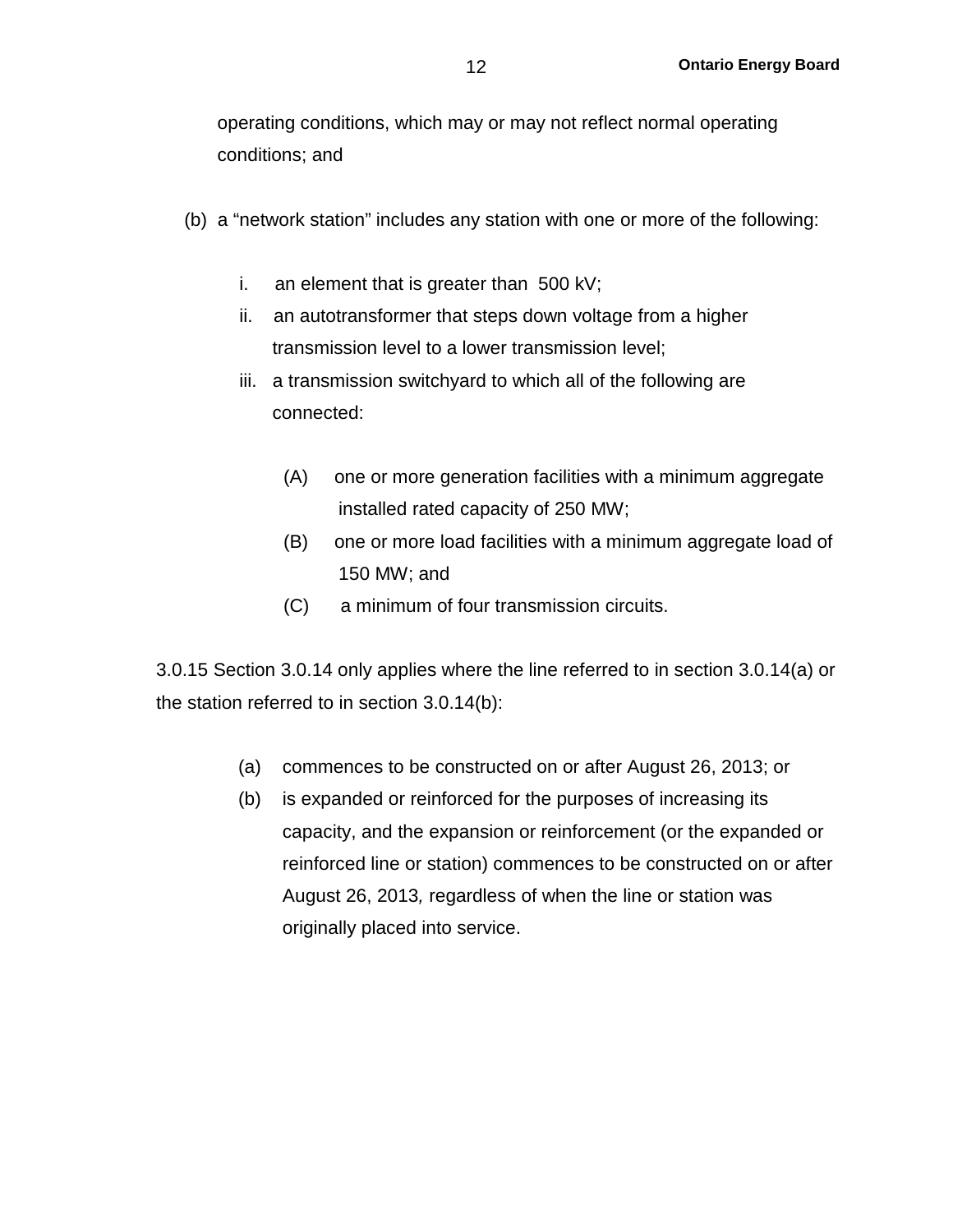operating conditions, which may or may not reflect normal operating conditions; and

(b) a “network station” includes any station with one or more of the following:

i. an element that is greater than 500 kV;
ii. an autotransformer that steps down voltage from a higher transmission level to a lower transmission level;
iii. a transmission switchyard to which all of the following are connected:

(A) one or more generation facilities with a minimum aggregate installed rated capacity of 250 MW;
(B) one or more load facilities with a minimum aggregate load of 150 MW; and
(C) a minimum of four transmission circuits.

3.0.15 Section 3.0.14 only applies where the line referred to in section 3.0.14(a) or the station referred to in section 3.0.14(b):

(a) commences to be constructed on or after August 26, 2013; or
(b) is expanded or reinforced for the purposes of increasing its capacity, and the expansion or reinforcement (or the expanded or reinforced line or station) commences to be constructed on or after August 26, 2013*,* regardless of when the line or station was originally placed into service.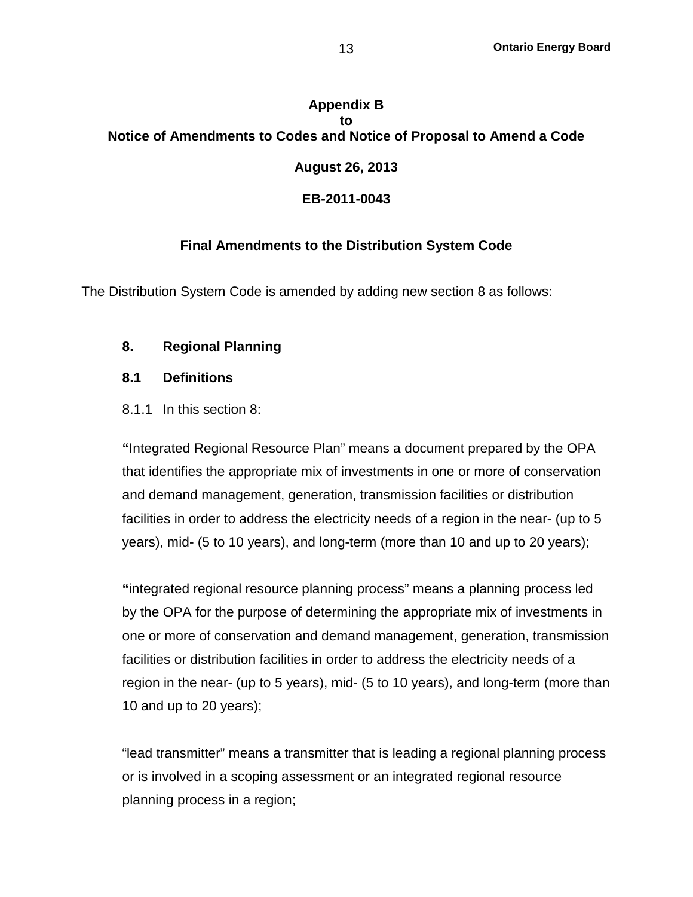**Appendix B**
**to**
**Notice of Amendments to Codes and Notice of Proposal to Amend a Code**

**August 26, 2013**

**EB-2011-0043**

## Final Amendments to the Distribution System Code

The Distribution System Code is amended by adding new section 8 as follows:

### 8. Regional Planning

### 8.1 Definitions

8.1.1 In this section 8:

**"**Integrated Regional Resource Plan" means a document prepared by the OPA that identifies the appropriate mix of investments in one or more of conservation and demand management, generation, transmission facilities or distribution facilities in order to address the electricity needs of a region in the near- (up to 5 years), mid- (5 to 10 years), and long-term (more than 10 and up to 20 years);

**"**integrated regional resource planning process" means a planning process led by the OPA for the purpose of determining the appropriate mix of investments in one or more of conservation and demand management, generation, transmission facilities or distribution facilities in order to address the electricity needs of a region in the near- (up to 5 years), mid- (5 to 10 years), and long-term (more than 10 and up to 20 years);

"lead transmitter" means a transmitter that is leading a regional planning process or is involved in a scoping assessment or an integrated regional resource planning process in a region;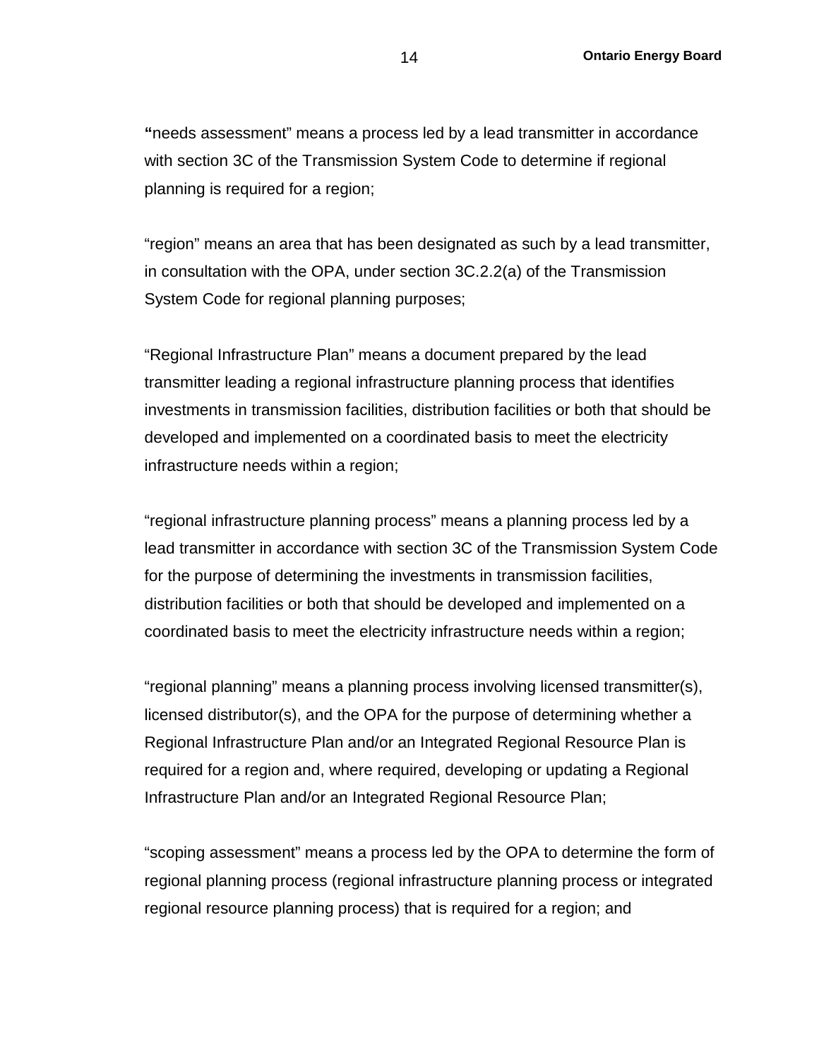"needs assessment" means a process led by a lead transmitter in accordance with section 3C of the Transmission System Code to determine if regional planning is required for a region;

"region" means an area that has been designated as such by a lead transmitter, in consultation with the OPA, under section 3C.2.2(a) of the Transmission System Code for regional planning purposes;

"Regional Infrastructure Plan" means a document prepared by the lead transmitter leading a regional infrastructure planning process that identifies investments in transmission facilities, distribution facilities or both that should be developed and implemented on a coordinated basis to meet the electricity infrastructure needs within a region;

"regional infrastructure planning process" means a planning process led by a lead transmitter in accordance with section 3C of the Transmission System Code for the purpose of determining the investments in transmission facilities, distribution facilities or both that should be developed and implemented on a coordinated basis to meet the electricity infrastructure needs within a region;

"regional planning" means a planning process involving licensed transmitter(s), licensed distributor(s), and the OPA for the purpose of determining whether a Regional Infrastructure Plan and/or an Integrated Regional Resource Plan is required for a region and, where required, developing or updating a Regional Infrastructure Plan and/or an Integrated Regional Resource Plan;

"scoping assessment" means a process led by the OPA to determine the form of regional planning process (regional infrastructure planning process or integrated regional resource planning process) that is required for a region; and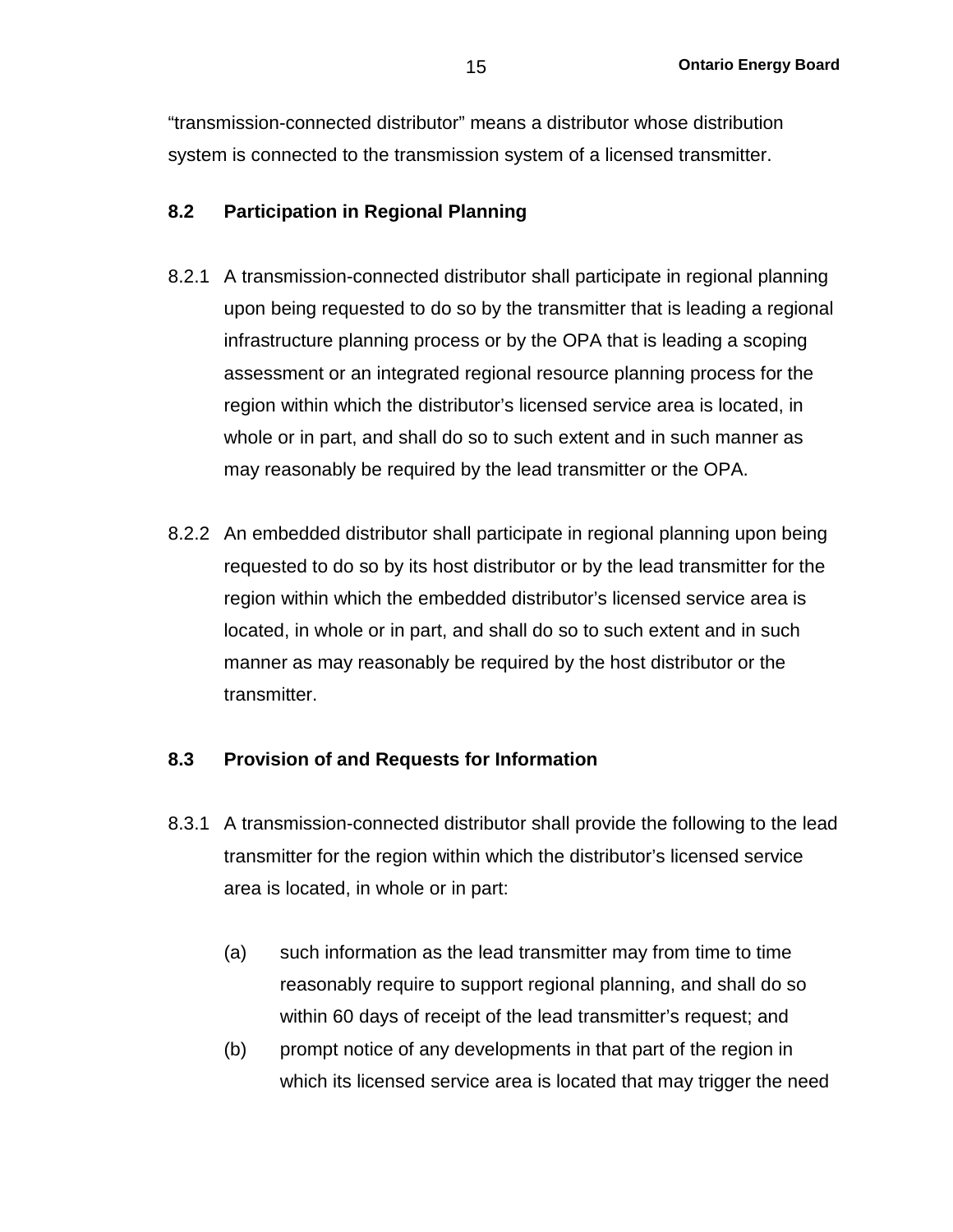"transmission-connected distributor" means a distributor whose distribution system is connected to the transmission system of a licensed transmitter.

### 8.2 Participation in Regional Planning

8.2.1 A transmission-connected distributor shall participate in regional planning upon being requested to do so by the transmitter that is leading a regional infrastructure planning process or by the OPA that is leading a scoping assessment or an integrated regional resource planning process for the region within which the distributor's licensed service area is located, in whole or in part, and shall do so to such extent and in such manner as may reasonably be required by the lead transmitter or the OPA.

8.2.2 An embedded distributor shall participate in regional planning upon being requested to do so by its host distributor or by the lead transmitter for the region within which the embedded distributor's licensed service area is located, in whole or in part, and shall do so to such extent and in such manner as may reasonably be required by the host distributor or the transmitter.

### 8.3 Provision of and Requests for Information

8.3.1 A transmission-connected distributor shall provide the following to the lead transmitter for the region within which the distributor's licensed service area is located, in whole or in part:

(a) such information as the lead transmitter may from time to time reasonably require to support regional planning, and shall do so within 60 days of receipt of the lead transmitter's request; and

(b) prompt notice of any developments in that part of the region in which its licensed service area is located that may trigger the need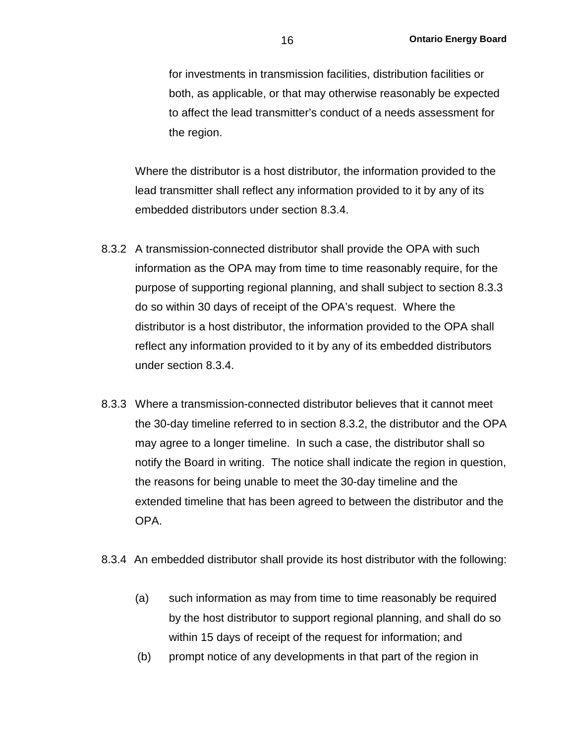for investments in transmission facilities, distribution facilities or both, as applicable, or that may otherwise reasonably be expected to affect the lead transmitter's conduct of a needs assessment for the region.

Where the distributor is a host distributor, the information provided to the lead transmitter shall reflect any information provided to it by any of its embedded distributors under section 8.3.4.

8.3.2 A transmission-connected distributor shall provide the OPA with such information as the OPA may from time to time reasonably require, for the purpose of supporting regional planning, and shall subject to section 8.3.3 do so within 30 days of receipt of the OPA's request. Where the distributor is a host distributor, the information provided to the OPA shall reflect any information provided to it by any of its embedded distributors under section 8.3.4.

8.3.3 Where a transmission-connected distributor believes that it cannot meet the 30-day timeline referred to in section 8.3.2, the distributor and the OPA may agree to a longer timeline. In such a case, the distributor shall so notify the Board in writing. The notice shall indicate the region in question, the reasons for being unable to meet the 30-day timeline and the extended timeline that has been agreed to between the distributor and the OPA.

8.3.4 An embedded distributor shall provide its host distributor with the following:

(a) such information as may from time to time reasonably be required by the host distributor to support regional planning, and shall do so within 15 days of receipt of the request for information; and

(b) prompt notice of any developments in that part of the region in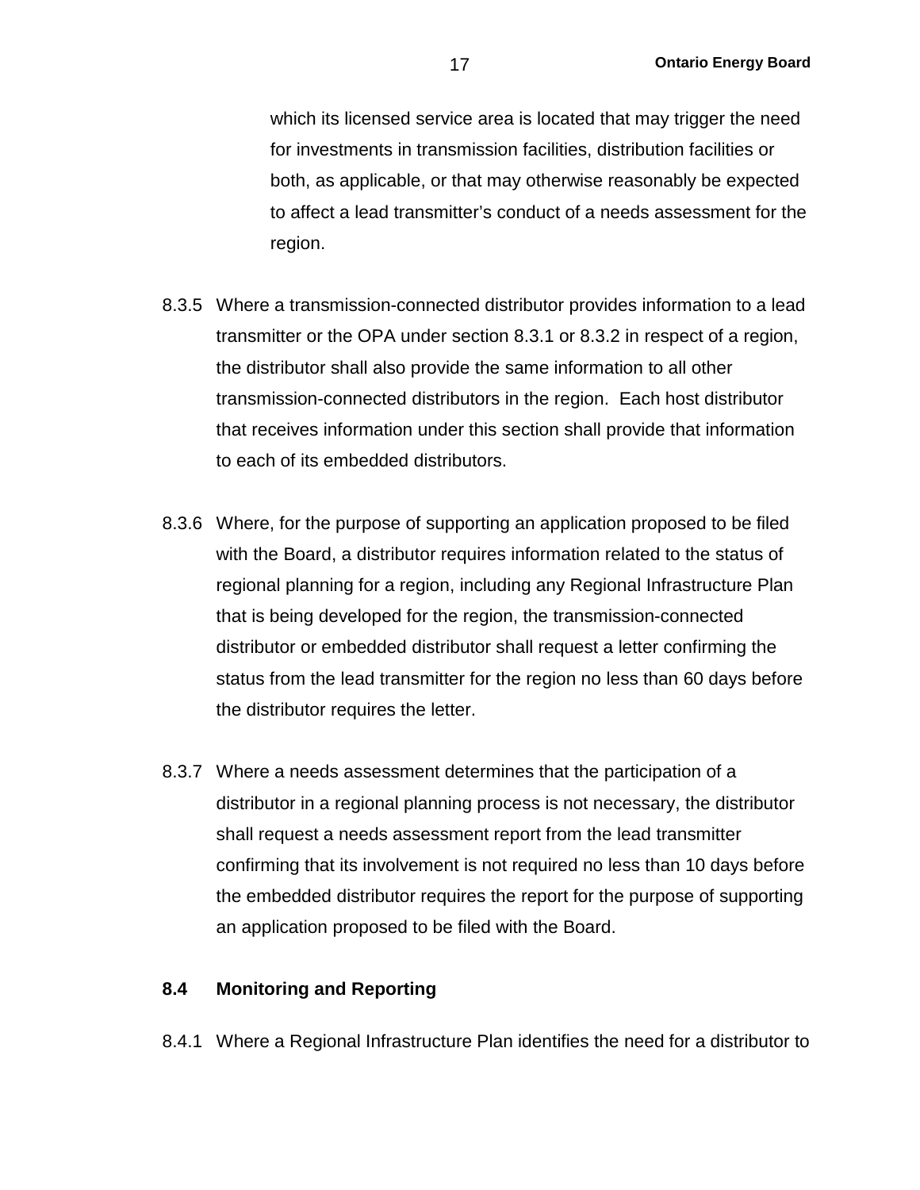which its licensed service area is located that may trigger the need for investments in transmission facilities, distribution facilities or both, as applicable, or that may otherwise reasonably be expected to affect a lead transmitter's conduct of a needs assessment for the region.

8.3.5 Where a transmission-connected distributor provides information to a lead transmitter or the OPA under section 8.3.1 or 8.3.2 in respect of a region, the distributor shall also provide the same information to all other transmission-connected distributors in the region. Each host distributor that receives information under this section shall provide that information to each of its embedded distributors.

8.3.6 Where, for the purpose of supporting an application proposed to be filed with the Board, a distributor requires information related to the status of regional planning for a region, including any Regional Infrastructure Plan that is being developed for the region, the transmission-connected distributor or embedded distributor shall request a letter confirming the status from the lead transmitter for the region no less than 60 days before the distributor requires the letter.

8.3.7 Where a needs assessment determines that the participation of a distributor in a regional planning process is not necessary, the distributor shall request a needs assessment report from the lead transmitter confirming that its involvement is not required no less than 10 days before the embedded distributor requires the report for the purpose of supporting an application proposed to be filed with the Board.

### 8.4 Monitoring and Reporting

8.4.1 Where a Regional Infrastructure Plan identifies the need for a distributor to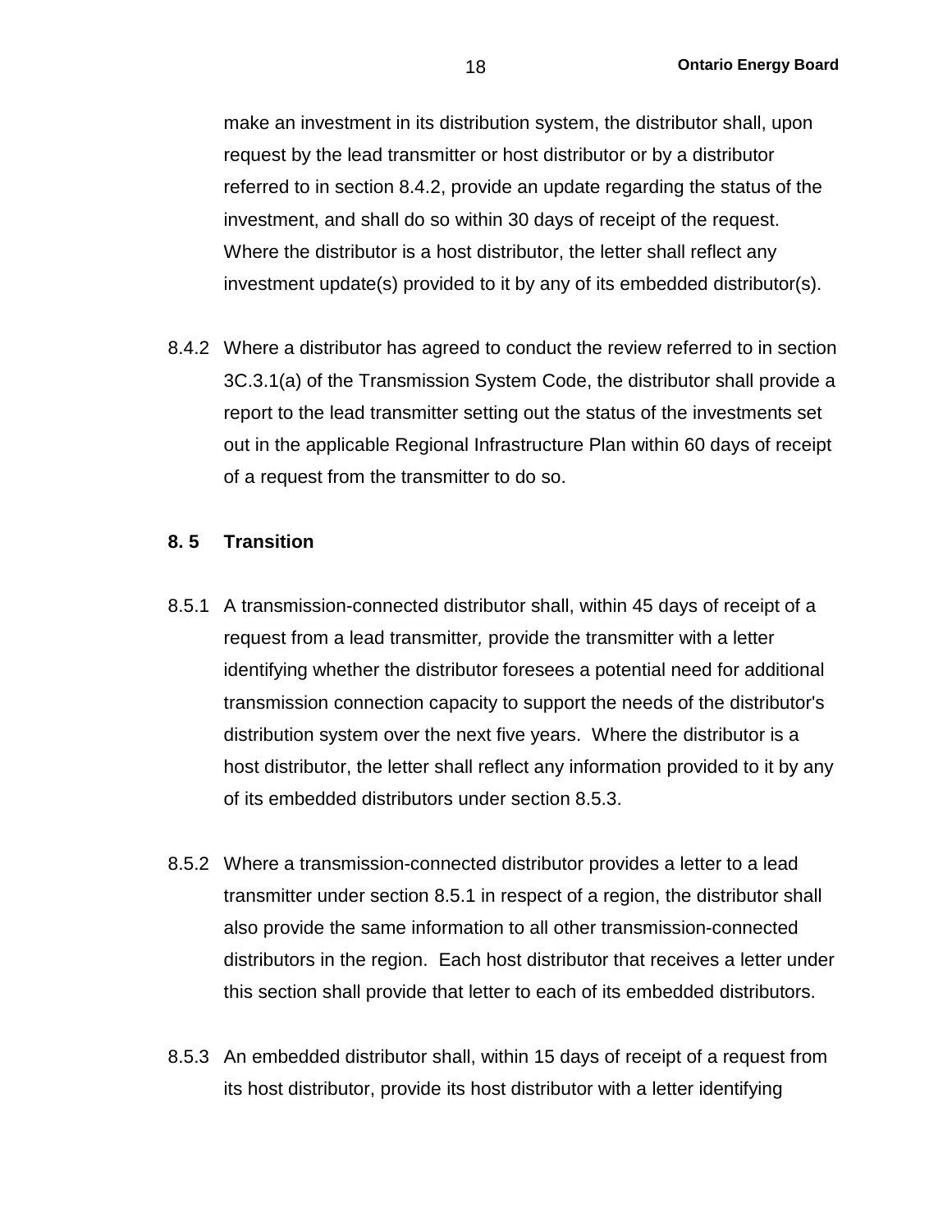make an investment in its distribution system, the distributor shall, upon request by the lead transmitter or host distributor or by a distributor referred to in section 8.4.2, provide an update regarding the status of the investment, and shall do so within 30 days of receipt of the request. Where the distributor is a host distributor, the letter shall reflect any investment update(s) provided to it by any of its embedded distributor(s).

8.4.2 Where a distributor has agreed to conduct the review referred to in section 3C.3.1(a) of the Transmission System Code, the distributor shall provide a report to the lead transmitter setting out the status of the investments set out in the applicable Regional Infrastructure Plan within 60 days of receipt of a request from the transmitter to do so.

### 8. 5 Transition

8.5.1 A transmission-connected distributor shall, within 45 days of receipt of a request from a lead transmitter*,* provide the transmitter with a letter identifying whether the distributor foresees a potential need for additional transmission connection capacity to support the needs of the distributor's distribution system over the next five years. Where the distributor is a host distributor, the letter shall reflect any information provided to it by any of its embedded distributors under section 8.5.3.

8.5.2 Where a transmission-connected distributor provides a letter to a lead transmitter under section 8.5.1 in respect of a region, the distributor shall also provide the same information to all other transmission-connected distributors in the region. Each host distributor that receives a letter under this section shall provide that letter to each of its embedded distributors.

8.5.3 An embedded distributor shall, within 15 days of receipt of a request from its host distributor, provide its host distributor with a letter identifying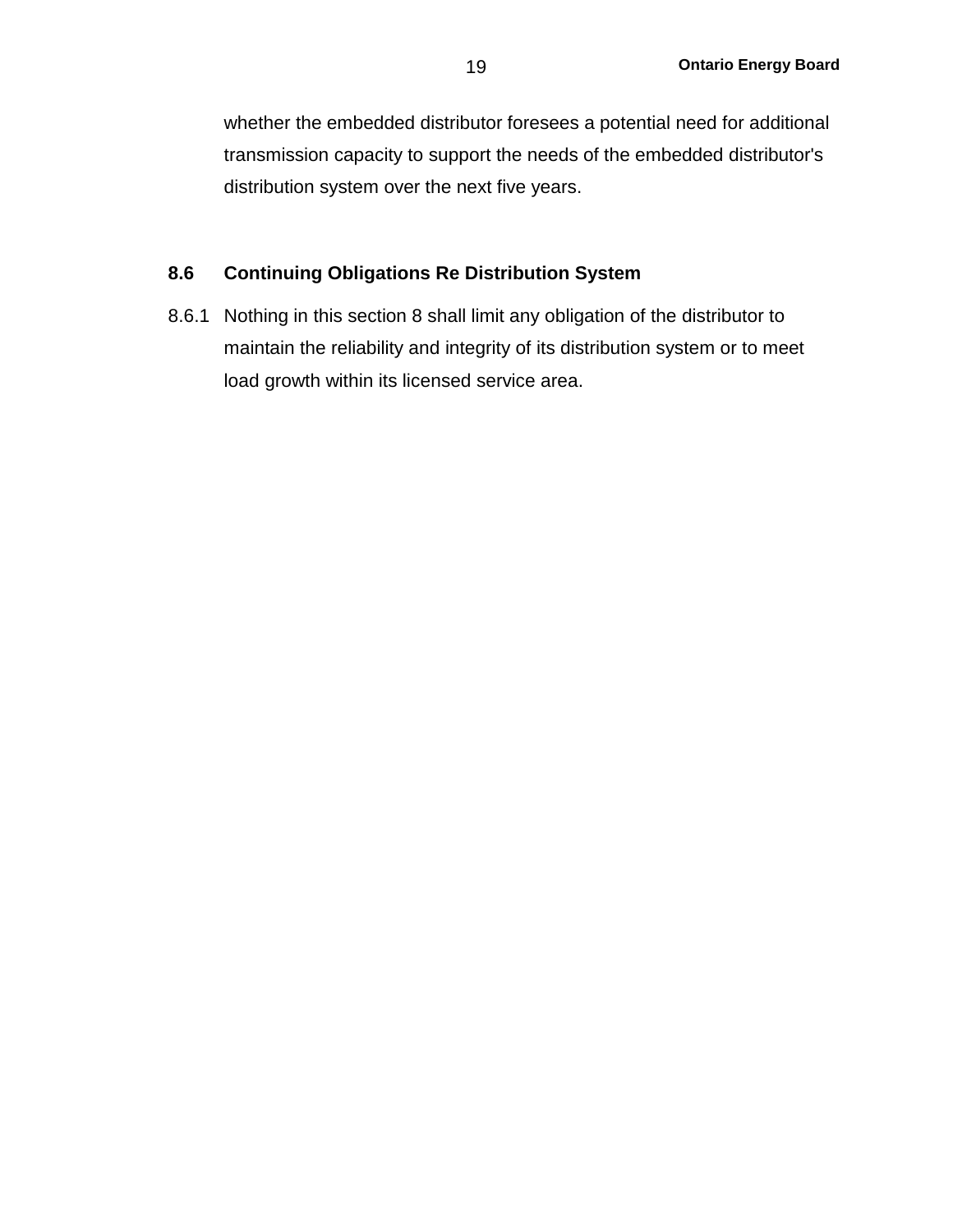whether the embedded distributor foresees a potential need for additional transmission capacity to support the needs of the embedded distributor's distribution system over the next five years.

### 8.6 Continuing Obligations Re Distribution System

8.6.1 Nothing in this section 8 shall limit any obligation of the distributor to maintain the reliability and integrity of its distribution system or to meet load growth within its licensed service area.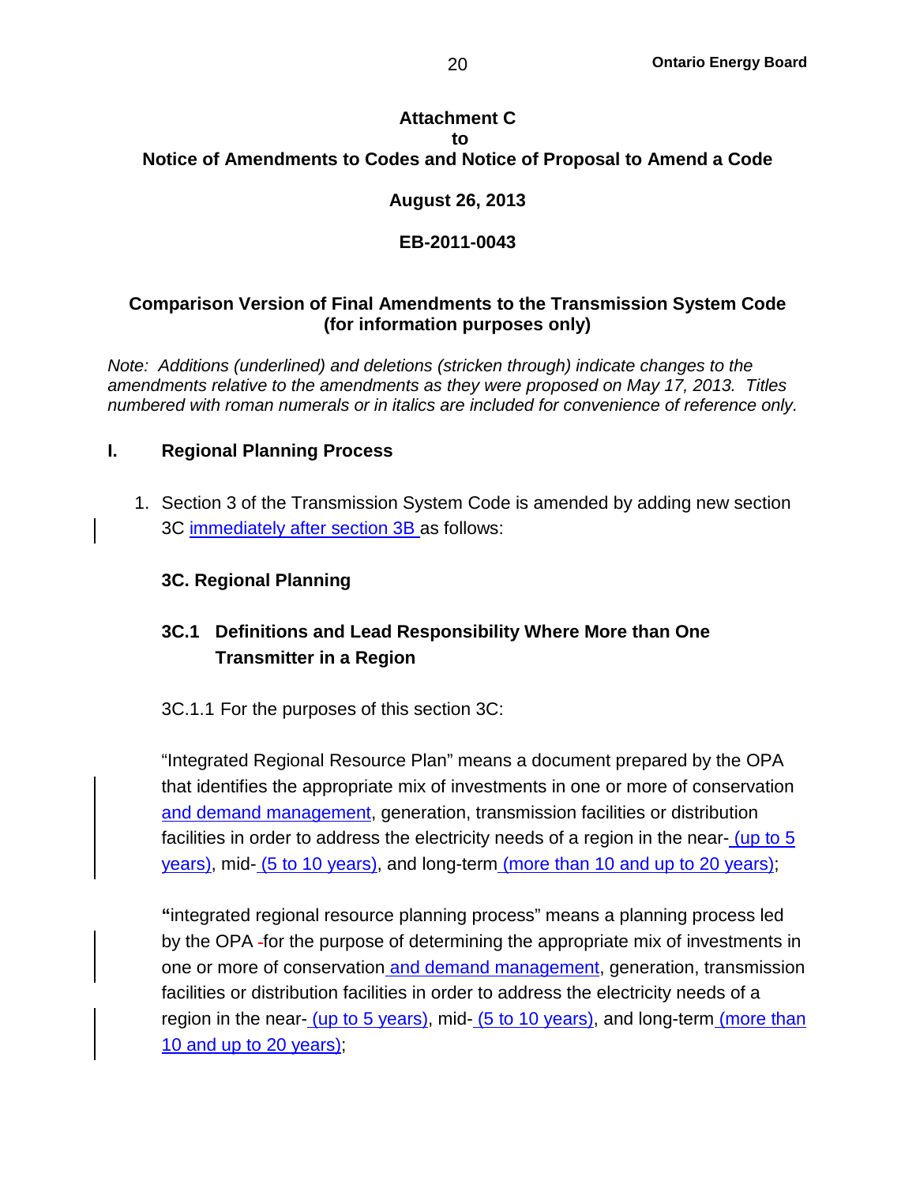**Attachment C**
**to**
**Notice of Amendments to Codes and Notice of Proposal to Amend a Code**

**August 26, 2013**

**EB-2011-0043**

**Comparison Version of Final Amendments to the Transmission System Code (for information purposes only)**

*Note: Additions (underlined) and deletions (stricken through) indicate changes to the amendments relative to the amendments as they were proposed on May 17, 2013. Titles numbered with roman numerals or in italics are included for convenience of reference only.*

## I. Regional Planning Process

1. Section 3 of the Transmission System Code is amended by adding new section 3C immediately after section 3B as follows:

### 3C. Regional Planning

#### 3C.1 Definitions and Lead Responsibility Where More than One Transmitter in a Region

3C.1.1 For the purposes of this section 3C:

"Integrated Regional Resource Plan" means a document prepared by the OPA that identifies the appropriate mix of investments in one or more of conservation and demand management, generation, transmission facilities or distribution facilities in order to address the electricity needs of a region in the near- (up to 5 years), mid- (5 to 10 years), and long-term (more than 10 and up to 20 years);

**"**integrated regional resource planning process" means a planning process led by the OPA -for the purpose of determining the appropriate mix of investments in one or more of conservation and demand management, generation, transmission facilities or distribution facilities in order to address the electricity needs of a region in the near- (up to 5 years), mid- (5 to 10 years), and long-term (more than 10 and up to 20 years);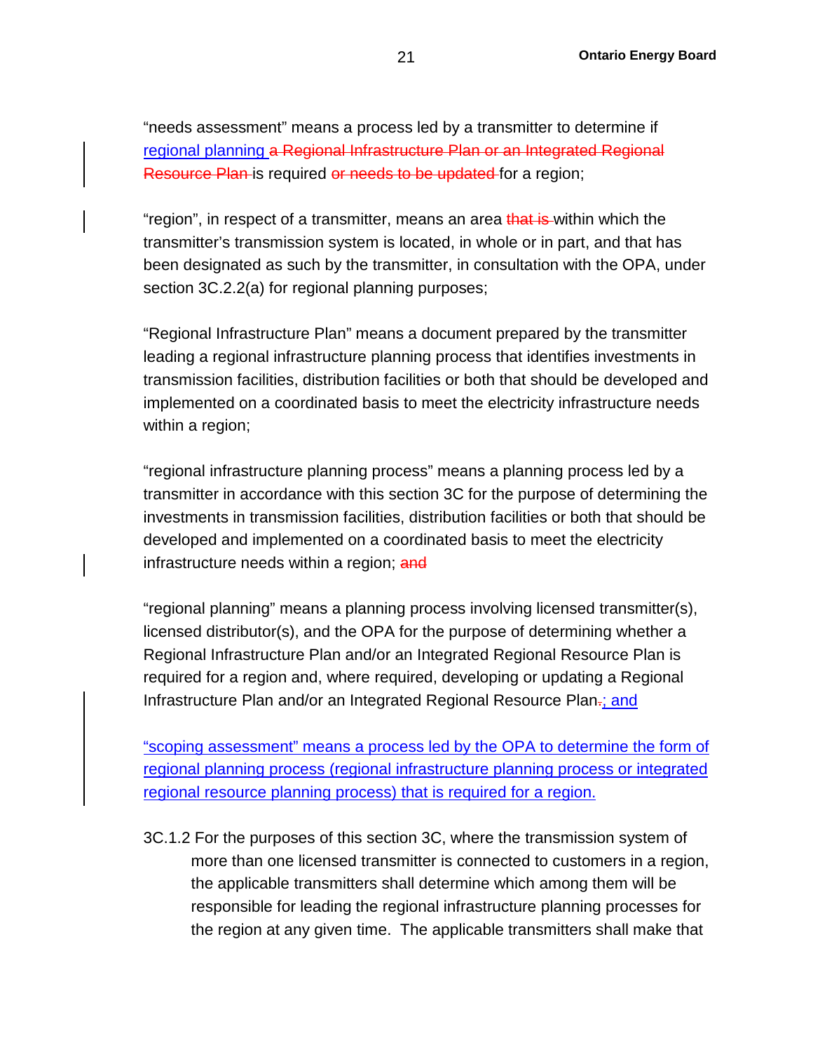"needs assessment" means a process led by a transmitter to determine if regional planning ~~a Regional Infrastructure Plan or an Integrated Regional Resource Plan~~ is required ~~or needs to be updated~~ for a region;

"region", in respect of a transmitter, means an area ~~that is~~ within which the transmitter's transmission system is located, in whole or in part, and that has been designated as such by the transmitter, in consultation with the OPA, under section 3C.2.2(a) for regional planning purposes;

"Regional Infrastructure Plan" means a document prepared by the transmitter leading a regional infrastructure planning process that identifies investments in transmission facilities, distribution facilities or both that should be developed and implemented on a coordinated basis to meet the electricity infrastructure needs within a region;

"regional infrastructure planning process" means a planning process led by a transmitter in accordance with this section 3C for the purpose of determining the investments in transmission facilities, distribution facilities or both that should be developed and implemented on a coordinated basis to meet the electricity infrastructure needs within a region; ~~and~~

"regional planning" means a planning process involving licensed transmitter(s), licensed distributor(s), and the OPA for the purpose of determining whether a Regional Infrastructure Plan and/or an Integrated Regional Resource Plan is required for a region and, where required, developing or updating a Regional Infrastructure Plan and/or an Integrated Regional Resource Plan~~.~~; and

"scoping assessment" means a process led by the OPA to determine the form of regional planning process (regional infrastructure planning process or integrated regional resource planning process) that is required for a region.

3C.1.2 For the purposes of this section 3C, where the transmission system of more than one licensed transmitter is connected to customers in a region, the applicable transmitters shall determine which among them will be responsible for leading the regional infrastructure planning processes for the region at any given time. The applicable transmitters shall make that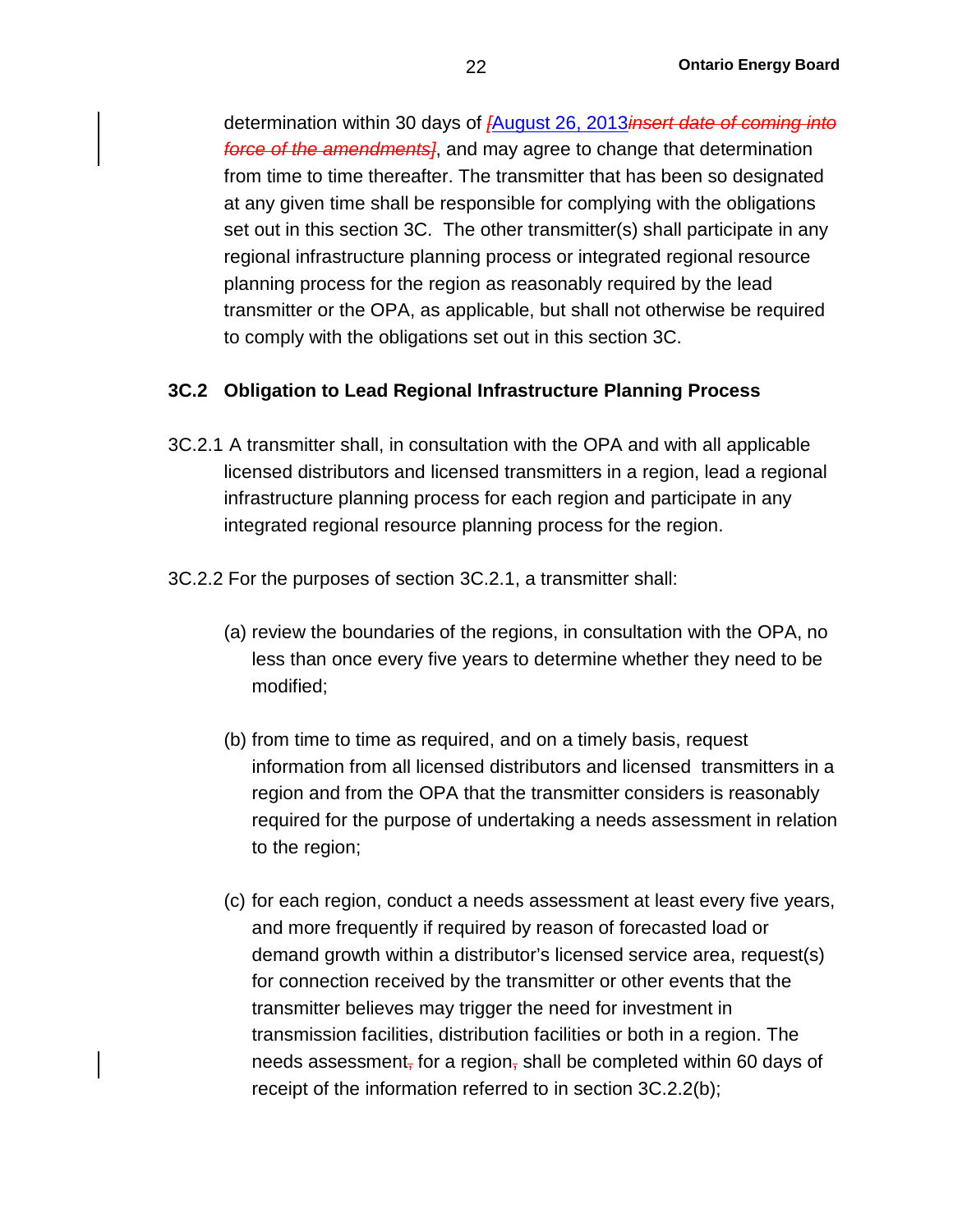determination within 30 days of ~~[~~August 26, 2013~~*insert date of coming into force of the amendments]*~~, and may agree to change that determination from time to time thereafter. The transmitter that has been so designated at any given time shall be responsible for complying with the obligations set out in this section 3C. The other transmitter(s) shall participate in any regional infrastructure planning process or integrated regional resource planning process for the region as reasonably required by the lead transmitter or the OPA, as applicable, but shall not otherwise be required to comply with the obligations set out in this section 3C.

### 3C.2 Obligation to Lead Regional Infrastructure Planning Process

3C.2.1 A transmitter shall, in consultation with the OPA and with all applicable licensed distributors and licensed transmitters in a region, lead a regional infrastructure planning process for each region and participate in any integrated regional resource planning process for the region.

3C.2.2 For the purposes of section 3C.2.1, a transmitter shall:

(a) review the boundaries of the regions, in consultation with the OPA, no less than once every five years to determine whether they need to be modified;

(b) from time to time as required, and on a timely basis, request information from all licensed distributors and licensed transmitters in a region and from the OPA that the transmitter considers is reasonably required for the purpose of undertaking a needs assessment in relation to the region;

(c) for each region, conduct a needs assessment at least every five years, and more frequently if required by reason of forecasted load or demand growth within a distributor's licensed service area, request(s) for connection received by the transmitter or other events that the transmitter believes may trigger the need for investment in transmission facilities, distribution facilities or both in a region. The needs assessment~~,~~ for a region~~,~~ shall be completed within 60 days of receipt of the information referred to in section 3C.2.2(b);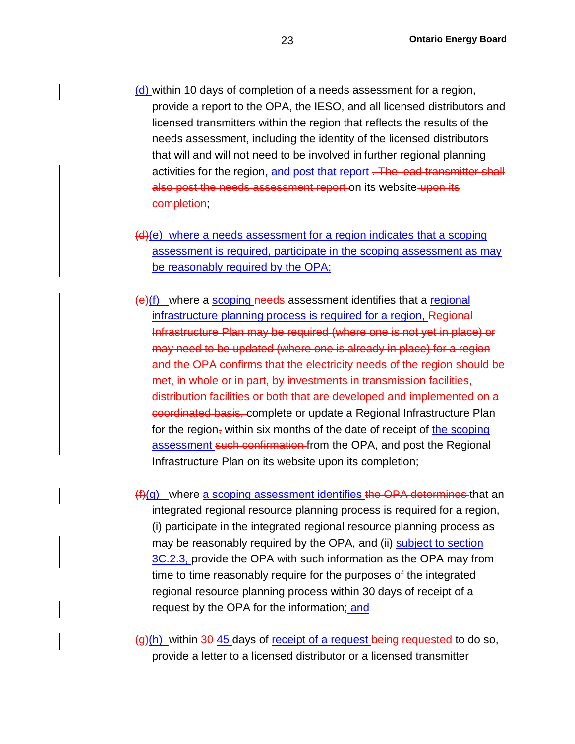(d) within 10 days of completion of a needs assessment for a region, provide a report to the OPA, the IESO, and all licensed distributors and licensed transmitters within the region that reflects the results of the needs assessment, including the identity of the licensed distributors that will and will not need to be involved in further regional planning activities for the region, and post that report ~~. The lead transmitter shall also post the needs assessment report~~ on its website ~~upon its completion~~;

~~(d)~~(e) where a needs assessment for a region indicates that a scoping assessment is required, participate in the scoping assessment as may be reasonably required by the OPA;

~~(e)~~(f) where a scoping ~~needs~~ assessment identifies that a regional infrastructure planning process is required for a region, ~~Regional Infrastructure Plan may be required (where one is not yet in place) or may need to be updated (where one is already in place) for a region and the OPA confirms that the electricity needs of the region should be met, in whole or in part, by investments in transmission facilities, distribution facilities or both that are developed and implemented on a coordinated basis,~~ complete or update a Regional Infrastructure Plan for the region~~,~~ within six months of the date of receipt of the scoping assessment ~~such confirmation~~ from the OPA, and post the Regional Infrastructure Plan on its website upon its completion;

~~(f)~~(g) where a scoping assessment identifies ~~the OPA determines~~ that an integrated regional resource planning process is required for a region, (i) participate in the integrated regional resource planning process as may be reasonably required by the OPA, and (ii) subject to section 3C.2.3, provide the OPA with such information as the OPA may from time to time reasonably require for the purposes of the integrated regional resource planning process within 30 days of receipt of a request by the OPA for the information; and

~~(g)~~(h) within ~~30~~ 45 days of receipt of a request ~~being requested~~ to do so, provide a letter to a licensed distributor or a licensed transmitter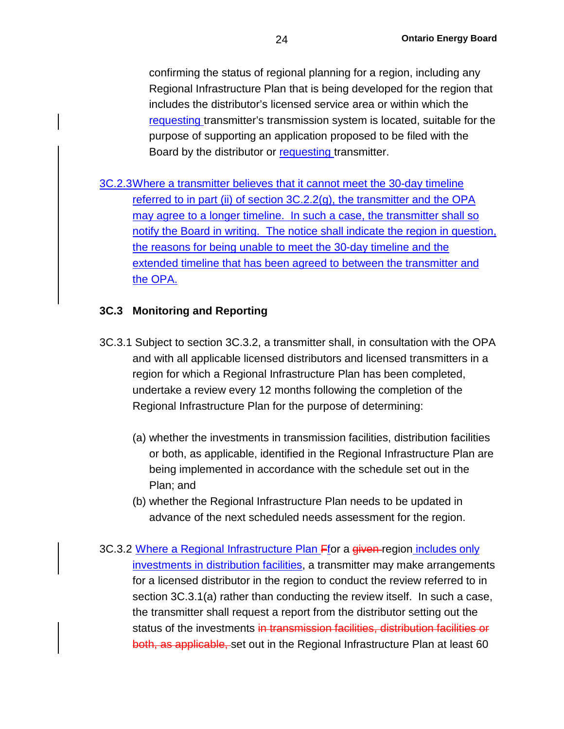confirming the status of regional planning for a region, including any Regional Infrastructure Plan that is being developed for the region that includes the distributor's licensed service area or within which the requesting transmitter's transmission system is located, suitable for the purpose of supporting an application proposed to be filed with the Board by the distributor or requesting transmitter.

3C.2.3 Where a transmitter believes that it cannot meet the 30-day timeline referred to in part (ii) of section 3C.2.2(g), the transmitter and the OPA may agree to a longer timeline. In such a case, the transmitter shall so notify the Board in writing. The notice shall indicate the region in question, the reasons for being unable to meet the 30-day timeline and the extended timeline that has been agreed to between the transmitter and the OPA.

### 3C.3 Monitoring and Reporting

3C.3.1 Subject to section 3C.3.2, a transmitter shall, in consultation with the OPA and with all applicable licensed distributors and licensed transmitters in a region for which a Regional Infrastructure Plan has been completed, undertake a review every 12 months following the completion of the Regional Infrastructure Plan for the purpose of determining:

(a) whether the investments in transmission facilities, distribution facilities or both, as applicable, identified in the Regional Infrastructure Plan are being implemented in accordance with the schedule set out in the Plan; and

(b) whether the Regional Infrastructure Plan needs to be updated in advance of the next scheduled needs assessment for the region.

3C.3.2 Where a Regional Infrastructure Plan ~~F~~for a ~~given~~ region includes only investments in distribution facilities, a transmitter may make arrangements for a licensed distributor in the region to conduct the review referred to in section 3C.3.1(a) rather than conducting the review itself. In such a case, the transmitter shall request a report from the distributor setting out the status of the investments ~~in transmission facilities, distribution facilities or both, as applicable,~~ set out in the Regional Infrastructure Plan at least 60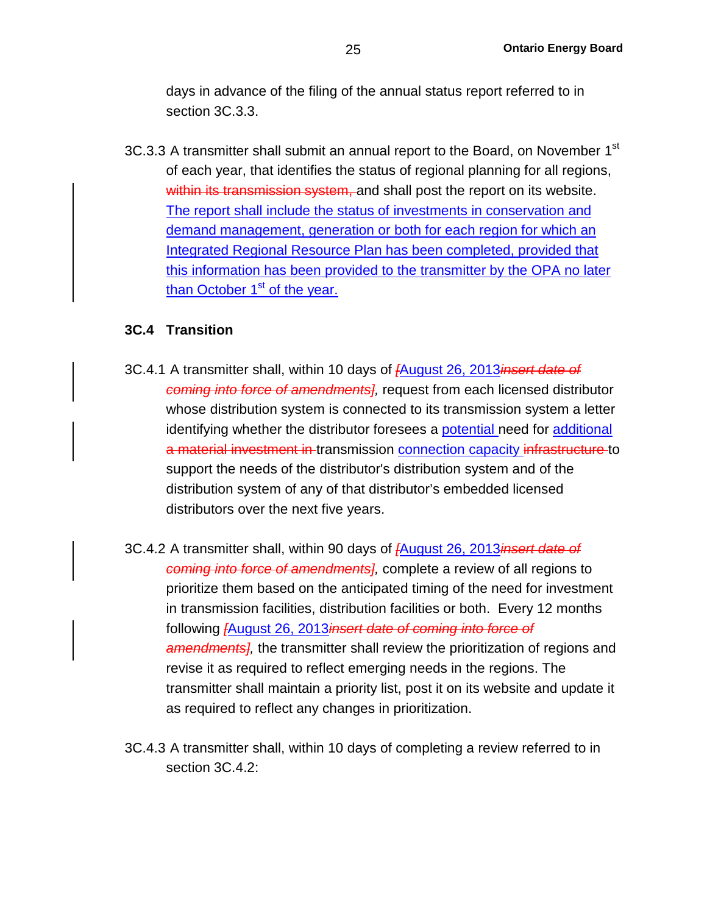days in advance of the filing of the annual status report referred to in section 3C.3.3.

3C.3.3 A transmitter shall submit an annual report to the Board, on November 1st of each year, that identifies the status of regional planning for all regions, ~~within its transmission system,~~ and shall post the report on its website. <u>The report shall include the status of investments in conservation and demand management, generation or both for each region for which an Integrated Regional Resource Plan has been completed, provided that this information has been provided to the transmitter by the OPA no later than October 1st of the year.</u>

### 3C.4 Transition

3C.4.1 A transmitter shall, within 10 days of ~~[~~<u>August 26, 2013</u>~~*insert date of coming into force of amendments]*~~, request from each licensed distributor whose distribution system is connected to its transmission system a letter identifying whether the distributor foresees a <u>potential</u> need for <u>additional</u> ~~a material investment in~~ transmission <u>connection capacity</u> ~~infrastructure~~ to support the needs of the distributor's distribution system and of the distribution system of any of that distributor's embedded licensed distributors over the next five years.

3C.4.2 A transmitter shall, within 90 days of ~~[~~<u>August 26, 2013</u>~~*insert date of coming into force of amendments]*~~, complete a review of all regions to prioritize them based on the anticipated timing of the need for investment in transmission facilities, distribution facilities or both. Every 12 months following ~~[~~<u>August 26, 2013</u>~~*insert date of coming into force of amendments]*~~, the transmitter shall review the prioritization of regions and revise it as required to reflect emerging needs in the regions. The transmitter shall maintain a priority list, post it on its website and update it as required to reflect any changes in prioritization.

3C.4.3 A transmitter shall, within 10 days of completing a review referred to in section 3C.4.2: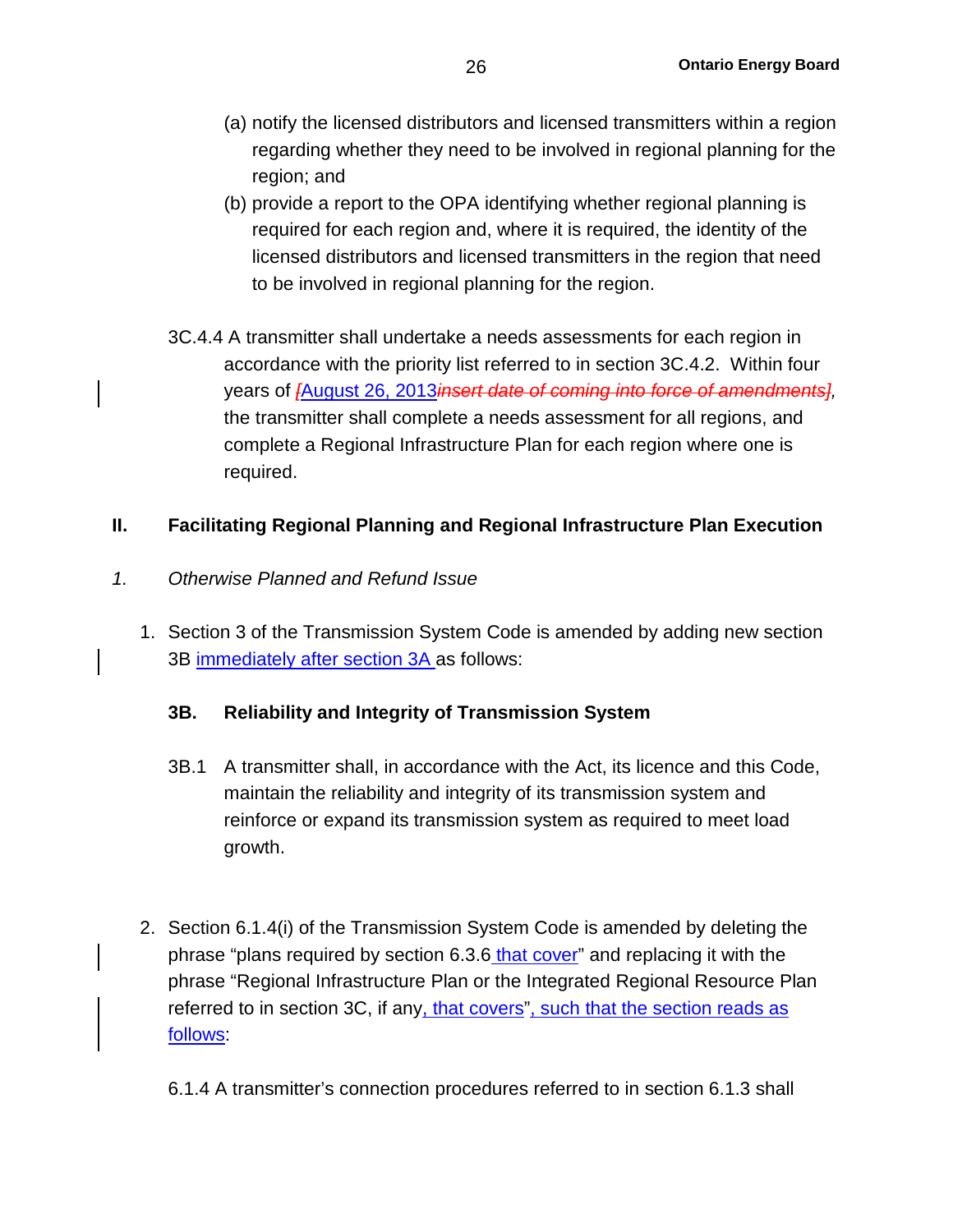(a) notify the licensed distributors and licensed transmitters within a region regarding whether they need to be involved in regional planning for the region; and

(b) provide a report to the OPA identifying whether regional planning is required for each region and, where it is required, the identity of the licensed distributors and licensed transmitters in the region that need to be involved in regional planning for the region.

3C.4.4 A transmitter shall undertake a needs assessments for each region in accordance with the priority list referred to in section 3C.4.2. Within four years of ~~[~~August 26, 2013~~insert date of coming into force of amendments]~~, the transmitter shall complete a needs assessment for all regions, and complete a Regional Infrastructure Plan for each region where one is required.

## II. Facilitating Regional Planning and Regional Infrastructure Plan Execution

*1. Otherwise Planned and Refund Issue*

1. Section 3 of the Transmission System Code is amended by adding new section 3B immediately after section 3A as follows:

### 3B. Reliability and Integrity of Transmission System

3B.1 A transmitter shall, in accordance with the Act, its licence and this Code, maintain the reliability and integrity of its transmission system and reinforce or expand its transmission system as required to meet load growth.

2. Section 6.1.4(i) of the Transmission System Code is amended by deleting the phrase "plans required by section 6.3.6 that cover" and replacing it with the phrase "Regional Infrastructure Plan or the Integrated Regional Resource Plan referred to in section 3C, if any, that covers", such that the section reads as follows:

6.1.4 A transmitter's connection procedures referred to in section 6.1.3 shall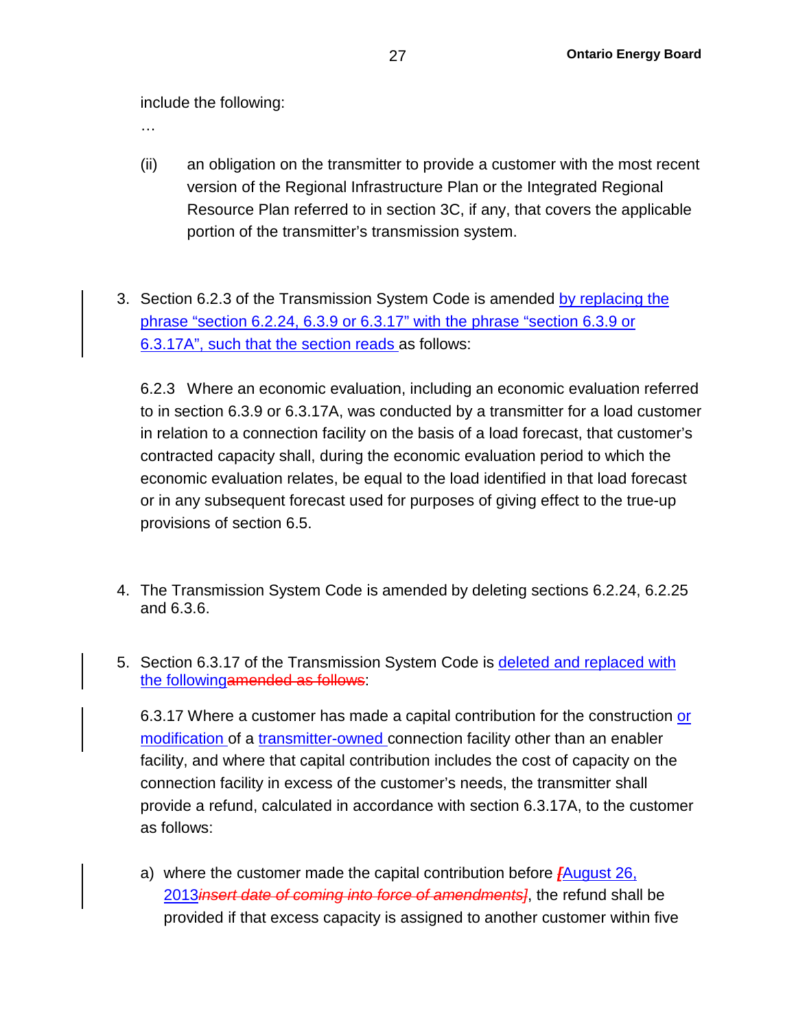include the following:

…

(ii) an obligation on the transmitter to provide a customer with the most recent version of the Regional Infrastructure Plan or the Integrated Regional Resource Plan referred to in section 3C, if any, that covers the applicable portion of the transmitter's transmission system.

3. Section 6.2.3 of the Transmission System Code is amended by replacing the phrase "section 6.2.24, 6.3.9 or 6.3.17" with the phrase "section 6.3.9 or 6.3.17A", such that the section reads as follows:

   6.2.3 Where an economic evaluation, including an economic evaluation referred to in section 6.3.9 or 6.3.17A, was conducted by a transmitter for a load customer in relation to a connection facility on the basis of a load forecast, that customer's contracted capacity shall, during the economic evaluation period to which the economic evaluation relates, be equal to the load identified in that load forecast or in any subsequent forecast used for purposes of giving effect to the true-up provisions of section 6.5.

4. The Transmission System Code is amended by deleting sections 6.2.24, 6.2.25 and 6.3.6.

5. Section 6.3.17 of the Transmission System Code is deleted and replaced with the following~~amended as follows~~:

   6.3.17 Where a customer has made a capital contribution for the construction or modification of a transmitter-owned connection facility other than an enabler facility, and where that capital contribution includes the cost of capacity on the connection facility in excess of the customer's needs, the transmitter shall provide a refund, calculated in accordance with section 6.3.17A, to the customer as follows:

   a) where the customer made the capital contribution before ~~[~~August 26, 2013~~*insert date of coming into force of amendments]*~~, the refund shall be provided if that excess capacity is assigned to another customer within five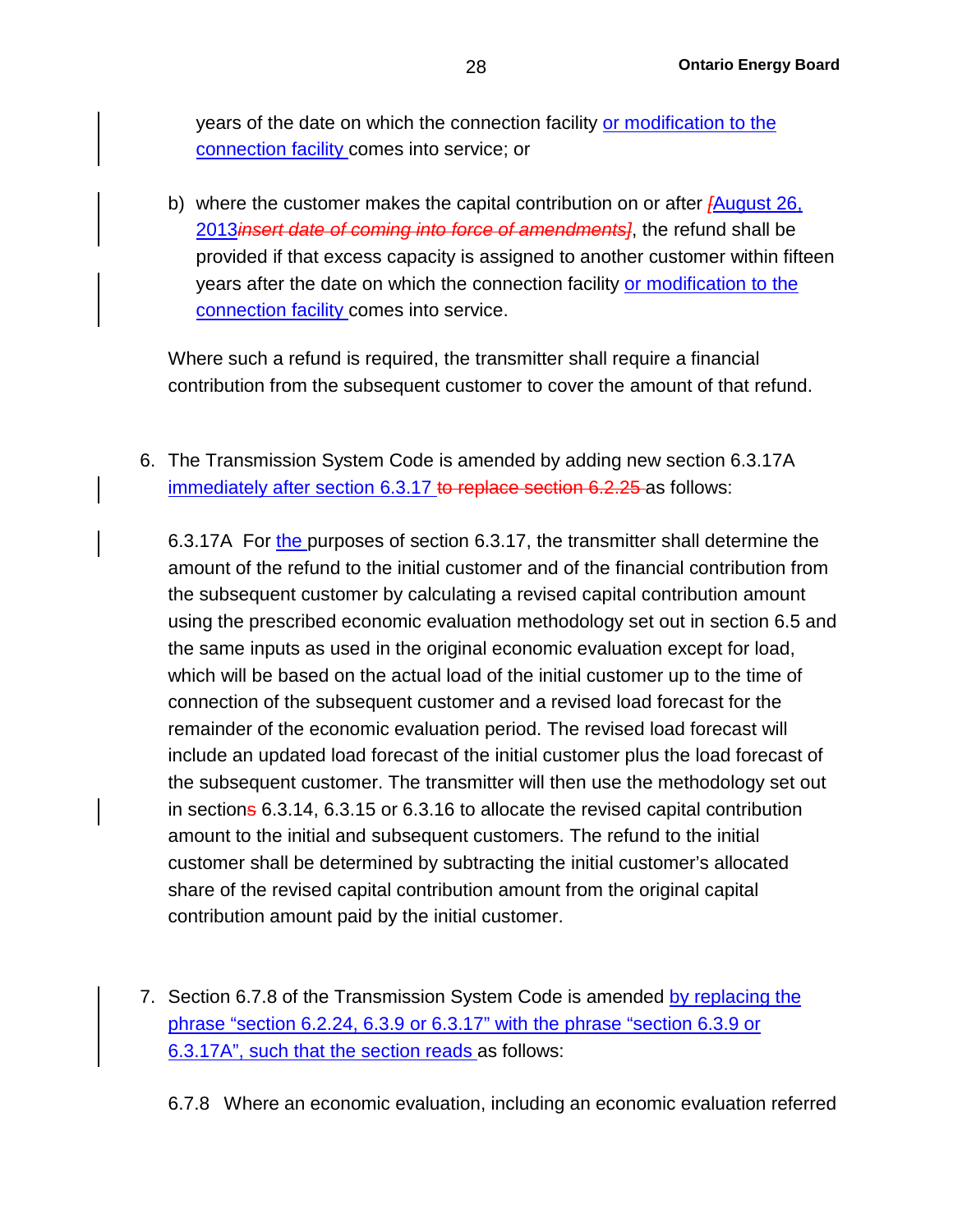years of the date on which the connection facility or modification to the connection facility comes into service; or

b) where the customer makes the capital contribution on or after [August 26, 2013insert date of coming into force of amendments], the refund shall be provided if that excess capacity is assigned to another customer within fifteen years after the date on which the connection facility or modification to the connection facility comes into service.

Where such a refund is required, the transmitter shall require a financial contribution from the subsequent customer to cover the amount of that refund.

6. The Transmission System Code is amended by adding new section 6.3.17A immediately after section 6.3.17 to replace section 6.2.25 as follows:

6.3.17A For the purposes of section 6.3.17, the transmitter shall determine the amount of the refund to the initial customer and of the financial contribution from the subsequent customer by calculating a revised capital contribution amount using the prescribed economic evaluation methodology set out in section 6.5 and the same inputs as used in the original economic evaluation except for load, which will be based on the actual load of the initial customer up to the time of connection of the subsequent customer and a revised load forecast for the remainder of the economic evaluation period. The revised load forecast will include an updated load forecast of the initial customer plus the load forecast of the subsequent customer. The transmitter will then use the methodology set out in sections 6.3.14, 6.3.15 or 6.3.16 to allocate the revised capital contribution amount to the initial and subsequent customers. The refund to the initial customer shall be determined by subtracting the initial customer's allocated share of the revised capital contribution amount from the original capital contribution amount paid by the initial customer.

7. Section 6.7.8 of the Transmission System Code is amended by replacing the phrase "section 6.2.24, 6.3.9 or 6.3.17" with the phrase "section 6.3.9 or 6.3.17A", such that the section reads as follows:

6.7.8 Where an economic evaluation, including an economic evaluation referred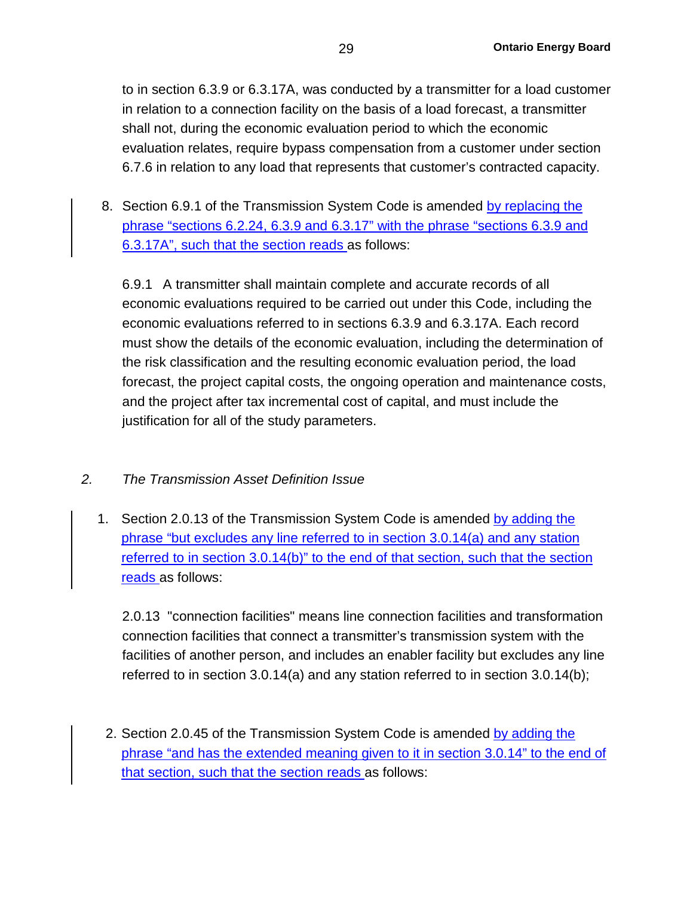to in section 6.3.9 or 6.3.17A, was conducted by a transmitter for a load customer in relation to a connection facility on the basis of a load forecast, a transmitter shall not, during the economic evaluation period to which the economic evaluation relates, require bypass compensation from a customer under section 6.7.6 in relation to any load that represents that customer's contracted capacity.

8. Section 6.9.1 of the Transmission System Code is amended by replacing the phrase "sections 6.2.24, 6.3.9 and 6.3.17" with the phrase "sections 6.3.9 and 6.3.17A", such that the section reads as follows:

   6.9.1 A transmitter shall maintain complete and accurate records of all economic evaluations required to be carried out under this Code, including the economic evaluations referred to in sections 6.3.9 and 6.3.17A. Each record must show the details of the economic evaluation, including the determination of the risk classification and the resulting economic evaluation period, the load forecast, the project capital costs, the ongoing operation and maintenance costs, and the project after tax incremental cost of capital, and must include the justification for all of the study parameters.

*2. The Transmission Asset Definition Issue*

1. Section 2.0.13 of the Transmission System Code is amended by adding the phrase "but excludes any line referred to in section 3.0.14(a) and any station referred to in section 3.0.14(b)" to the end of that section, such that the section reads as follows:

   2.0.13 "connection facilities" means line connection facilities and transformation connection facilities that connect a transmitter's transmission system with the facilities of another person, and includes an enabler facility but excludes any line referred to in section 3.0.14(a) and any station referred to in section 3.0.14(b);

2. Section 2.0.45 of the Transmission System Code is amended by adding the phrase "and has the extended meaning given to it in section 3.0.14" to the end of that section, such that the section reads as follows: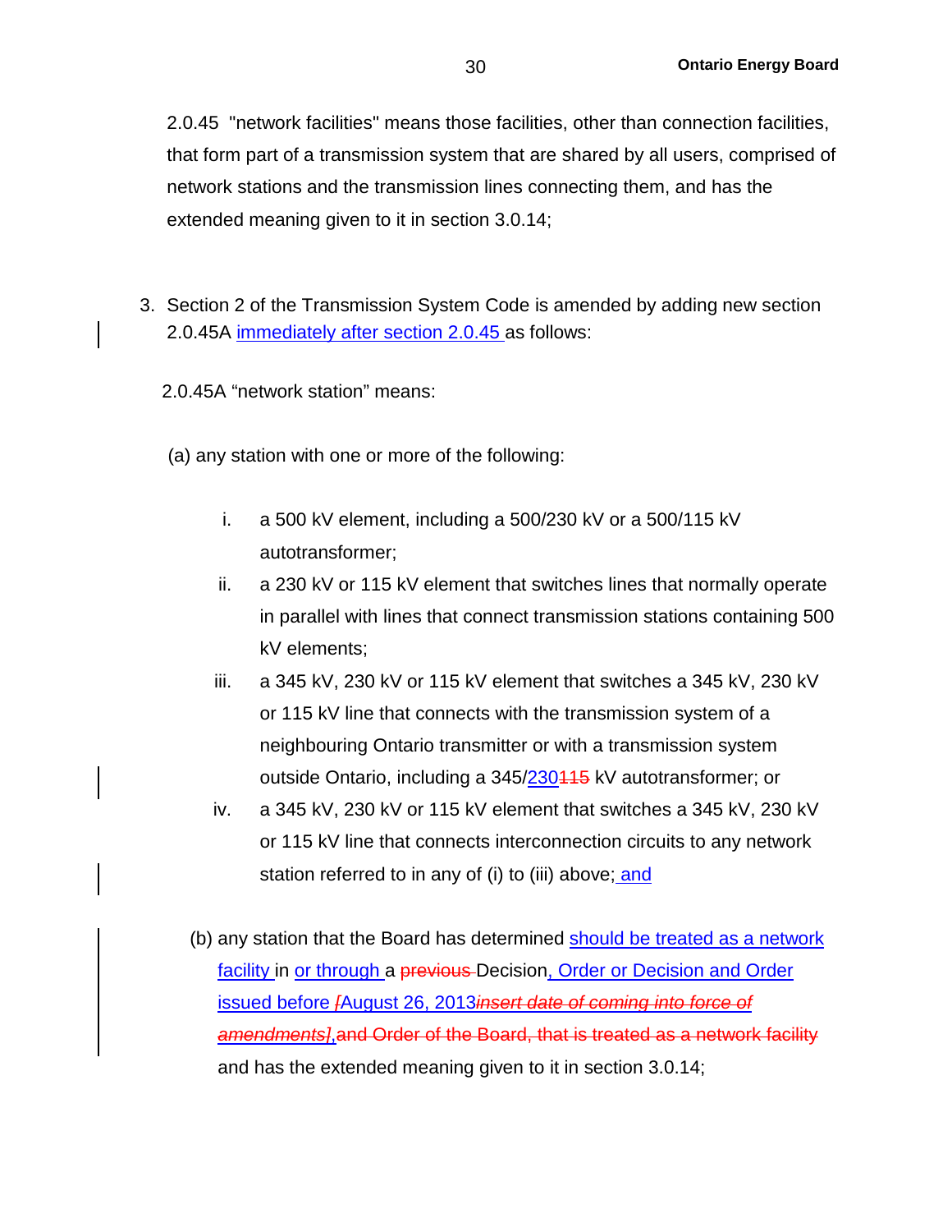2.0.45 "network facilities" means those facilities, other than connection facilities, that form part of a transmission system that are shared by all users, comprised of network stations and the transmission lines connecting them, and has the extended meaning given to it in section 3.0.14;

3. Section 2 of the Transmission System Code is amended by adding new section 2.0.45A immediately after section 2.0.45 as follows:

2.0.45A "network station" means:

(a) any station with one or more of the following:

i. a 500 kV element, including a 500/230 kV or a 500/115 kV autotransformer;

ii. a 230 kV or 115 kV element that switches lines that normally operate in parallel with lines that connect transmission stations containing 500 kV elements;

iii. a 345 kV, 230 kV or 115 kV element that switches a 345 kV, 230 kV or 115 kV line that connects with the transmission system of a neighbouring Ontario transmitter or with a transmission system outside Ontario, including a 345/~~115~~230 kV autotransformer; or

iv. a 345 kV, 230 kV or 115 kV element that switches a 345 kV, 230 kV or 115 kV line that connects interconnection circuits to any network station referred to in any of (i) to (iii) above; and

(b) any station that the Board has determined should be treated as a network facility in or through a ~~previous~~ Decision, Order or Decision and Order issued before ~~[~~August 26, 2013~~*insert date of coming into force of amendments*]~~, ~~and Order of the Board, that is treated as a network facility~~ and has the extended meaning given to it in section 3.0.14;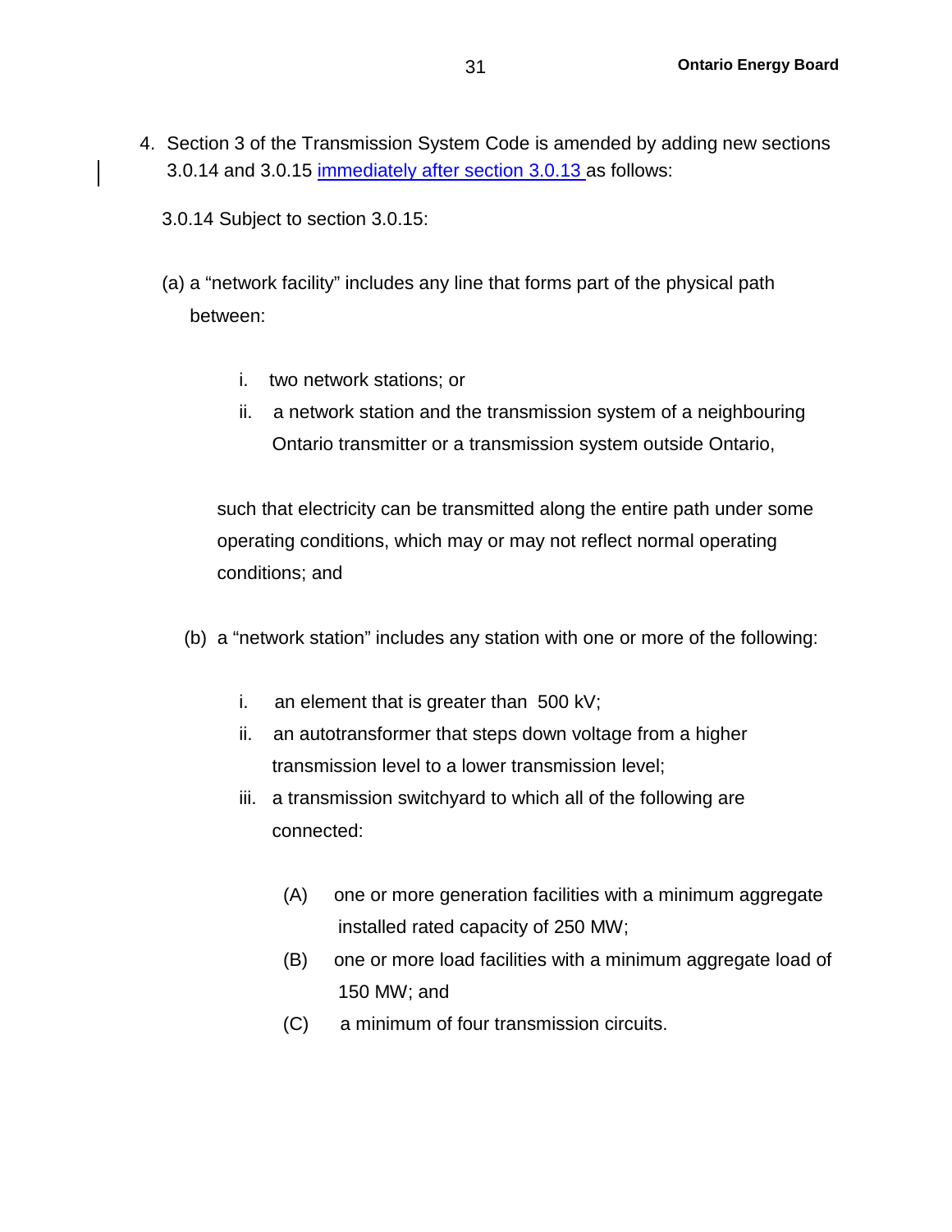4. Section 3 of the Transmission System Code is amended by adding new sections 3.0.14 and 3.0.15 immediately after section 3.0.13 as follows:

3.0.14 Subject to section 3.0.15:

(a) a "network facility" includes any line that forms part of the physical path between:

  i. two network stations; or
  ii. a network station and the transmission system of a neighbouring Ontario transmitter or a transmission system outside Ontario,

  such that electricity can be transmitted along the entire path under some operating conditions, which may or may not reflect normal operating conditions; and

(b) a "network station" includes any station with one or more of the following:

  i. an element that is greater than 500 kV;
  ii. an autotransformer that steps down voltage from a higher transmission level to a lower transmission level;
  iii. a transmission switchyard to which all of the following are connected:

    (A) one or more generation facilities with a minimum aggregate installed rated capacity of 250 MW;
    (B) one or more load facilities with a minimum aggregate load of 150 MW; and
    (C) a minimum of four transmission circuits.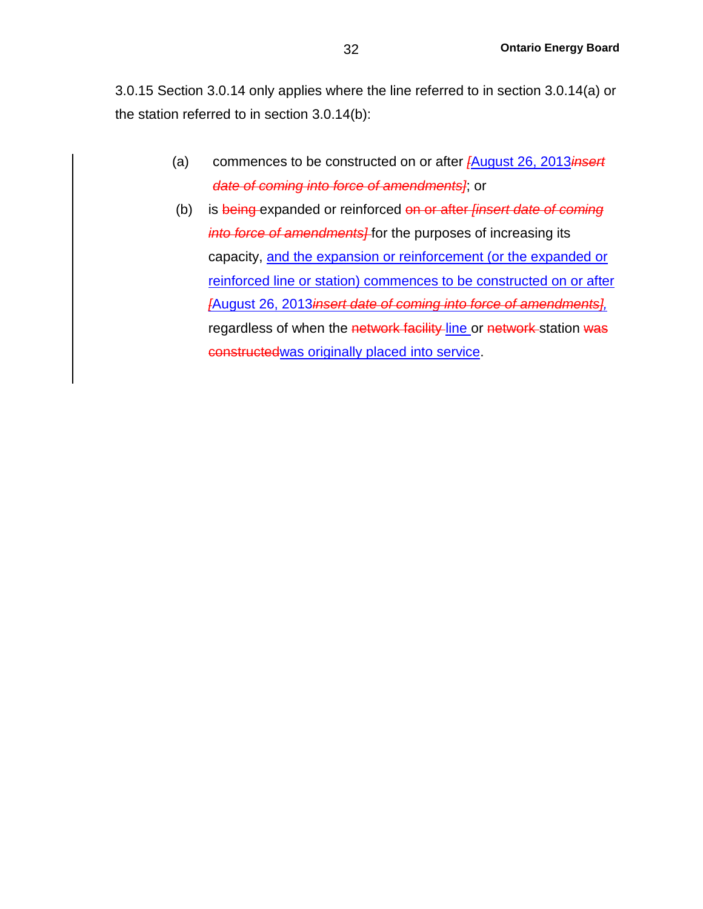3.0.15 Section 3.0.14 only applies where the line referred to in section 3.0.14(a) or the station referred to in section 3.0.14(b):

(a) commences to be constructed on or after ~~[~~August 26, 2013~~*insert date of coming into force of amendments*]~~; or

(b) is ~~being~~ expanded or reinforced ~~on or after [*insert date of coming into force of amendments*]~~ for the purposes of increasing its capacity, and the expansion or reinforcement (or the expanded or reinforced line or station) commences to be constructed on or after ~~[~~August 26, 2013~~*insert date of coming into force of amendments*],~~ regardless of when the ~~network facility~~ line or ~~network~~ station ~~was constructed~~was originally placed into service.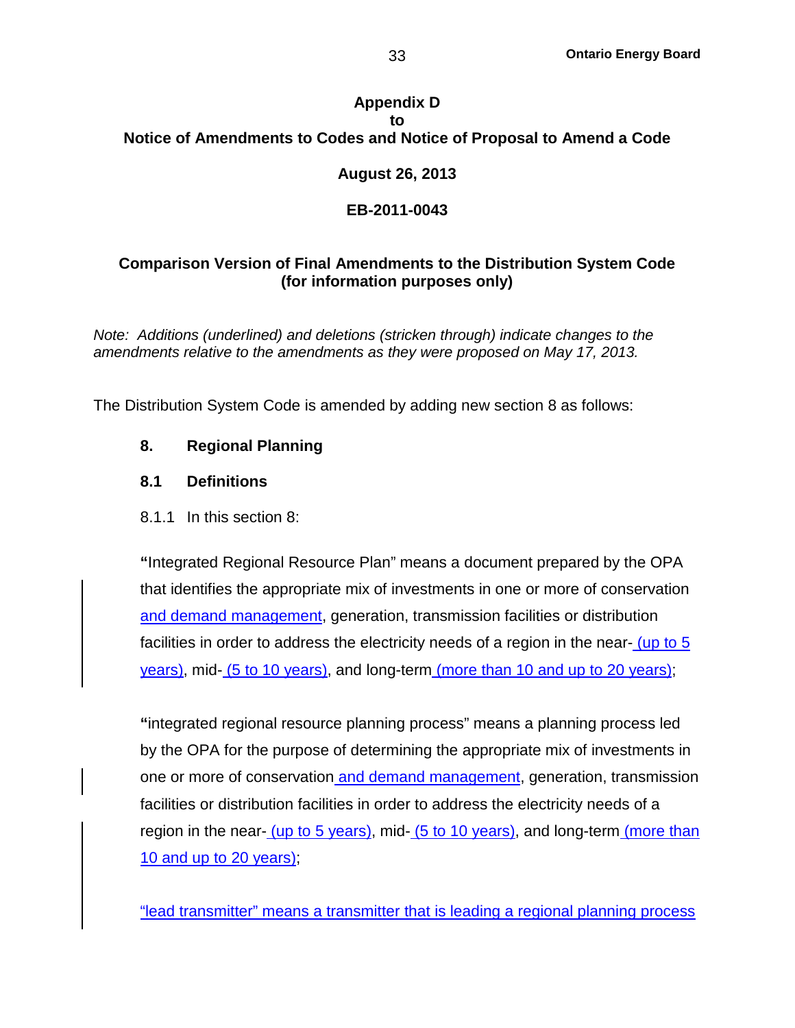**Appendix D**
**to**
**Notice of Amendments to Codes and Notice of Proposal to Amend a Code**

**August 26, 2013**

**EB-2011-0043**

**Comparison Version of Final Amendments to the Distribution System Code (for information purposes only)**

*Note: Additions (underlined) and deletions (stricken through) indicate changes to the amendments relative to the amendments as they were proposed on May 17, 2013.*

The Distribution System Code is amended by adding new section 8 as follows:

## 8. Regional Planning

### 8.1 Definitions

8.1.1 In this section 8:

"Integrated Regional Resource Plan" means a document prepared by the OPA that identifies the appropriate mix of investments in one or more of conservation <u>and demand management</u>, generation, transmission facilities or distribution facilities in order to address the electricity needs of a region in the near-<u> (up to 5 years)</u>, mid-<u> (5 to 10 years)</u>, and long-term<u> (more than 10 and up to 20 years)</u>;

"integrated regional resource planning process" means a planning process led by the OPA for the purpose of determining the appropriate mix of investments in one or more of conservation<u> and demand management</u>, generation, transmission facilities or distribution facilities in order to address the electricity needs of a region in the near-<u> (up to 5 years)</u>, mid-<u> (5 to 10 years)</u>, and long-term<u> (more than 10 and up to 20 years)</u>;

<u>"lead transmitter" means a transmitter that is leading a regional planning process</u>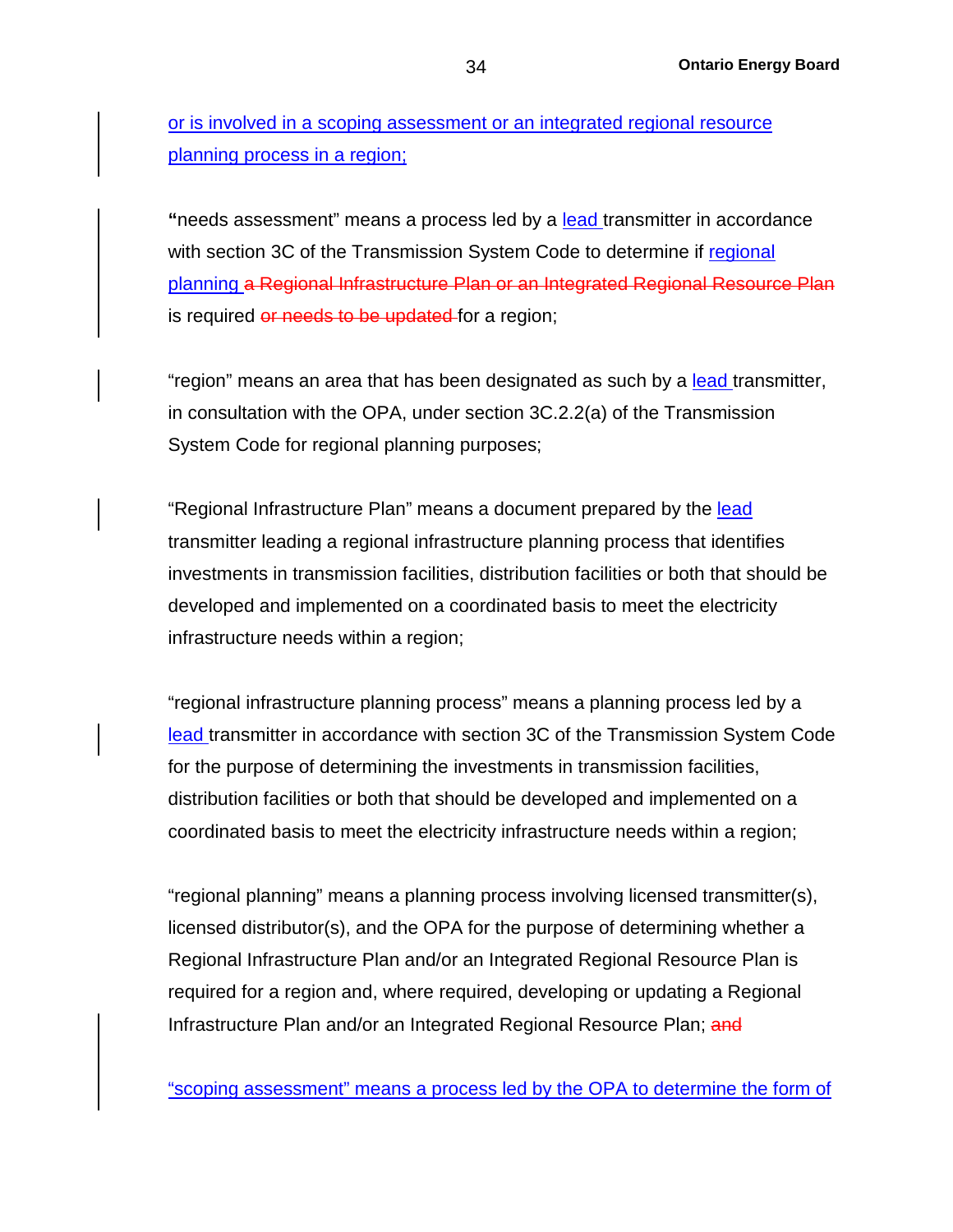or is involved in a scoping assessment or an integrated regional resource planning process in a region;

"needs assessment" means a process led by a lead transmitter in accordance with section 3C of the Transmission System Code to determine if regional planning ~~a Regional Infrastructure Plan or an Integrated Regional Resource Plan~~ is required ~~or needs to be updated~~ for a region;

"region" means an area that has been designated as such by a lead transmitter, in consultation with the OPA, under section 3C.2.2(a) of the Transmission System Code for regional planning purposes;

"Regional Infrastructure Plan" means a document prepared by the lead transmitter leading a regional infrastructure planning process that identifies investments in transmission facilities, distribution facilities or both that should be developed and implemented on a coordinated basis to meet the electricity infrastructure needs within a region;

"regional infrastructure planning process" means a planning process led by a lead transmitter in accordance with section 3C of the Transmission System Code for the purpose of determining the investments in transmission facilities, distribution facilities or both that should be developed and implemented on a coordinated basis to meet the electricity infrastructure needs within a region;

"regional planning" means a planning process involving licensed transmitter(s), licensed distributor(s), and the OPA for the purpose of determining whether a Regional Infrastructure Plan and/or an Integrated Regional Resource Plan is required for a region and, where required, developing or updating a Regional Infrastructure Plan and/or an Integrated Regional Resource Plan; ~~and~~

"scoping assessment" means a process led by the OPA to determine the form of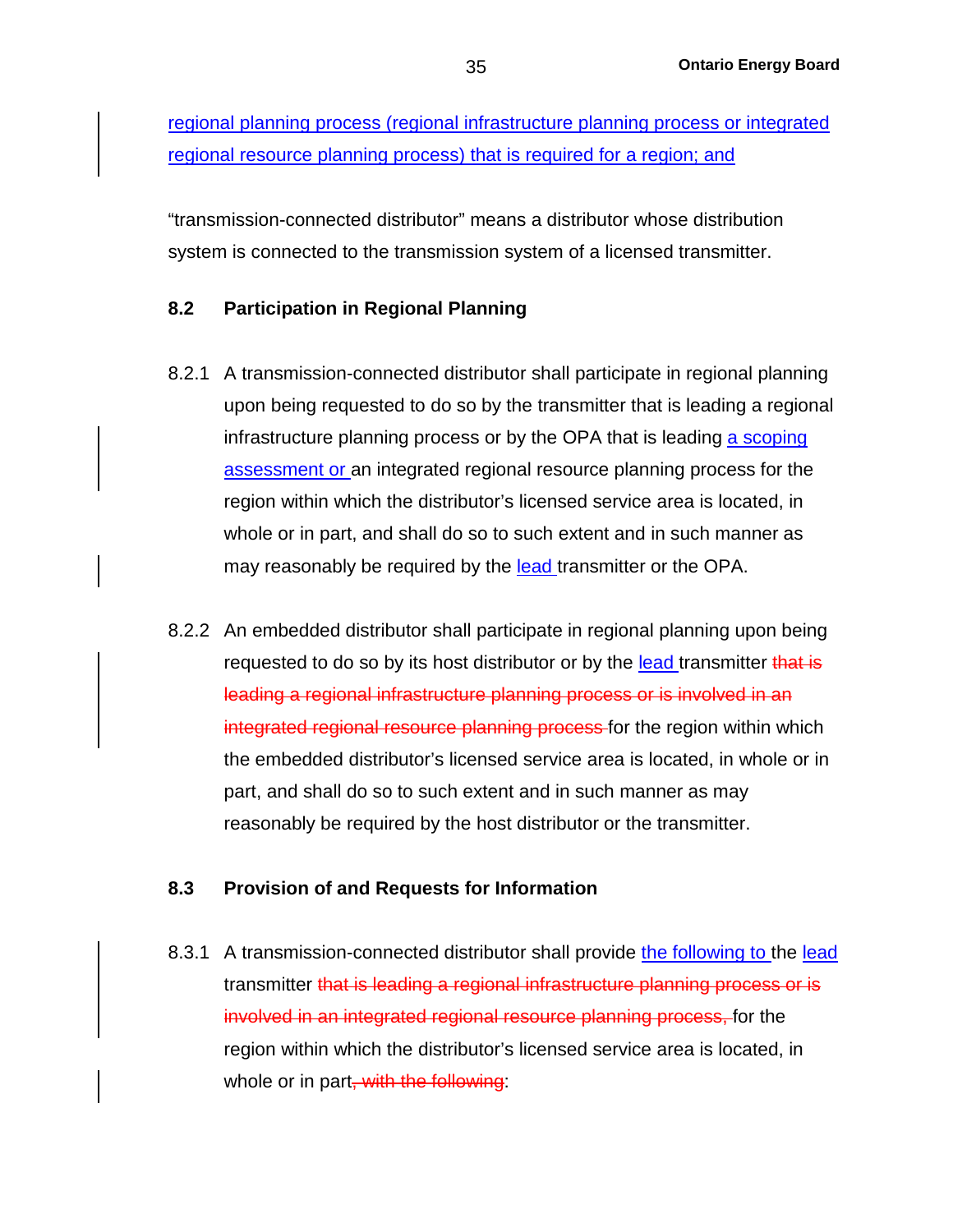regional planning process (regional infrastructure planning process or integrated regional resource planning process) that is required for a region; and

"transmission-connected distributor" means a distributor whose distribution system is connected to the transmission system of a licensed transmitter.

### 8.2 Participation in Regional Planning

8.2.1 A transmission-connected distributor shall participate in regional planning upon being requested to do so by the transmitter that is leading a regional infrastructure planning process or by the OPA that is leading a scoping assessment or an integrated regional resource planning process for the region within which the distributor's licensed service area is located, in whole or in part, and shall do so to such extent and in such manner as may reasonably be required by the lead transmitter or the OPA.

8.2.2 An embedded distributor shall participate in regional planning upon being requested to do so by its host distributor or by the lead transmitter ~~that is leading a regional infrastructure planning process or is involved in an integrated regional resource planning process~~ for the region within which the embedded distributor's licensed service area is located, in whole or in part, and shall do so to such extent and in such manner as may reasonably be required by the host distributor or the transmitter.

### 8.3 Provision of and Requests for Information

8.3.1 A transmission-connected distributor shall provide the following to the lead transmitter ~~that is leading a regional infrastructure planning process or is involved in an integrated regional resource planning process,~~ for the region within which the distributor's licensed service area is located, in whole or in part~~, with the following~~: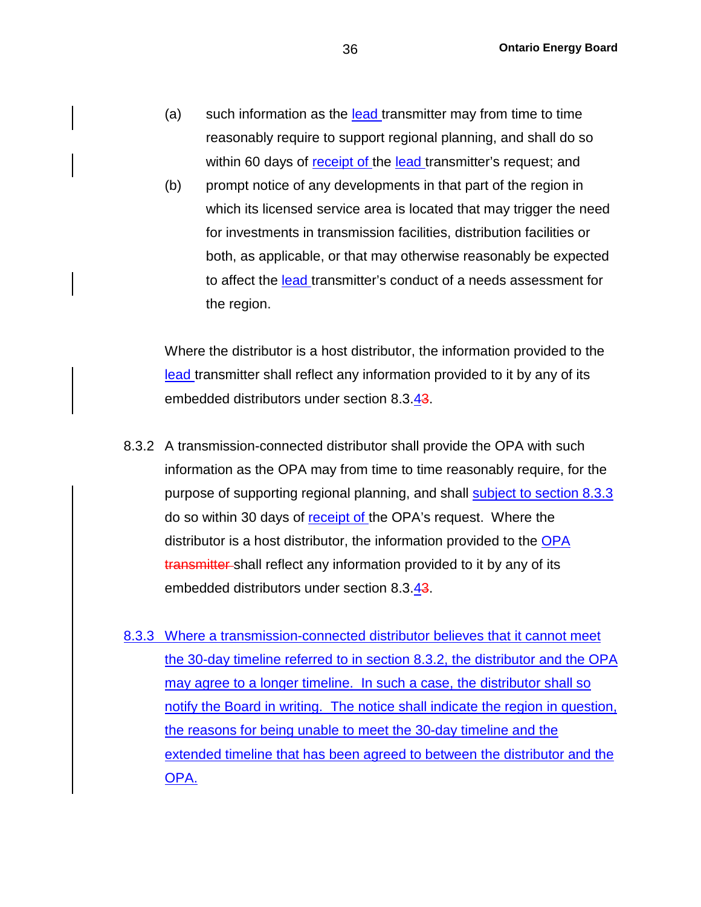(a) such information as the lead transmitter may from time to time reasonably require to support regional planning, and shall do so within 60 days of receipt of the lead transmitter's request; and

(b) prompt notice of any developments in that part of the region in which its licensed service area is located that may trigger the need for investments in transmission facilities, distribution facilities or both, as applicable, or that may otherwise reasonably be expected to affect the lead transmitter's conduct of a needs assessment for the region.

Where the distributor is a host distributor, the information provided to the lead transmitter shall reflect any information provided to it by any of its embedded distributors under section 8.3.~~3~~4.

8.3.2 A transmission-connected distributor shall provide the OPA with such information as the OPA may from time to time reasonably require, for the purpose of supporting regional planning, and shall subject to section 8.3.3 do so within 30 days of receipt of the OPA's request. Where the distributor is a host distributor, the information provided to the OPA ~~transmitter~~ shall reflect any information provided to it by any of its embedded distributors under section 8.3.~~3~~4.

8.3.3 Where a transmission-connected distributor believes that it cannot meet the 30-day timeline referred to in section 8.3.2, the distributor and the OPA may agree to a longer timeline. In such a case, the distributor shall so notify the Board in writing. The notice shall indicate the region in question, the reasons for being unable to meet the 30-day timeline and the extended timeline that has been agreed to between the distributor and the OPA.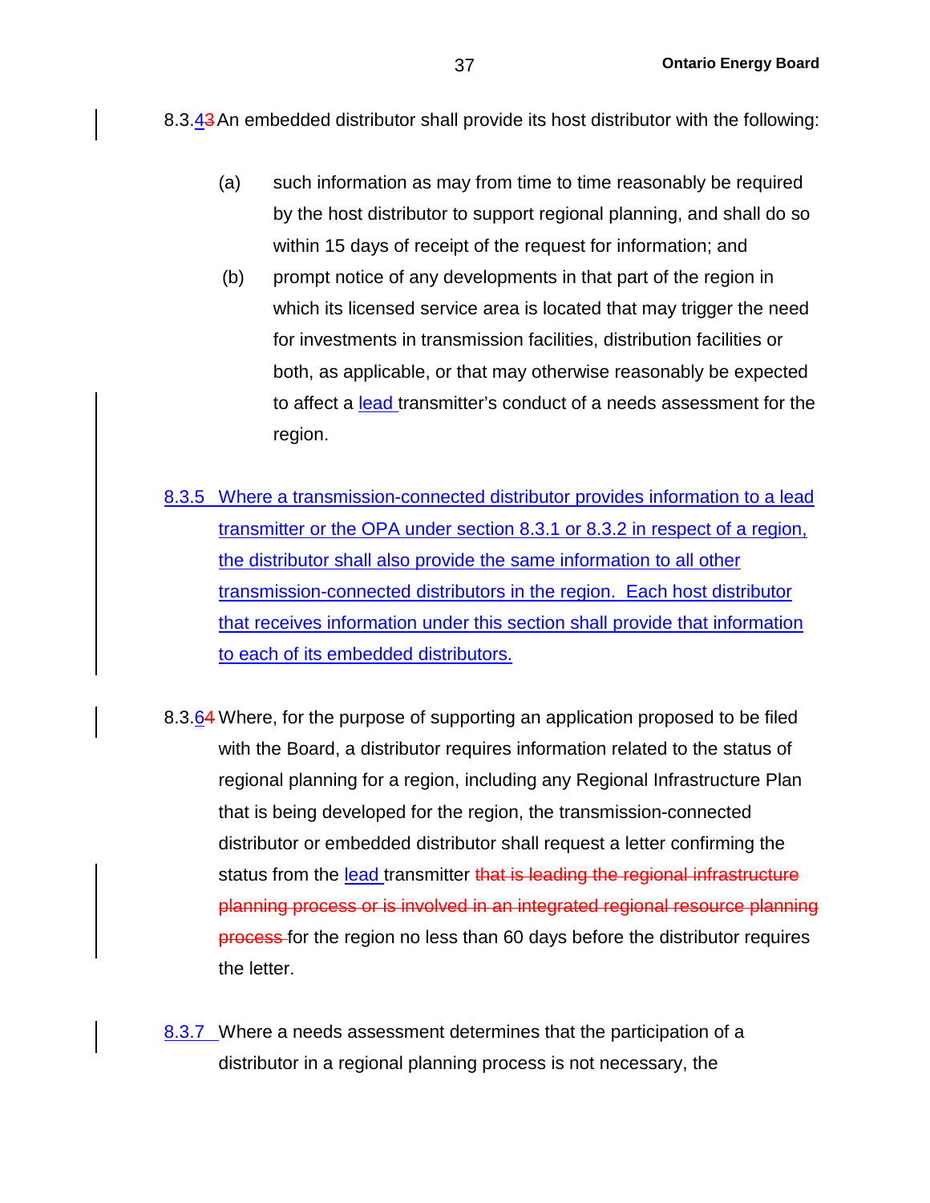8.3.43 An embedded distributor shall provide its host distributor with the following:

(a) such information as may from time to time reasonably be required by the host distributor to support regional planning, and shall do so within 15 days of receipt of the request for information; and

(b) prompt notice of any developments in that part of the region in which its licensed service area is located that may trigger the need for investments in transmission facilities, distribution facilities or both, as applicable, or that may otherwise reasonably be expected to affect a lead transmitter's conduct of a needs assessment for the region.

8.3.5 Where a transmission-connected distributor provides information to a lead transmitter or the OPA under section 8.3.1 or 8.3.2 in respect of a region, the distributor shall also provide the same information to all other transmission-connected distributors in the region. Each host distributor that receives information under this section shall provide that information to each of its embedded distributors.

8.3.64 Where, for the purpose of supporting an application proposed to be filed with the Board, a distributor requires information related to the status of regional planning for a region, including any Regional Infrastructure Plan that is being developed for the region, the transmission-connected distributor or embedded distributor shall request a letter confirming the status from the lead transmitter ~~that is leading the regional infrastructure planning process or is involved in an integrated regional resource planning process~~ for the region no less than 60 days before the distributor requires the letter.

8.3.7 Where a needs assessment determines that the participation of a distributor in a regional planning process is not necessary, the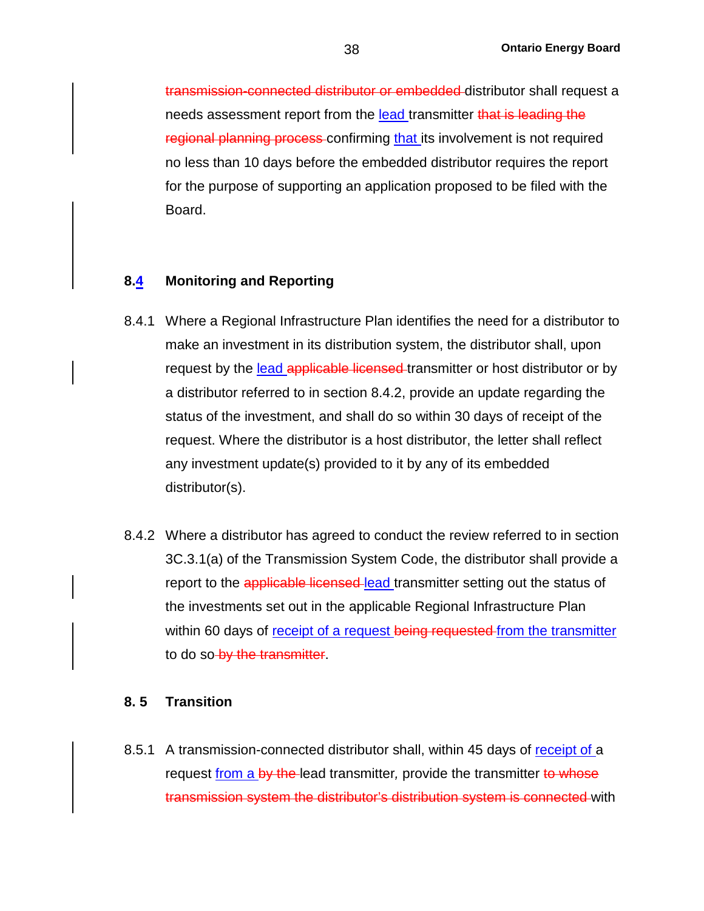~~transmission-connected distributor or embedded~~ distributor shall request a needs assessment report from the <u>lead</u> transmitter ~~that is leading the regional planning process~~ confirming <u>that</u> its involvement is not required no less than 10 days before the embedded distributor requires the report for the purpose of supporting an application proposed to be filed with the Board.

## 8.<u>4</u> Monitoring and Reporting

8.4.1 Where a Regional Infrastructure Plan identifies the need for a distributor to make an investment in its distribution system, the distributor shall, upon request by the <u>lead</u> ~~applicable licensed~~ transmitter or host distributor or by a distributor referred to in section 8.4.2, provide an update regarding the status of the investment, and shall do so within 30 days of receipt of the request. Where the distributor is a host distributor, the letter shall reflect any investment update(s) provided to it by any of its embedded distributor(s).

8.4.2 Where a distributor has agreed to conduct the review referred to in section 3C.3.1(a) of the Transmission System Code, the distributor shall provide a report to the ~~applicable licensed~~ <u>lead</u> transmitter setting out the status of the investments set out in the applicable Regional Infrastructure Plan within 60 days of <u>receipt of a request</u> ~~being requested~~ <u>from the transmitter</u> to do so ~~by the transmitter~~.

## 8. 5 Transition

8.5.1 A transmission-connected distributor shall, within 45 days of <u>receipt of</u> a request <u>from a</u> ~~by the~~ lead transmitter*,* provide the transmitter ~~to whose transmission system the distributor's distribution system is connected~~ with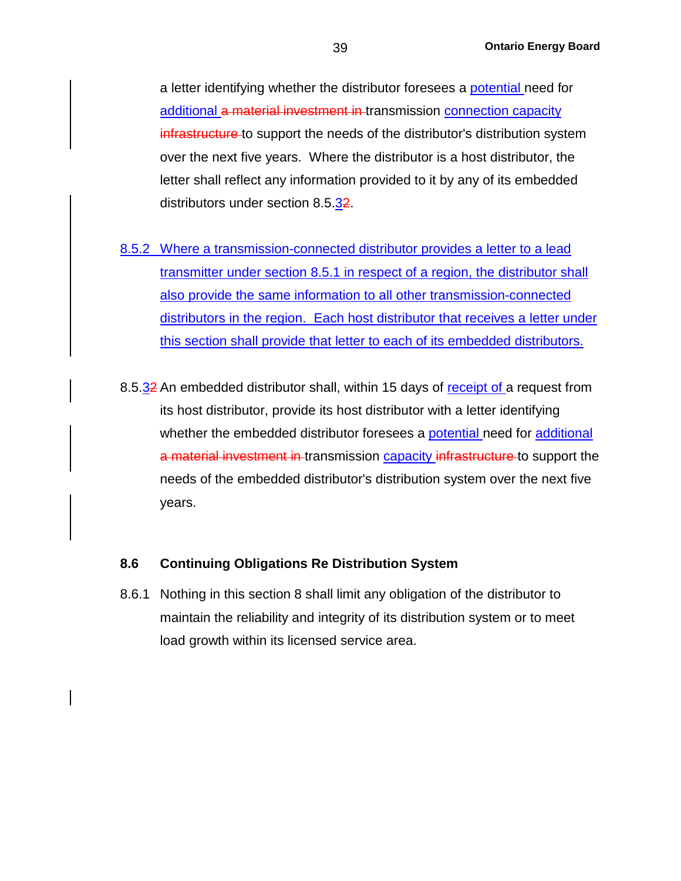a letter identifying whether the distributor foresees a potential need for additional a material investment in transmission connection capacity infrastructure to support the needs of the distributor's distribution system over the next five years.  Where the distributor is a host distributor, the letter shall reflect any information provided to it by any of its embedded distributors under section 8.5.32.

8.5.2 Where a transmission-connected distributor provides a letter to a lead transmitter under section 8.5.1 in respect of a region, the distributor shall also provide the same information to all other transmission-connected distributors in the region.  Each host distributor that receives a letter under this section shall provide that letter to each of its embedded distributors.

8.5.32 An embedded distributor shall, within 15 days of receipt of a request from its host distributor, provide its host distributor with a letter identifying whether the embedded distributor foresees a potential need for additional a material investment in transmission capacity infrastructure to support the needs of the embedded distributor's distribution system over the next five years.

## 8.6 Continuing Obligations Re Distribution System

8.6.1 Nothing in this section 8 shall limit any obligation of the distributor to maintain the reliability and integrity of its distribution system or to meet load growth within its licensed service area.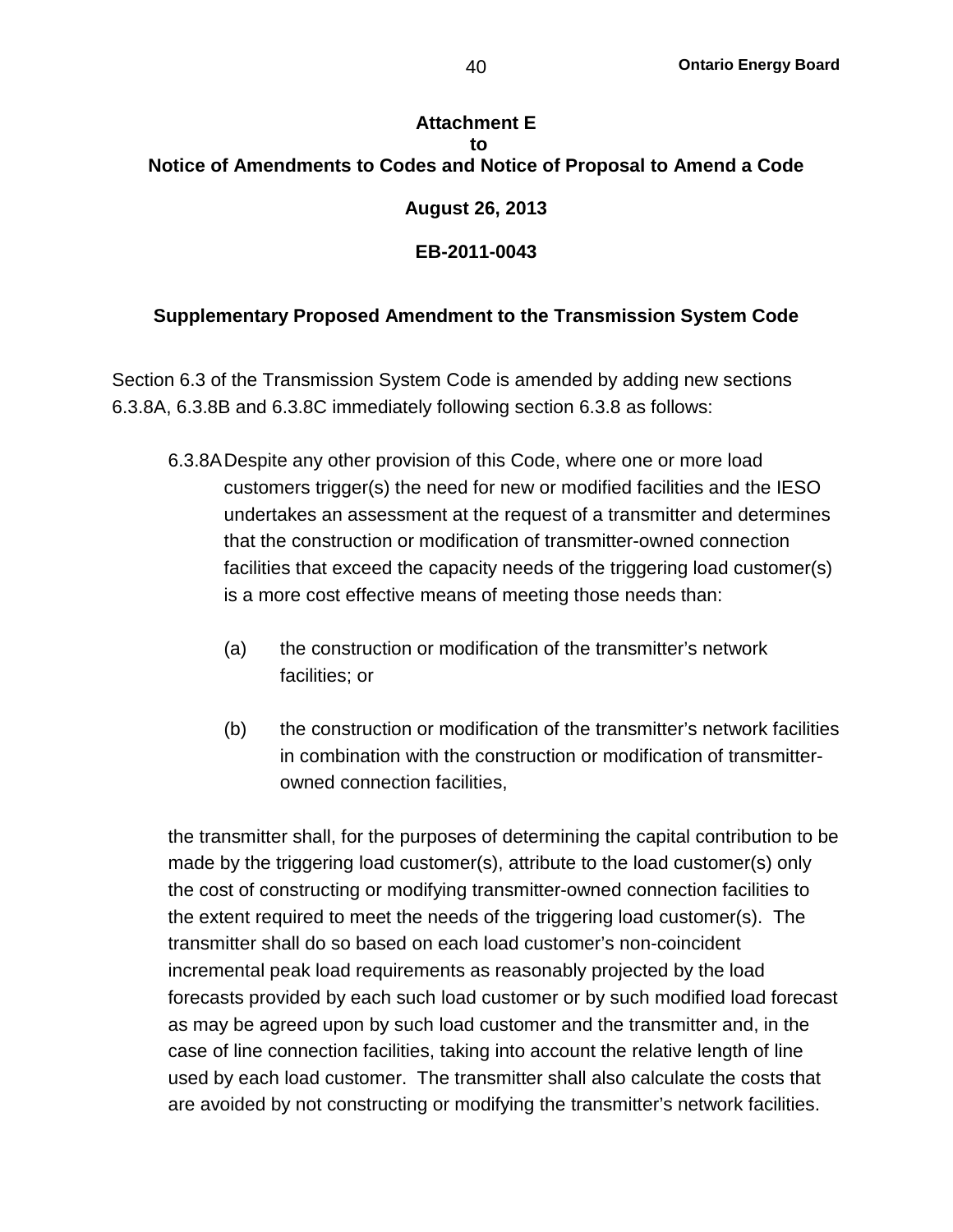**Attachment E**
**to**
**Notice of Amendments to Codes and Notice of Proposal to Amend a Code**

**August 26, 2013**

**EB-2011-0043**

## Supplementary Proposed Amendment to the Transmission System Code

Section 6.3 of the Transmission System Code is amended by adding new sections 6.3.8A, 6.3.8B and 6.3.8C immediately following section 6.3.8 as follows:

6.3.8A Despite any other provision of this Code, where one or more load customers trigger(s) the need for new or modified facilities and the IESO undertakes an assessment at the request of a transmitter and determines that the construction or modification of transmitter-owned connection facilities that exceed the capacity needs of the triggering load customer(s) is a more cost effective means of meeting those needs than:

(a) the construction or modification of the transmitter's network facilities; or

(b) the construction or modification of the transmitter's network facilities in combination with the construction or modification of transmitter-owned connection facilities,

the transmitter shall, for the purposes of determining the capital contribution to be made by the triggering load customer(s), attribute to the load customer(s) only the cost of constructing or modifying transmitter-owned connection facilities to the extent required to meet the needs of the triggering load customer(s). The transmitter shall do so based on each load customer's non-coincident incremental peak load requirements as reasonably projected by the load forecasts provided by each such load customer or by such modified load forecast as may be agreed upon by such load customer and the transmitter and, in the case of line connection facilities, taking into account the relative length of line used by each load customer. The transmitter shall also calculate the costs that are avoided by not constructing or modifying the transmitter's network facilities.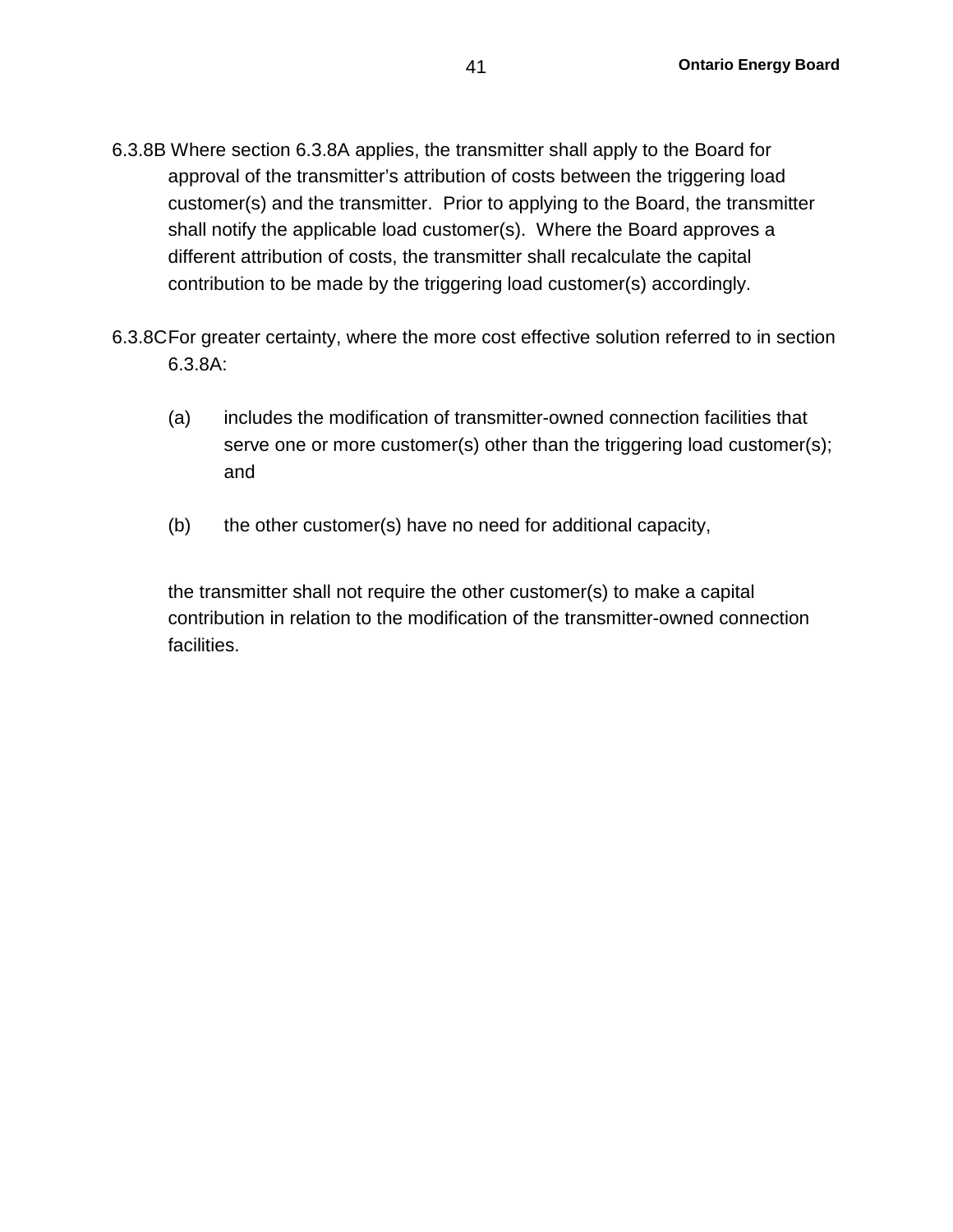6.3.8B Where section 6.3.8A applies, the transmitter shall apply to the Board for approval of the transmitter's attribution of costs between the triggering load customer(s) and the transmitter. Prior to applying to the Board, the transmitter shall notify the applicable load customer(s). Where the Board approves a different attribution of costs, the transmitter shall recalculate the capital contribution to be made by the triggering load customer(s) accordingly.

6.3.8C For greater certainty, where the more cost effective solution referred to in section 6.3.8A:

(a) includes the modification of transmitter-owned connection facilities that serve one or more customer(s) other than the triggering load customer(s); and

(b) the other customer(s) have no need for additional capacity,

the transmitter shall not require the other customer(s) to make a capital contribution in relation to the modification of the transmitter-owned connection facilities.